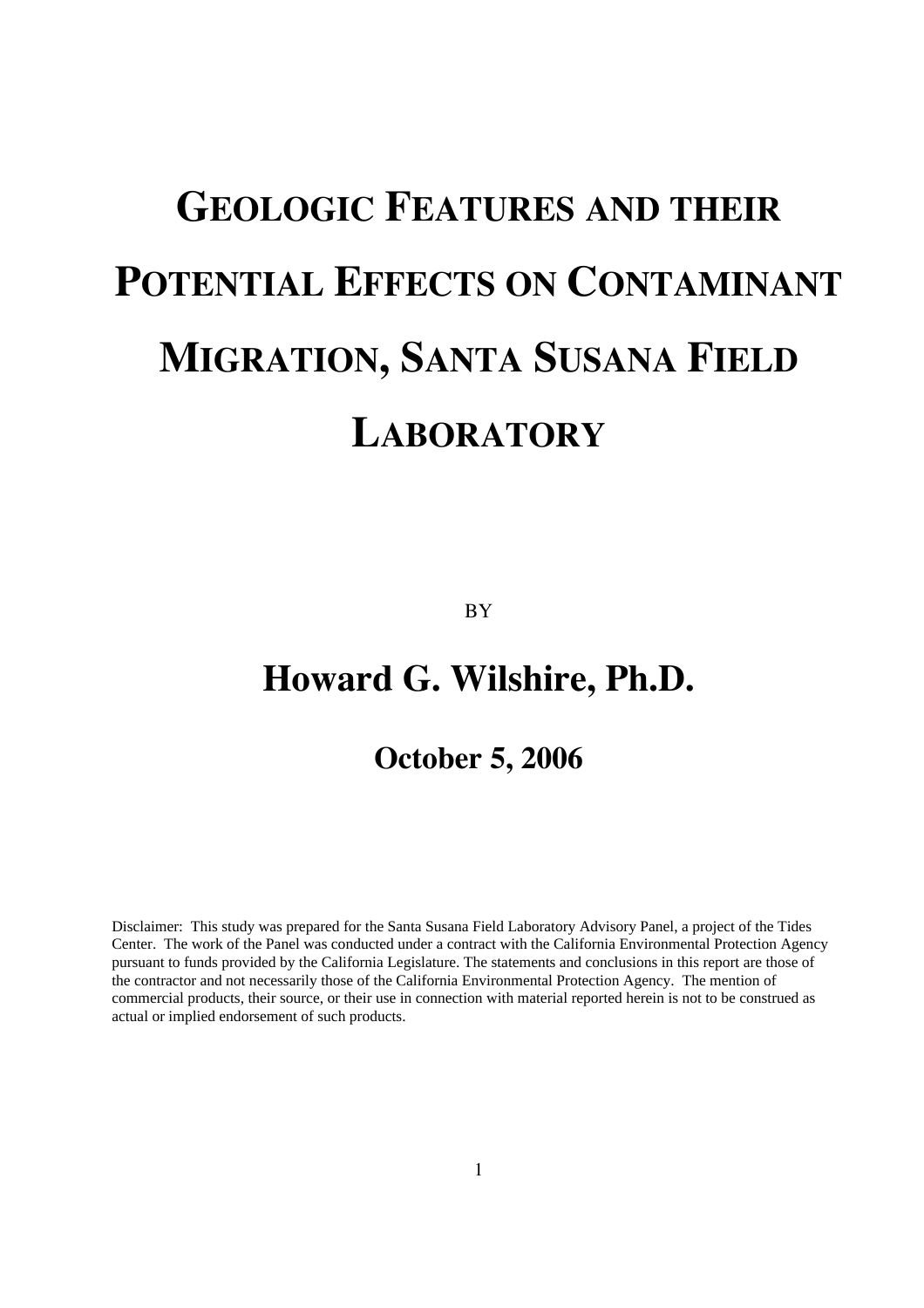# GEOLOGIC FEATURES AND THEIR POTENTIAL EFFECTS ON CONTAMINANT MIGRATION, SANTA SUSANA FIELD LABORATORY

BY

## Howard G. Wilshire, Ph.D.

### October 5, 2006

Disclaimer: This study was prepared for the Santa Susana Field Laboratory Advisory Panel, a project of the Tides Center. The work of the Panel was conducted under a contract with the California Environmental Protection Agency pursuant to funds provided by the California Legislature. The statements and conclusions in this report are those of the contractor and not necessarily those of the California Environmental Protection Agency. The mention of commercial products, their source, or their use in connection with material reported herein is not to be construed as actual or implied endorsement of such products.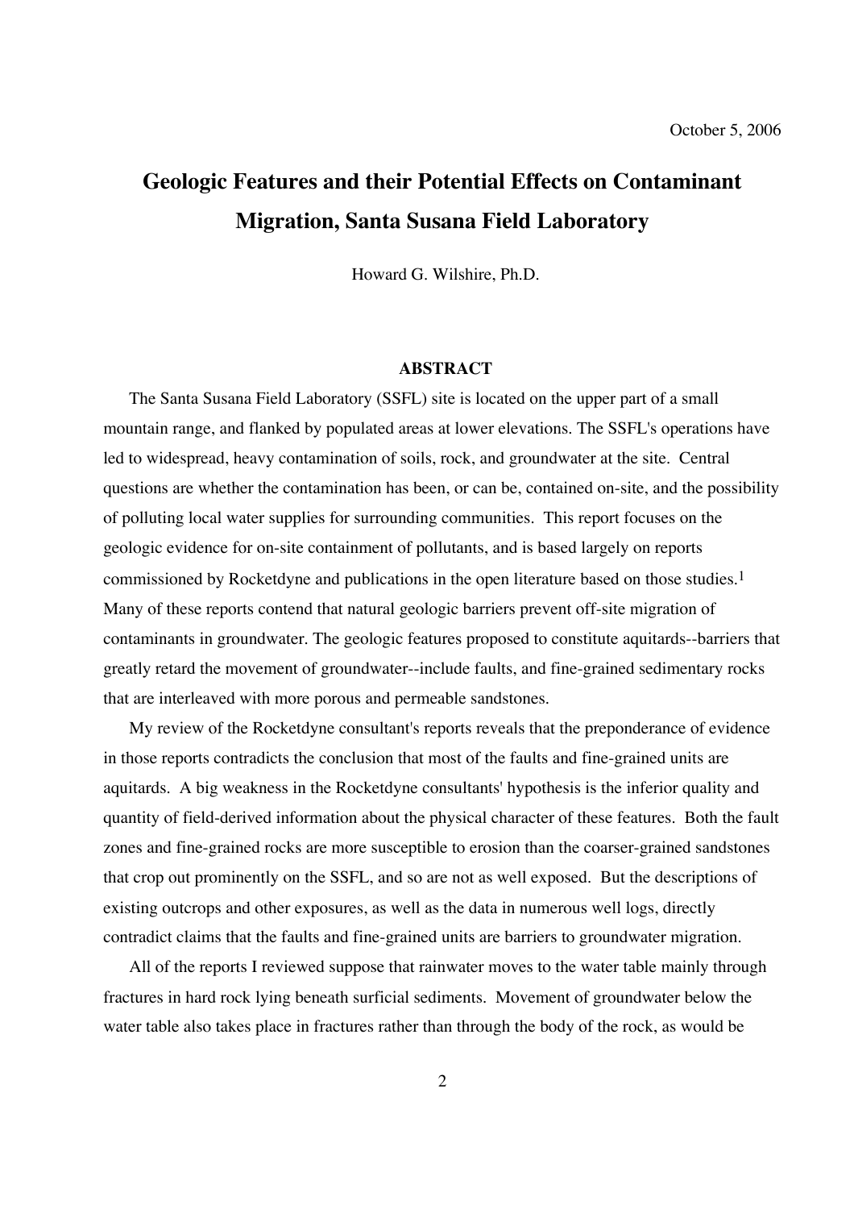October 5, 2006

# Geologic Features and their Potential Effects on Contaminant Migration, Santa Susana Field Laboratory

Howard G. Wilshire, Ph.D.

## ABSTRACT

The Santa Susana Field Laboratory (SSFL) site is located on the upper part of a small mountain range, and flanked by populated areas at lower elevations. The SSFL's operations have led to widespread, heavy contamination of soils, rock, and groundwater at the site. Central questions are whether the contamination has been, or can be, contained on-site, and the possibility of polluting local water supplies for surrounding communities. This report focuses on the geologic evidence for on-site containment of pollutants, and is based largely on reports commissioned by Rocketdyne and publications in the open literature based on those studies.[1] Many of these reports contend that natural geologic barriers prevent off-site migration of contaminants in groundwater. The geologic features proposed to constitute aquitards--barriers that greatly retard the movement of groundwater--include faults, and fine-grained sedimentary rocks that are interleaved with more porous and permeable sandstones.

My review of the Rocketdyne consultant's reports reveals that the preponderance of evidence in those reports contradicts the conclusion that most of the faults and fine-grained units are aquitards. A big weakness in the Rocketdyne consultants' hypothesis is the inferior quality and quantity of field-derived information about the physical character of these features. Both the fault zones and fine-grained rocks are more susceptible to erosion than the coarser-grained sandstones that crop out prominently on the SSFL, and so are not as well exposed. But the descriptions of existing outcrops and other exposures, as well as the data in numerous well logs, directly contradict claims that the faults and fine-grained units are barriers to groundwater migration.

All of the reports I reviewed suppose that rainwater moves to the water table mainly through fractures in hard rock lying beneath surficial sediments. Movement of groundwater below the water table also takes place in fractures rather than through the body of the rock, as would be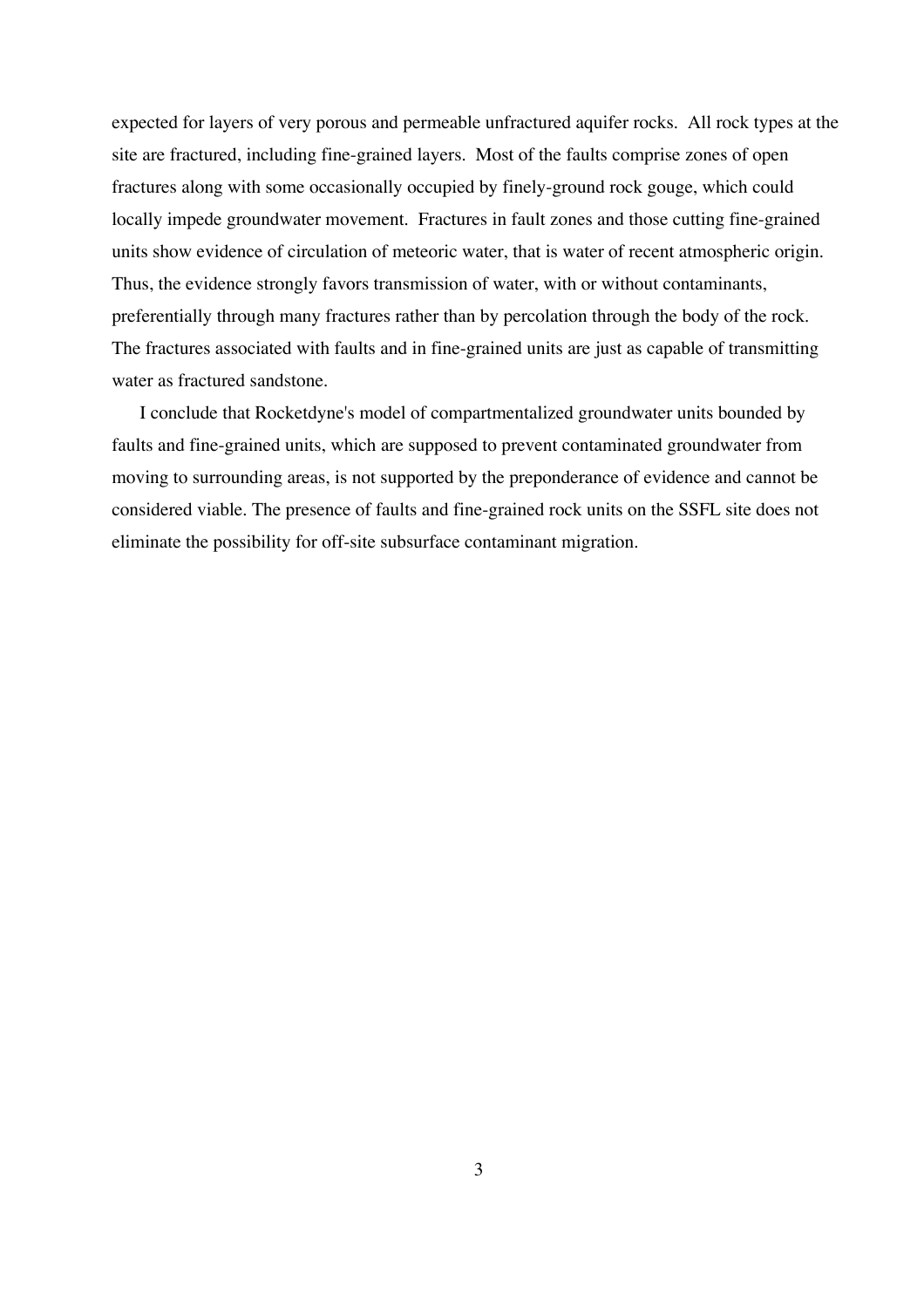expected for layers of very porous and permeable unfractured aquifer rocks. All rock types at the site are fractured, including fine-grained layers. Most of the faults comprise zones of open fractures along with some occasionally occupied by finely-ground rock gouge, which could locally impede groundwater movement. Fractures in fault zones and those cutting fine-grained units show evidence of circulation of meteoric water, that is water of recent atmospheric origin. Thus, the evidence strongly favors transmission of water, with or without contaminants, preferentially through many fractures rather than by percolation through the body of the rock. The fractures associated with faults and in fine-grained units are just as capable of transmitting water as fractured sandstone.

I conclude that Rocketdyne's model of compartmentalized groundwater units bounded by faults and fine-grained units, which are supposed to prevent contaminated groundwater from moving to surrounding areas, is not supported by the preponderance of evidence and cannot be considered viable. The presence of faults and fine-grained rock units on the SSFL site does not eliminate the possibility for off-site subsurface contaminant migration.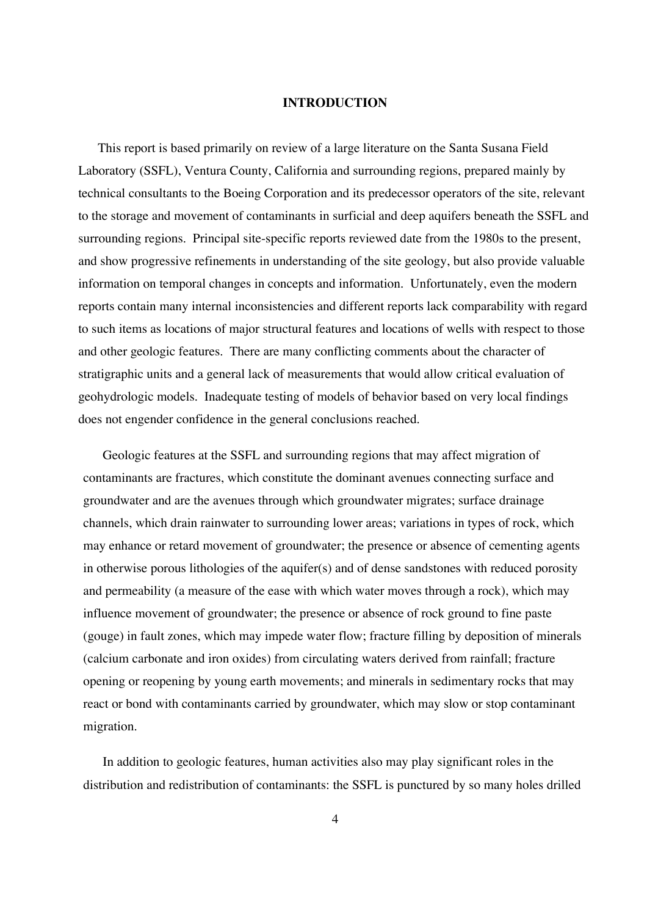## INTRODUCTION

This report is based primarily on review of a large literature on the Santa Susana Field Laboratory (SSFL), Ventura County, California and surrounding regions, prepared mainly by technical consultants to the Boeing Corporation and its predecessor operators of the site, relevant to the storage and movement of contaminants in surficial and deep aquifers beneath the SSFL and surrounding regions. Principal site-specific reports reviewed date from the 1980s to the present, and show progressive refinements in understanding of the site geology, but also provide valuable information on temporal changes in concepts and information. Unfortunately, even the modern reports contain many internal inconsistencies and different reports lack comparability with regard to such items as locations of major structural features and locations of wells with respect to those and other geologic features. There are many conflicting comments about the character of stratigraphic units and a general lack of measurements that would allow critical evaluation of geohydrologic models. Inadequate testing of models of behavior based on very local findings does not engender confidence in the general conclusions reached.

Geologic features at the SSFL and surrounding regions that may affect migration of contaminants are fractures, which constitute the dominant avenues connecting surface and groundwater and are the avenues through which groundwater migrates; surface drainage channels, which drain rainwater to surrounding lower areas; variations in types of rock, which may enhance or retard movement of groundwater; the presence or absence of cementing agents in otherwise porous lithologies of the aquifer(s) and of dense sandstones with reduced porosity and permeability (a measure of the ease with which water moves through a rock), which may influence movement of groundwater; the presence or absence of rock ground to fine paste (gouge) in fault zones, which may impede water flow; fracture filling by deposition of minerals (calcium carbonate and iron oxides) from circulating waters derived from rainfall; fracture opening or reopening by young earth movements; and minerals in sedimentary rocks that may react or bond with contaminants carried by groundwater, which may slow or stop contaminant migration.

In addition to geologic features, human activities also may play significant roles in the distribution and redistribution of contaminants: the SSFL is punctured by so many holes drilled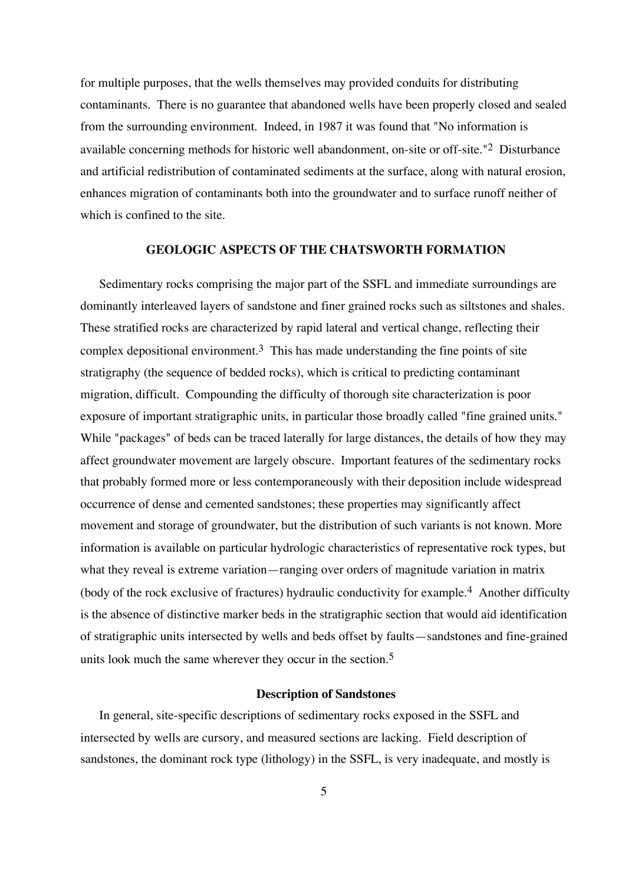for multiple purposes, that the wells themselves may provided conduits for distributing contaminants. There is no guarantee that abandoned wells have been properly closed and sealed from the surrounding environment. Indeed, in 1987 it was found that "No information is available concerning methods for historic well abandonment, on-site or off-site."[2] Disturbance and artificial redistribution of contaminated sediments at the surface, along with natural erosion, enhances migration of contaminants both into the groundwater and to surface runoff neither of which is confined to the site.

## GEOLOGIC ASPECTS OF THE CHATSWORTH FORMATION

Sedimentary rocks comprising the major part of the SSFL and immediate surroundings are dominantly interleaved layers of sandstone and finer grained rocks such as siltstones and shales. These stratified rocks are characterized by rapid lateral and vertical change, reflecting their complex depositional environment.[3] This has made understanding the fine points of site stratigraphy (the sequence of bedded rocks), which is critical to predicting contaminant migration, difficult. Compounding the difficulty of thorough site characterization is poor exposure of important stratigraphic units, in particular those broadly called "fine grained units." While "packages" of beds can be traced laterally for large distances, the details of how they may affect groundwater movement are largely obscure. Important features of the sedimentary rocks that probably formed more or less contemporaneously with their deposition include widespread occurrence of dense and cemented sandstones; these properties may significantly affect movement and storage of groundwater, but the distribution of such variants is not known. More information is available on particular hydrologic characteristics of representative rock types, but what they reveal is extreme variation—ranging over orders of magnitude variation in matrix (body of the rock exclusive of fractures) hydraulic conductivity for example.[4] Another difficulty is the absence of distinctive marker beds in the stratigraphic section that would aid identification of stratigraphic units intersected by wells and beds offset by faults—sandstones and fine-grained units look much the same wherever they occur in the section.[5]

### Description of Sandstones

In general, site-specific descriptions of sedimentary rocks exposed in the SSFL and intersected by wells are cursory, and measured sections are lacking. Field description of sandstones, the dominant rock type (lithology) in the SSFL, is very inadequate, and mostly is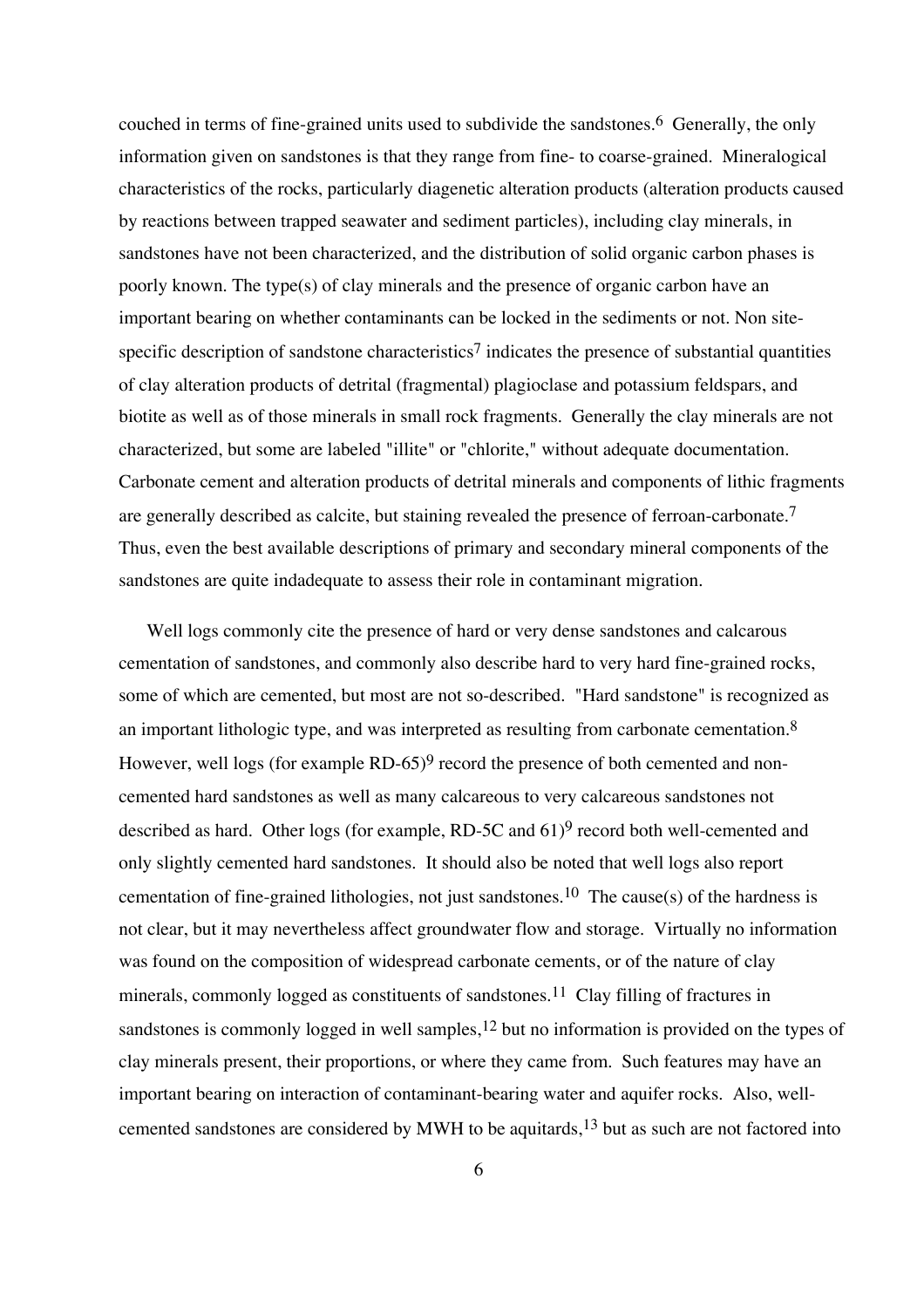couched in terms of fine-grained units used to subdivide the sandstones.[6] Generally, the only information given on sandstones is that they range from fine- to coarse-grained. Mineralogical characteristics of the rocks, particularly diagenetic alteration products (alteration products caused by reactions between trapped seawater and sediment particles), including clay minerals, in sandstones have not been characterized, and the distribution of solid organic carbon phases is poorly known. The type(s) of clay minerals and the presence of organic carbon have an important bearing on whether contaminants can be locked in the sediments or not. Non site-specific description of sandstone characteristics[7] indicates the presence of substantial quantities of clay alteration products of detrital (fragmental) plagioclase and potassium feldspars, and biotite as well as of those minerals in small rock fragments. Generally the clay minerals are not characterized, but some are labeled "illite" or "chlorite," without adequate documentation. Carbonate cement and alteration products of detrital minerals and components of lithic fragments are generally described as calcite, but staining revealed the presence of ferroan-carbonate.[7] Thus, even the best available descriptions of primary and secondary mineral components of the sandstones are quite indadequate to assess their role in contaminant migration.

Well logs commonly cite the presence of hard or very dense sandstones and calcarous cementation of sandstones, and commonly also describe hard to very hard fine-grained rocks, some of which are cemented, but most are not so-described. "Hard sandstone" is recognized as an important lithologic type, and was interpreted as resulting from carbonate cementation.[8] However, well logs (for example RD-65)[9] record the presence of both cemented and non-cemented hard sandstones as well as many calcareous to very calcareous sandstones not described as hard. Other logs (for example, RD-5C and 61)[9] record both well-cemented and only slightly cemented hard sandstones. It should also be noted that well logs also report cementation of fine-grained lithologies, not just sandstones.[10] The cause(s) of the hardness is not clear, but it may nevertheless affect groundwater flow and storage. Virtually no information was found on the composition of widespread carbonate cements, or of the nature of clay minerals, commonly logged as constituents of sandstones.[11] Clay filling of fractures in sandstones is commonly logged in well samples,[12] but no information is provided on the types of clay minerals present, their proportions, or where they came from. Such features may have an important bearing on interaction of contaminant-bearing water and aquifer rocks. Also, well-cemented sandstones are considered by MWH to be aquitards,[13] but as such are not factored into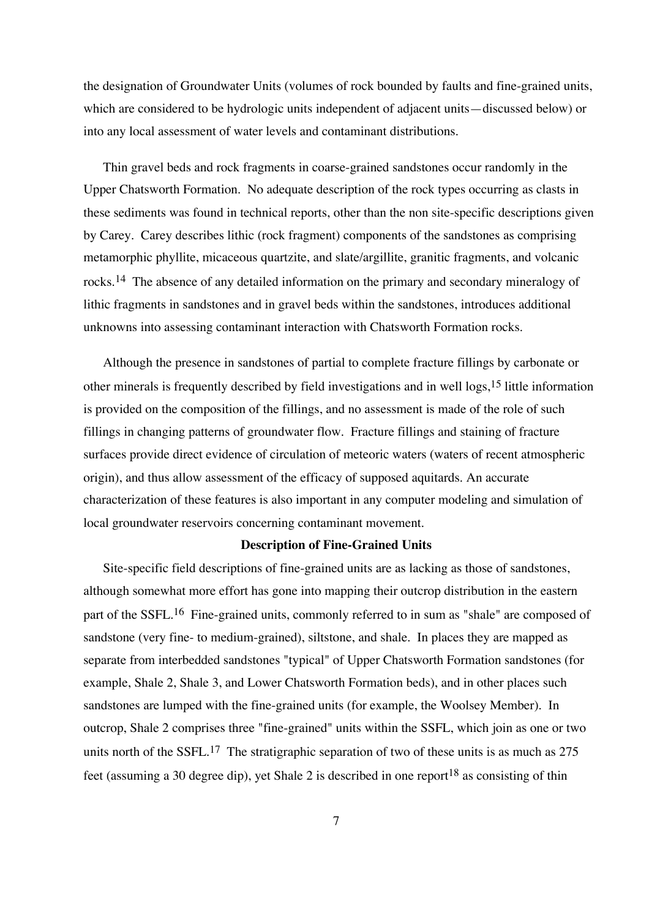the designation of Groundwater Units (volumes of rock bounded by faults and fine-grained units, which are considered to be hydrologic units independent of adjacent units—discussed below) or into any local assessment of water levels and contaminant distributions.

Thin gravel beds and rock fragments in coarse-grained sandstones occur randomly in the Upper Chatsworth Formation. No adequate description of the rock types occurring as clasts in these sediments was found in technical reports, other than the non site-specific descriptions given by Carey. Carey describes lithic (rock fragment) components of the sandstones as comprising metamorphic phyllite, micaceous quartzite, and slate/argillite, granitic fragments, and volcanic rocks.[14] The absence of any detailed information on the primary and secondary mineralogy of lithic fragments in sandstones and in gravel beds within the sandstones, introduces additional unknowns into assessing contaminant interaction with Chatsworth Formation rocks.

Although the presence in sandstones of partial to complete fracture fillings by carbonate or other minerals is frequently described by field investigations and in well logs,[15] little information is provided on the composition of the fillings, and no assessment is made of the role of such fillings in changing patterns of groundwater flow. Fracture fillings and staining of fracture surfaces provide direct evidence of circulation of meteoric waters (waters of recent atmospheric origin), and thus allow assessment of the efficacy of supposed aquitards. An accurate characterization of these features is also important in any computer modeling and simulation of local groundwater reservoirs concerning contaminant movement.

**Description of Fine-Grained Units**

Site-specific field descriptions of fine-grained units are as lacking as those of sandstones, although somewhat more effort has gone into mapping their outcrop distribution in the eastern part of the SSFL.[16] Fine-grained units, commonly referred to in sum as "shale" are composed of sandstone (very fine- to medium-grained), siltstone, and shale. In places they are mapped as separate from interbedded sandstones "typical" of Upper Chatsworth Formation sandstones (for example, Shale 2, Shale 3, and Lower Chatsworth Formation beds), and in other places such sandstones are lumped with the fine-grained units (for example, the Woolsey Member). In outcrop, Shale 2 comprises three "fine-grained" units within the SSFL, which join as one or two units north of the SSFL.[17] The stratigraphic separation of two of these units is as much as 275 feet (assuming a 30 degree dip), yet Shale 2 is described in one report[18] as consisting of thin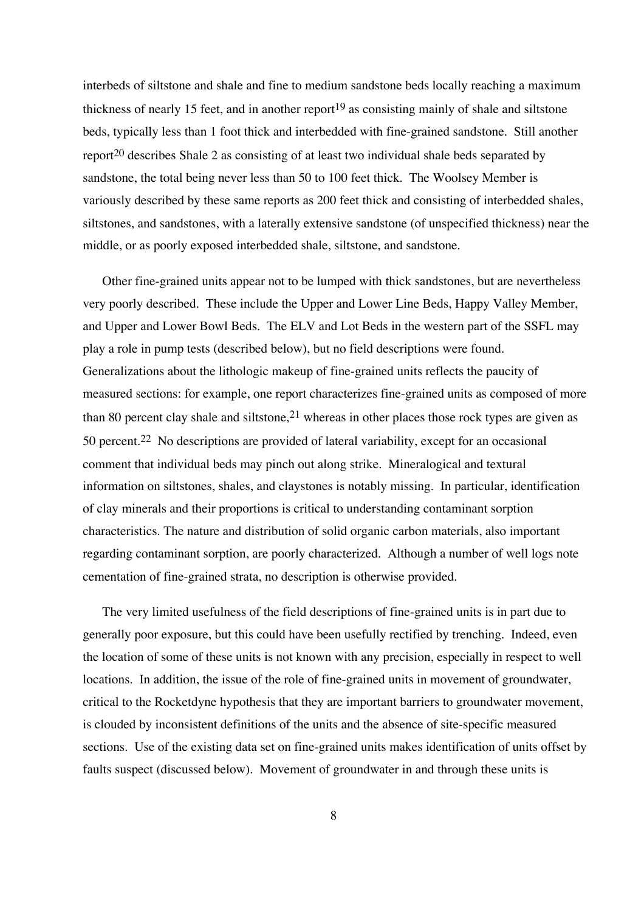interbeds of siltstone and shale and fine to medium sandstone beds locally reaching a maximum thickness of nearly 15 feet, and in another report[19] as consisting mainly of shale and siltstone beds, typically less than 1 foot thick and interbedded with fine-grained sandstone. Still another report[20] describes Shale 2 as consisting of at least two individual shale beds separated by sandstone, the total being never less than 50 to 100 feet thick. The Woolsey Member is variously described by these same reports as 200 feet thick and consisting of interbedded shales, siltstones, and sandstones, with a laterally extensive sandstone (of unspecified thickness) near the middle, or as poorly exposed interbedded shale, siltstone, and sandstone.

Other fine-grained units appear not to be lumped with thick sandstones, but are nevertheless very poorly described. These include the Upper and Lower Line Beds, Happy Valley Member, and Upper and Lower Bowl Beds. The ELV and Lot Beds in the western part of the SSFL may play a role in pump tests (described below), but no field descriptions were found. Generalizations about the lithologic makeup of fine-grained units reflects the paucity of measured sections: for example, one report characterizes fine-grained units as composed of more than 80 percent clay shale and siltstone,[21] whereas in other places those rock types are given as 50 percent.[22] No descriptions are provided of lateral variability, except for an occasional comment that individual beds may pinch out along strike. Mineralogical and textural information on siltstones, shales, and claystones is notably missing. In particular, identification of clay minerals and their proportions is critical to understanding contaminant sorption characteristics. The nature and distribution of solid organic carbon materials, also important regarding contaminant sorption, are poorly characterized. Although a number of well logs note cementation of fine-grained strata, no description is otherwise provided.

The very limited usefulness of the field descriptions of fine-grained units is in part due to generally poor exposure, but this could have been usefully rectified by trenching. Indeed, even the location of some of these units is not known with any precision, especially in respect to well locations. In addition, the issue of the role of fine-grained units in movement of groundwater, critical to the Rocketdyne hypothesis that they are important barriers to groundwater movement, is clouded by inconsistent definitions of the units and the absence of site-specific measured sections. Use of the existing data set on fine-grained units makes identification of units offset by faults suspect (discussed below). Movement of groundwater in and through these units is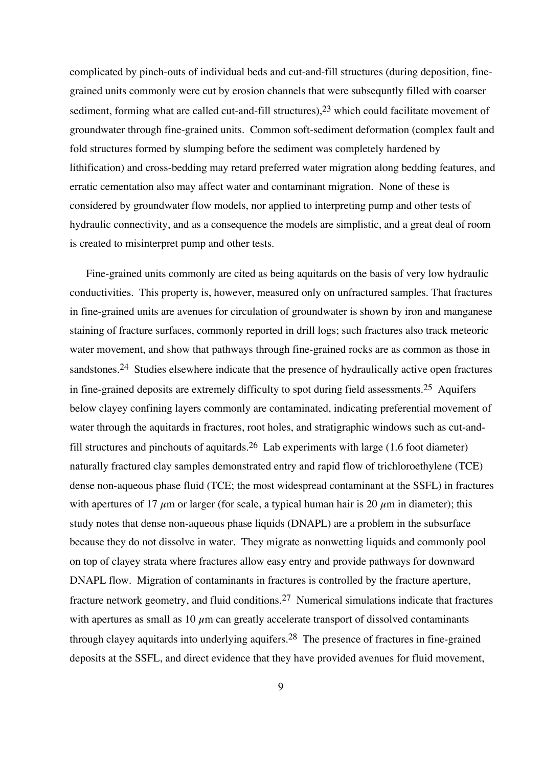complicated by pinch-outs of individual beds and cut-and-fill structures (during deposition, fine-grained units commonly were cut by erosion channels that were subsequntly filled with coarser sediment, forming what are called cut-and-fill structures),[23] which could facilitate movement of groundwater through fine-grained units. Common soft-sediment deformation (complex fault and fold structures formed by slumping before the sediment was completely hardened by lithification) and cross-bedding may retard preferred water migration along bedding features, and erratic cementation also may affect water and contaminant migration. None of these is considered by groundwater flow models, nor applied to interpreting pump and other tests of hydraulic connectivity, and as a consequence the models are simplistic, and a great deal of room is created to misinterpret pump and other tests.

Fine-grained units commonly are cited as being aquitards on the basis of very low hydraulic conductivities. This property is, however, measured only on unfractured samples. That fractures in fine-grained units are avenues for circulation of groundwater is shown by iron and manganese staining of fracture surfaces, commonly reported in drill logs; such fractures also track meteoric water movement, and show that pathways through fine-grained rocks are as common as those in sandstones.[24] Studies elsewhere indicate that the presence of hydraulically active open fractures in fine-grained deposits are extremely difficulty to spot during field assessments.[25] Aquifers below clayey confining layers commonly are contaminated, indicating preferential movement of water through the aquitards in fractures, root holes, and stratigraphic windows such as cut-and-fill structures and pinchouts of aquitards.[26] Lab experiments with large (1.6 foot diameter) naturally fractured clay samples demonstrated entry and rapid flow of trichloroethylene (TCE) dense non-aqueous phase fluid (TCE; the most widespread contaminant at the SSFL) in fractures with apertures of 17 $\mu$m or larger (for scale, a typical human hair is 20 $\mu$m in diameter); this study notes that dense non-aqueous phase liquids (DNAPL) are a problem in the subsurface because they do not dissolve in water. They migrate as nonwetting liquids and commonly pool on top of clayey strata where fractures allow easy entry and provide pathways for downward DNAPL flow. Migration of contaminants in fractures is controlled by the fracture aperture, fracture network geometry, and fluid conditions.[27] Numerical simulations indicate that fractures with apertures as small as 10 $\mu$m can greatly accelerate transport of dissolved contaminants through clayey aquitards into underlying aquifers.[28] The presence of fractures in fine-grained deposits at the SSFL, and direct evidence that they have provided avenues for fluid movement,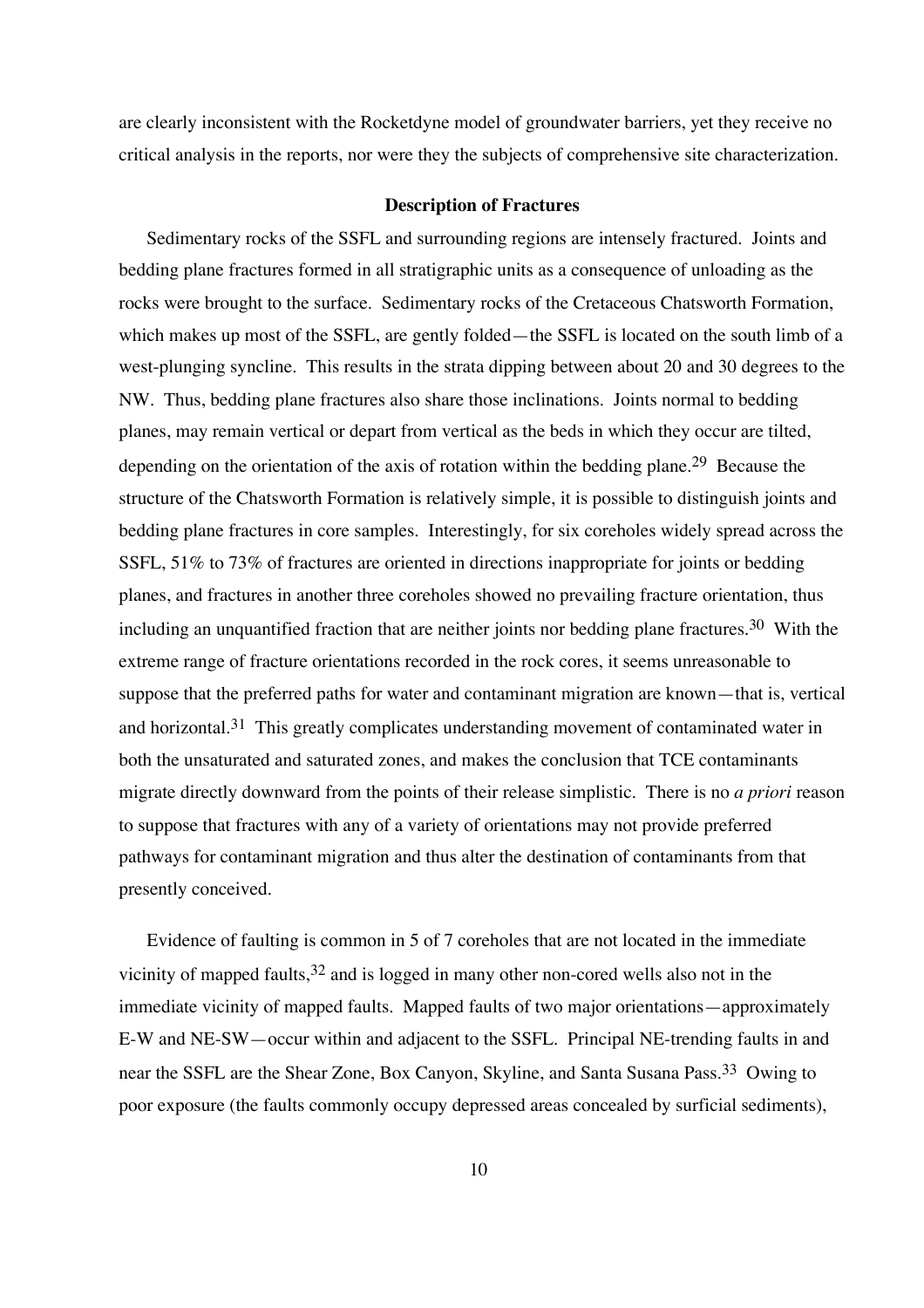are clearly inconsistent with the Rocketdyne model of groundwater barriers, yet they receive no critical analysis in the reports, nor were they the subjects of comprehensive site characterization.

### Description of Fractures

Sedimentary rocks of the SSFL and surrounding regions are intensely fractured. Joints and bedding plane fractures formed in all stratigraphic units as a consequence of unloading as the rocks were brought to the surface. Sedimentary rocks of the Cretaceous Chatsworth Formation, which makes up most of the SSFL, are gently folded—the SSFL is located on the south limb of a west-plunging syncline. This results in the strata dipping between about 20 and 30 degrees to the NW. Thus, bedding plane fractures also share those inclinations. Joints normal to bedding planes, may remain vertical or depart from vertical as the beds in which they occur are tilted, depending on the orientation of the axis of rotation within the bedding plane.[29] Because the structure of the Chatsworth Formation is relatively simple, it is possible to distinguish joints and bedding plane fractures in core samples. Interestingly, for six coreholes widely spread across the SSFL, 51% to 73% of fractures are oriented in directions inappropriate for joints or bedding planes, and fractures in another three coreholes showed no prevailing fracture orientation, thus including an unquantified fraction that are neither joints nor bedding plane fractures.[30] With the extreme range of fracture orientations recorded in the rock cores, it seems unreasonable to suppose that the preferred paths for water and contaminant migration are known—that is, vertical and horizontal.[31] This greatly complicates understanding movement of contaminated water in both the unsaturated and saturated zones, and makes the conclusion that TCE contaminants migrate directly downward from the points of their release simplistic. There is no *a priori* reason to suppose that fractures with any of a variety of orientations may not provide preferred pathways for contaminant migration and thus alter the destination of contaminants from that presently conceived.

Evidence of faulting is common in 5 of 7 coreholes that are not located in the immediate vicinity of mapped faults,[32] and is logged in many other non-cored wells also not in the immediate vicinity of mapped faults. Mapped faults of two major orientations—approximately E-W and NE-SW—occur within and adjacent to the SSFL. Principal NE-trending faults in and near the SSFL are the Shear Zone, Box Canyon, Skyline, and Santa Susana Pass.[33] Owing to poor exposure (the faults commonly occupy depressed areas concealed by surficial sediments),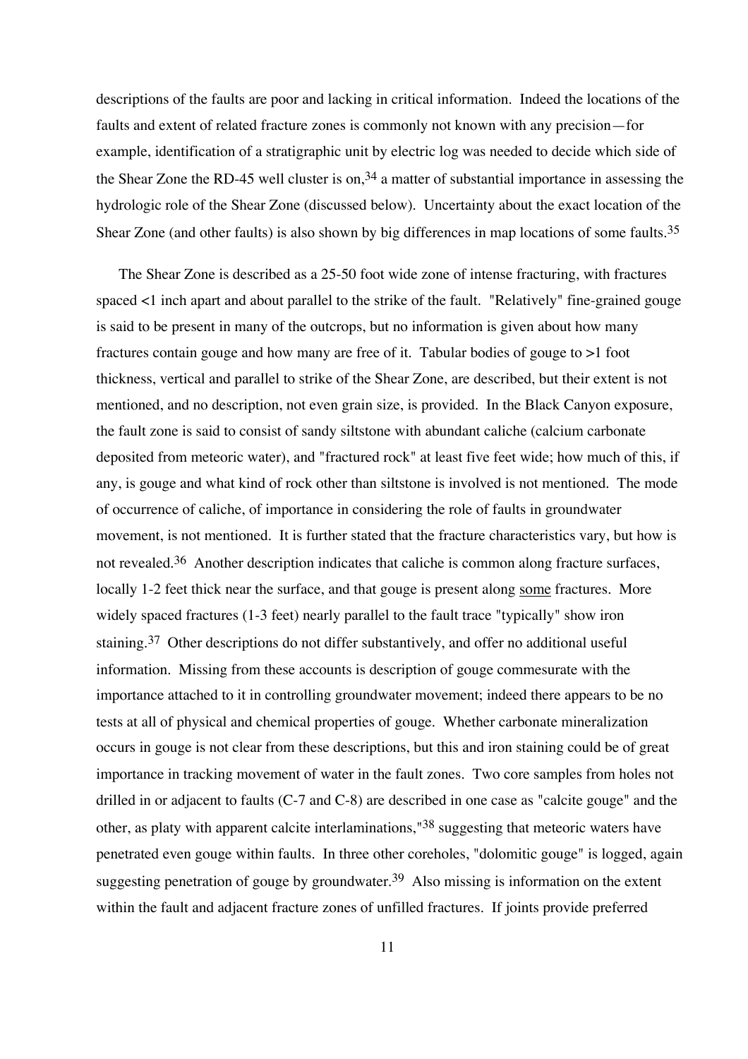descriptions of the faults are poor and lacking in critical information. Indeed the locations of the faults and extent of related fracture zones is commonly not known with any precision—for example, identification of a stratigraphic unit by electric log was needed to decide which side of the Shear Zone the RD-45 well cluster is on,[34] a matter of substantial importance in assessing the hydrologic role of the Shear Zone (discussed below). Uncertainty about the exact location of the Shear Zone (and other faults) is also shown by big differences in map locations of some faults.[35]

The Shear Zone is described as a 25-50 foot wide zone of intense fracturing, with fractures spaced <1 inch apart and about parallel to the strike of the fault. "Relatively" fine-grained gouge is said to be present in many of the outcrops, but no information is given about how many fractures contain gouge and how many are free of it. Tabular bodies of gouge to >1 foot thickness, vertical and parallel to strike of the Shear Zone, are described, but their extent is not mentioned, and no description, not even grain size, is provided. In the Black Canyon exposure, the fault zone is said to consist of sandy siltstone with abundant caliche (calcium carbonate deposited from meteoric water), and "fractured rock" at least five feet wide; how much of this, if any, is gouge and what kind of rock other than siltstone is involved is not mentioned. The mode of occurrence of caliche, of importance in considering the role of faults in groundwater movement, is not mentioned. It is further stated that the fracture characteristics vary, but how is not revealed.[36] Another description indicates that caliche is common along fracture surfaces, locally 1-2 feet thick near the surface, and that gouge is present along <u>some</u> fractures. More widely spaced fractures (1-3 feet) nearly parallel to the fault trace "typically" show iron staining.[37] Other descriptions do not differ substantively, and offer no additional useful information. Missing from these accounts is description of gouge commesurate with the importance attached to it in controlling groundwater movement; indeed there appears to be no tests at all of physical and chemical properties of gouge. Whether carbonate mineralization occurs in gouge is not clear from these descriptions, but this and iron staining could be of great importance in tracking movement of water in the fault zones. Two core samples from holes not drilled in or adjacent to faults (C-7 and C-8) are described in one case as "calcite gouge" and the other, as platy with apparent calcite interlaminations,"[38] suggesting that meteoric waters have penetrated even gouge within faults. In three other coreholes, "dolomitic gouge" is logged, again suggesting penetration of gouge by groundwater.[39] Also missing is information on the extent within the fault and adjacent fracture zones of unfilled fractures. If joints provide preferred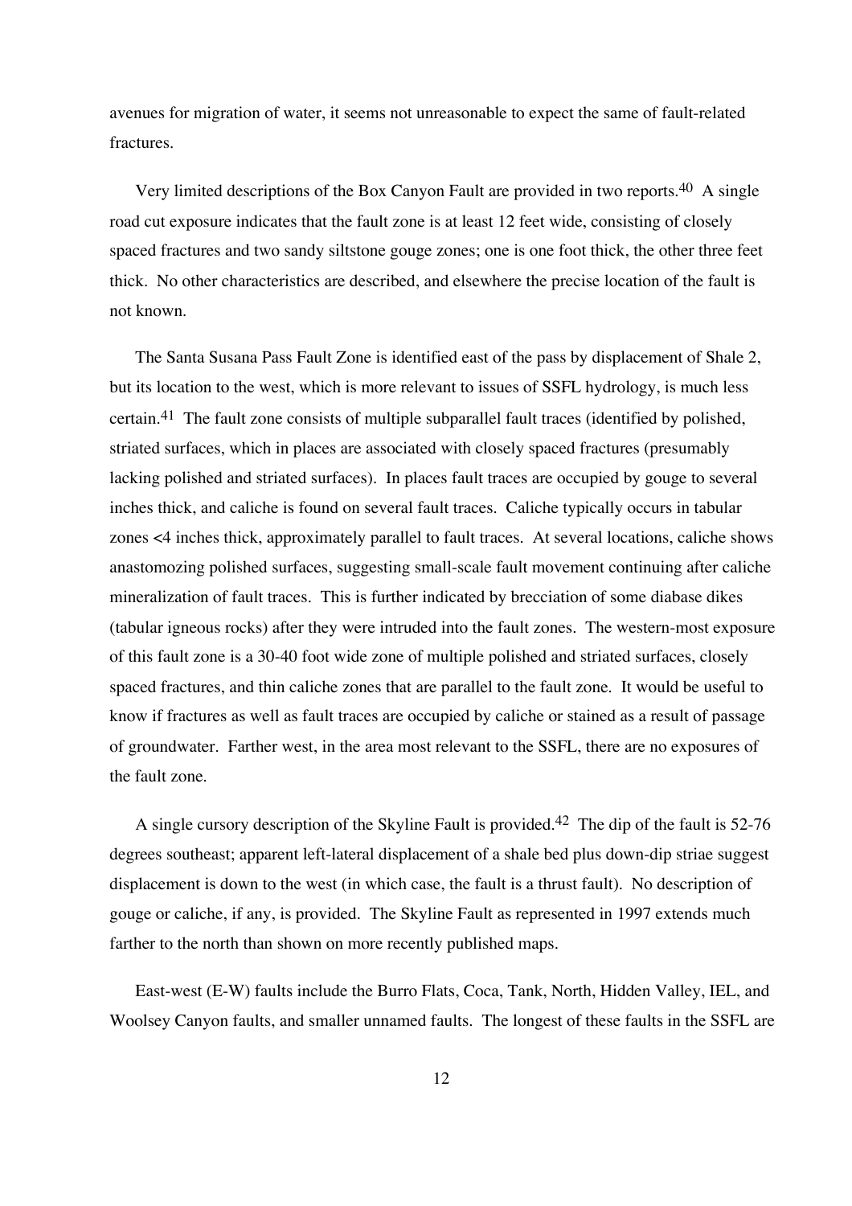avenues for migration of water, it seems not unreasonable to expect the same of fault-related fractures.

Very limited descriptions of the Box Canyon Fault are provided in two reports.[40] A single road cut exposure indicates that the fault zone is at least 12 feet wide, consisting of closely spaced fractures and two sandy siltstone gouge zones; one is one foot thick, the other three feet thick. No other characteristics are described, and elsewhere the precise location of the fault is not known.

The Santa Susana Pass Fault Zone is identified east of the pass by displacement of Shale 2, but its location to the west, which is more relevant to issues of SSFL hydrology, is much less certain.[41] The fault zone consists of multiple subparallel fault traces (identified by polished, striated surfaces, which in places are associated with closely spaced fractures (presumably lacking polished and striated surfaces). In places fault traces are occupied by gouge to several inches thick, and caliche is found on several fault traces. Caliche typically occurs in tabular zones <4 inches thick, approximately parallel to fault traces. At several locations, caliche shows anastomozing polished surfaces, suggesting small-scale fault movement continuing after caliche mineralization of fault traces. This is further indicated by brecciation of some diabase dikes (tabular igneous rocks) after they were intruded into the fault zones. The western-most exposure of this fault zone is a 30-40 foot wide zone of multiple polished and striated surfaces, closely spaced fractures, and thin caliche zones that are parallel to the fault zone. It would be useful to know if fractures as well as fault traces are occupied by caliche or stained as a result of passage of groundwater. Farther west, in the area most relevant to the SSFL, there are no exposures of the fault zone.

A single cursory description of the Skyline Fault is provided.[42] The dip of the fault is 52-76 degrees southeast; apparent left-lateral displacement of a shale bed plus down-dip striae suggest displacement is down to the west (in which case, the fault is a thrust fault). No description of gouge or caliche, if any, is provided. The Skyline Fault as represented in 1997 extends much farther to the north than shown on more recently published maps.

East-west (E-W) faults include the Burro Flats, Coca, Tank, North, Hidden Valley, IEL, and Woolsey Canyon faults, and smaller unnamed faults. The longest of these faults in the SSFL are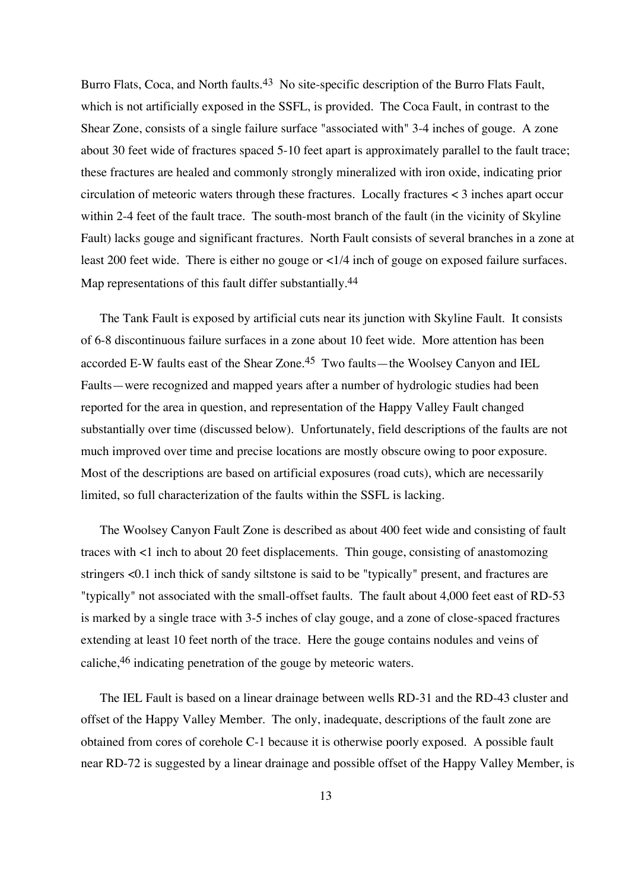Burro Flats, Coca, and North faults.[43] No site-specific description of the Burro Flats Fault, which is not artificially exposed in the SSFL, is provided. The Coca Fault, in contrast to the Shear Zone, consists of a single failure surface "associated with" 3-4 inches of gouge. A zone about 30 feet wide of fractures spaced 5-10 feet apart is approximately parallel to the fault trace; these fractures are healed and commonly strongly mineralized with iron oxide, indicating prior circulation of meteoric waters through these fractures. Locally fractures < 3 inches apart occur within 2-4 feet of the fault trace. The south-most branch of the fault (in the vicinity of Skyline Fault) lacks gouge and significant fractures. North Fault consists of several branches in a zone at least 200 feet wide. There is either no gouge or <1/4 inch of gouge on exposed failure surfaces. Map representations of this fault differ substantially.[44]

The Tank Fault is exposed by artificial cuts near its junction with Skyline Fault. It consists of 6-8 discontinuous failure surfaces in a zone about 10 feet wide. More attention has been accorded E-W faults east of the Shear Zone.[45] Two faults—the Woolsey Canyon and IEL Faults—were recognized and mapped years after a number of hydrologic studies had been reported for the area in question, and representation of the Happy Valley Fault changed substantially over time (discussed below). Unfortunately, field descriptions of the faults are not much improved over time and precise locations are mostly obscure owing to poor exposure. Most of the descriptions are based on artificial exposures (road cuts), which are necessarily limited, so full characterization of the faults within the SSFL is lacking.

The Woolsey Canyon Fault Zone is described as about 400 feet wide and consisting of fault traces with <1 inch to about 20 feet displacements. Thin gouge, consisting of anastomozing stringers <0.1 inch thick of sandy siltstone is said to be "typically" present, and fractures are "typically" not associated with the small-offset faults. The fault about 4,000 feet east of RD-53 is marked by a single trace with 3-5 inches of clay gouge, and a zone of close-spaced fractures extending at least 10 feet north of the trace. Here the gouge contains nodules and veins of caliche,[46] indicating penetration of the gouge by meteoric waters.

The IEL Fault is based on a linear drainage between wells RD-31 and the RD-43 cluster and offset of the Happy Valley Member. The only, inadequate, descriptions of the fault zone are obtained from cores of corehole C-1 because it is otherwise poorly exposed. A possible fault near RD-72 is suggested by a linear drainage and possible offset of the Happy Valley Member, is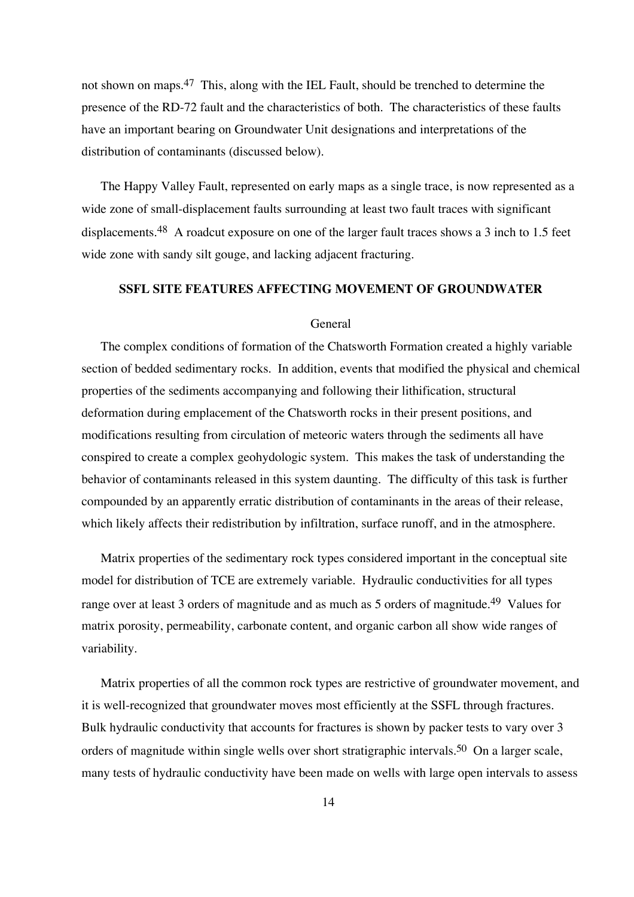not shown on maps.[47] This, along with the IEL Fault, should be trenched to determine the presence of the RD-72 fault and the characteristics of both. The characteristics of these faults have an important bearing on Groundwater Unit designations and interpretations of the distribution of contaminants (discussed below).

The Happy Valley Fault, represented on early maps as a single trace, is now represented as a wide zone of small-displacement faults surrounding at least two fault traces with significant displacements.[48] A roadcut exposure on one of the larger fault traces shows a 3 inch to 1.5 feet wide zone with sandy silt gouge, and lacking adjacent fracturing.

## SSFL SITE FEATURES AFFECTING MOVEMENT OF GROUNDWATER

### General

The complex conditions of formation of the Chatsworth Formation created a highly variable section of bedded sedimentary rocks. In addition, events that modified the physical and chemical properties of the sediments accompanying and following their lithification, structural deformation during emplacement of the Chatsworth rocks in their present positions, and modifications resulting from circulation of meteoric waters through the sediments all have conspired to create a complex geohydologic system. This makes the task of understanding the behavior of contaminants released in this system daunting. The difficulty of this task is further compounded by an apparently erratic distribution of contaminants in the areas of their release, which likely affects their redistribution by infiltration, surface runoff, and in the atmosphere.

Matrix properties of the sedimentary rock types considered important in the conceptual site model for distribution of TCE are extremely variable. Hydraulic conductivities for all types range over at least 3 orders of magnitude and as much as 5 orders of magnitude.[49] Values for matrix porosity, permeability, carbonate content, and organic carbon all show wide ranges of variability.

Matrix properties of all the common rock types are restrictive of groundwater movement, and it is well-recognized that groundwater moves most efficiently at the SSFL through fractures. Bulk hydraulic conductivity that accounts for fractures is shown by packer tests to vary over 3 orders of magnitude within single wells over short stratigraphic intervals.[50] On a larger scale, many tests of hydraulic conductivity have been made on wells with large open intervals to assess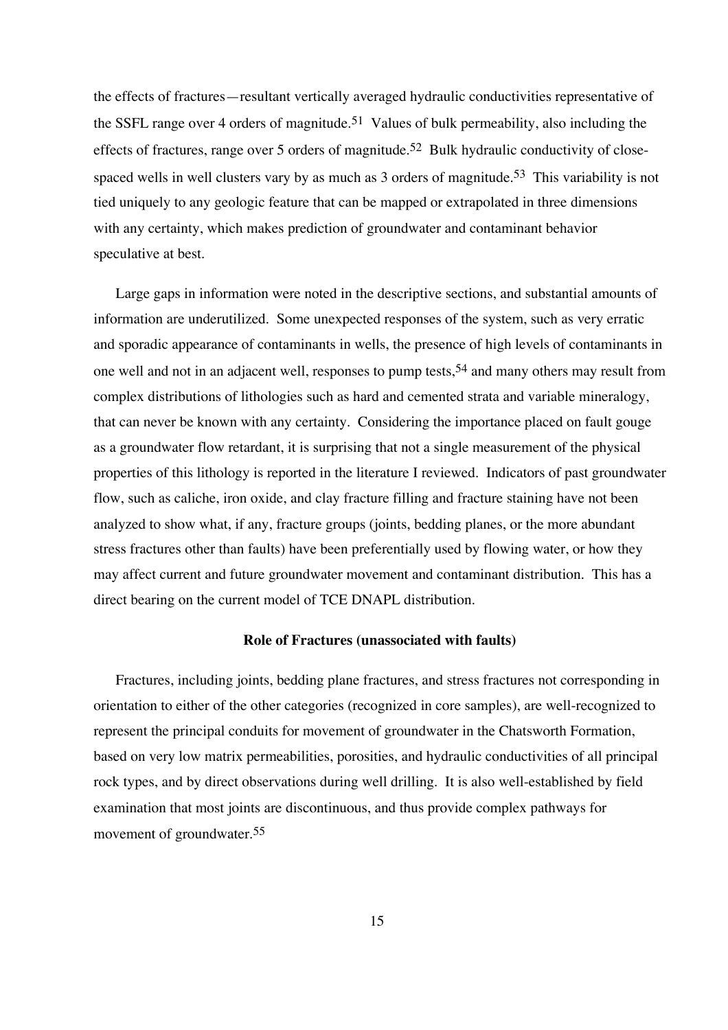the effects of fractures—resultant vertically averaged hydraulic conductivities representative of the SSFL range over 4 orders of magnitude.[51] Values of bulk permeability, also including the effects of fractures, range over 5 orders of magnitude.[52] Bulk hydraulic conductivity of close-spaced wells in well clusters vary by as much as 3 orders of magnitude.[53] This variability is not tied uniquely to any geologic feature that can be mapped or extrapolated in three dimensions with any certainty, which makes prediction of groundwater and contaminant behavior speculative at best.

Large gaps in information were noted in the descriptive sections, and substantial amounts of information are underutilized. Some unexpected responses of the system, such as very erratic and sporadic appearance of contaminants in wells, the presence of high levels of contaminants in one well and not in an adjacent well, responses to pump tests,[54] and many others may result from complex distributions of lithologies such as hard and cemented strata and variable mineralogy, that can never be known with any certainty. Considering the importance placed on fault gouge as a groundwater flow retardant, it is surprising that not a single measurement of the physical properties of this lithology is reported in the literature I reviewed. Indicators of past groundwater flow, such as caliche, iron oxide, and clay fracture filling and fracture staining have not been analyzed to show what, if any, fracture groups (joints, bedding planes, or the more abundant stress fractures other than faults) have been preferentially used by flowing water, or how they may affect current and future groundwater movement and contaminant distribution. This has a direct bearing on the current model of TCE DNAPL distribution.

**Role of Fractures (unassociated with faults)**

Fractures, including joints, bedding plane fractures, and stress fractures not corresponding in orientation to either of the other categories (recognized in core samples), are well-recognized to represent the principal conduits for movement of groundwater in the Chatsworth Formation, based on very low matrix permeabilities, porosities, and hydraulic conductivities of all principal rock types, and by direct observations during well drilling. It is also well-established by field examination that most joints are discontinuous, and thus provide complex pathways for movement of groundwater.[55]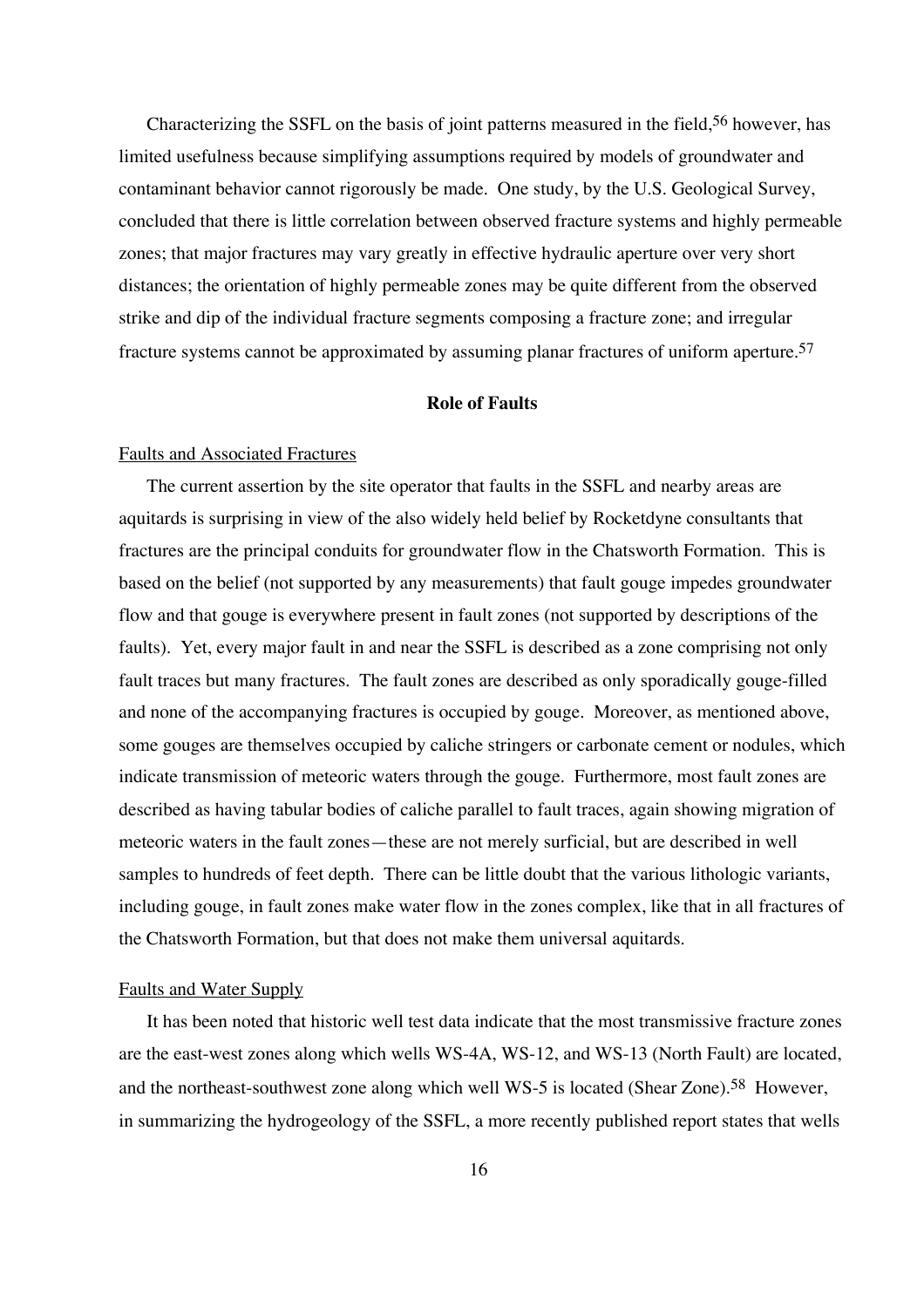Characterizing the SSFL on the basis of joint patterns measured in the field,[56] however, has limited usefulness because simplifying assumptions required by models of groundwater and contaminant behavior cannot rigorously be made. One study, by the U.S. Geological Survey, concluded that there is little correlation between observed fracture systems and highly permeable zones; that major fractures may vary greatly in effective hydraulic aperture over very short distances; the orientation of highly permeable zones may be quite different from the observed strike and dip of the individual fracture segments composing a fracture zone; and irregular fracture systems cannot be approximated by assuming planar fractures of uniform aperture.[57]

## Role of Faults

### Faults and Associated Fractures

The current assertion by the site operator that faults in the SSFL and nearby areas are aquitards is surprising in view of the also widely held belief by Rocketdyne consultants that fractures are the principal conduits for groundwater flow in the Chatsworth Formation. This is based on the belief (not supported by any measurements) that fault gouge impedes groundwater flow and that gouge is everywhere present in fault zones (not supported by descriptions of the faults). Yet, every major fault in and near the SSFL is described as a zone comprising not only fault traces but many fractures. The fault zones are described as only sporadically gouge-filled and none of the accompanying fractures is occupied by gouge. Moreover, as mentioned above, some gouges are themselves occupied by caliche stringers or carbonate cement or nodules, which indicate transmission of meteoric waters through the gouge. Furthermore, most fault zones are described as having tabular bodies of caliche parallel to fault traces, again showing migration of meteoric waters in the fault zones—these are not merely surficial, but are described in well samples to hundreds of feet depth. There can be little doubt that the various lithologic variants, including gouge, in fault zones make water flow in the zones complex, like that in all fractures of the Chatsworth Formation, but that does not make them universal aquitards.

### Faults and Water Supply

It has been noted that historic well test data indicate that the most transmissive fracture zones are the east-west zones along which wells WS-4A, WS-12, and WS-13 (North Fault) are located, and the northeast-southwest zone along which well WS-5 is located (Shear Zone).[58] However, in summarizing the hydrogeology of the SSFL, a more recently published report states that wells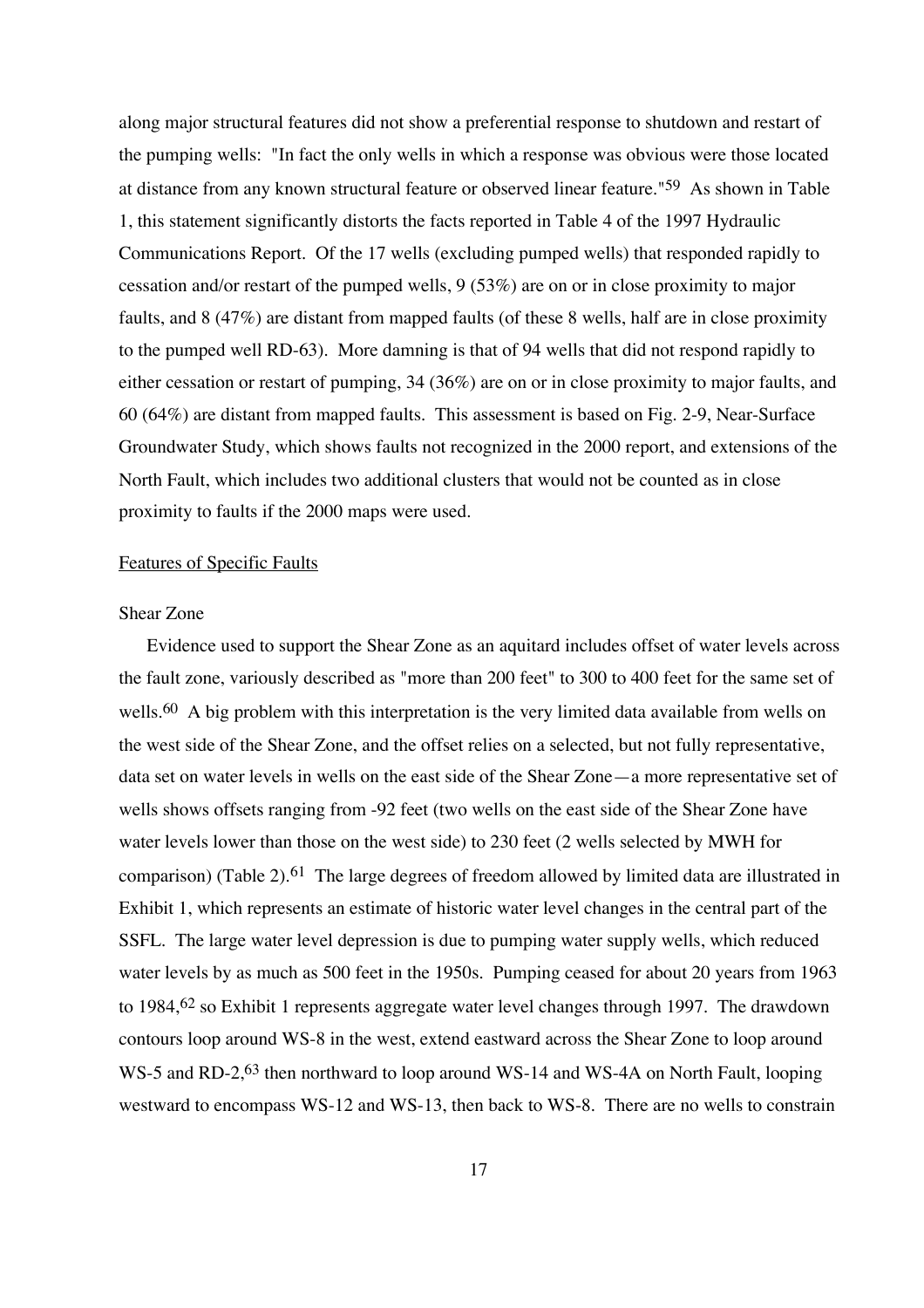along major structural features did not show a preferential response to shutdown and restart of the pumping wells: "In fact the only wells in which a response was obvious were those located at distance from any known structural feature or observed linear feature."[59] As shown in Table 1, this statement significantly distorts the facts reported in Table 4 of the 1997 Hydraulic Communications Report. Of the 17 wells (excluding pumped wells) that responded rapidly to cessation and/or restart of the pumped wells, 9 (53%) are on or in close proximity to major faults, and 8 (47%) are distant from mapped faults (of these 8 wells, half are in close proximity to the pumped well RD-63). More damning is that of 94 wells that did not respond rapidly to either cessation or restart of pumping, 34 (36%) are on or in close proximity to major faults, and 60 (64%) are distant from mapped faults. This assessment is based on Fig. 2-9, Near-Surface Groundwater Study, which shows faults not recognized in the 2000 report, and extensions of the North Fault, which includes two additional clusters that would not be counted as in close proximity to faults if the 2000 maps were used.

<u>Features of Specific Faults</u>

Shear Zone

Evidence used to support the Shear Zone as an aquitard includes offset of water levels across the fault zone, variously described as "more than 200 feet" to 300 to 400 feet for the same set of wells.[60] A big problem with this interpretation is the very limited data available from wells on the west side of the Shear Zone, and the offset relies on a selected, but not fully representative, data set on water levels in wells on the east side of the Shear Zone—a more representative set of wells shows offsets ranging from -92 feet (two wells on the east side of the Shear Zone have water levels lower than those on the west side) to 230 feet (2 wells selected by MWH for comparison) (Table 2).[61] The large degrees of freedom allowed by limited data are illustrated in Exhibit 1, which represents an estimate of historic water level changes in the central part of the SSFL. The large water level depression is due to pumping water supply wells, which reduced water levels by as much as 500 feet in the 1950s. Pumping ceased for about 20 years from 1963 to 1984,[62] so Exhibit 1 represents aggregate water level changes through 1997. The drawdown contours loop around WS-8 in the west, extend eastward across the Shear Zone to loop around WS-5 and RD-2,[63] then northward to loop around WS-14 and WS-4A on North Fault, looping westward to encompass WS-12 and WS-13, then back to WS-8. There are no wells to constrain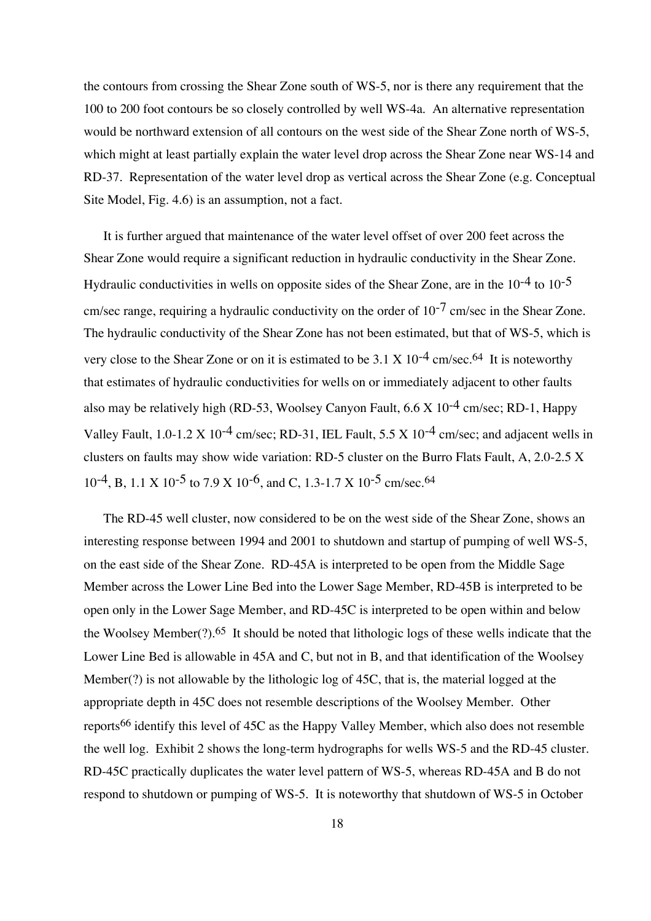the contours from crossing the Shear Zone south of WS-5, nor is there any requirement that the 100 to 200 foot contours be so closely controlled by well WS-4a. An alternative representation would be northward extension of all contours on the west side of the Shear Zone north of WS-5, which might at least partially explain the water level drop across the Shear Zone near WS-14 and RD-37. Representation of the water level drop as vertical across the Shear Zone (e.g. Conceptual Site Model, Fig. 4.6) is an assumption, not a fact.

It is further argued that maintenance of the water level offset of over 200 feet across the Shear Zone would require a significant reduction in hydraulic conductivity in the Shear Zone. Hydraulic conductivities in wells on opposite sides of the Shear Zone, are in the $10^{-4}$ to $10^{-5}$ cm/sec range, requiring a hydraulic conductivity on the order of $10^{-7}$ cm/sec in the Shear Zone. The hydraulic conductivity of the Shear Zone has not been estimated, but that of WS-5, which is very close to the Shear Zone or on it is estimated to be $3.1 \times 10^{-4}$ cm/sec.[64] It is noteworthy that estimates of hydraulic conductivities for wells on or immediately adjacent to other faults also may be relatively high (RD-53, Woolsey Canyon Fault, $6.6 \times 10^{-4}$ cm/sec; RD-1, Happy Valley Fault, $1.0\text{-}1.2 \times 10^{-4}$ cm/sec; RD-31, IEL Fault, $5.5 \times 10^{-4}$ cm/sec; and adjacent wells in clusters on faults may show wide variation: RD-5 cluster on the Burro Flats Fault, A, $2.0\text{-}2.5 \times 10^{-4}$, B, $1.1 \times 10^{-5}$ to $7.9 \times 10^{-6}$, and C, $1.3\text{-}1.7 \times 10^{-5}$ cm/sec.[64]

The RD-45 well cluster, now considered to be on the west side of the Shear Zone, shows an interesting response between 1994 and 2001 to shutdown and startup of pumping of well WS-5, on the east side of the Shear Zone. RD-45A is interpreted to be open from the Middle Sage Member across the Lower Line Bed into the Lower Sage Member, RD-45B is interpreted to be open only in the Lower Sage Member, and RD-45C is interpreted to be open within and below the Woolsey Member(?).[65] It should be noted that lithologic logs of these wells indicate that the Lower Line Bed is allowable in 45A and C, but not in B, and that identification of the Woolsey Member(?) is not allowable by the lithologic log of 45C, that is, the material logged at the appropriate depth in 45C does not resemble descriptions of the Woolsey Member. Other reports[66] identify this level of 45C as the Happy Valley Member, which also does not resemble the well log. Exhibit 2 shows the long-term hydrographs for wells WS-5 and the RD-45 cluster. RD-45C practically duplicates the water level pattern of WS-5, whereas RD-45A and B do not respond to shutdown or pumping of WS-5. It is noteworthy that shutdown of WS-5 in October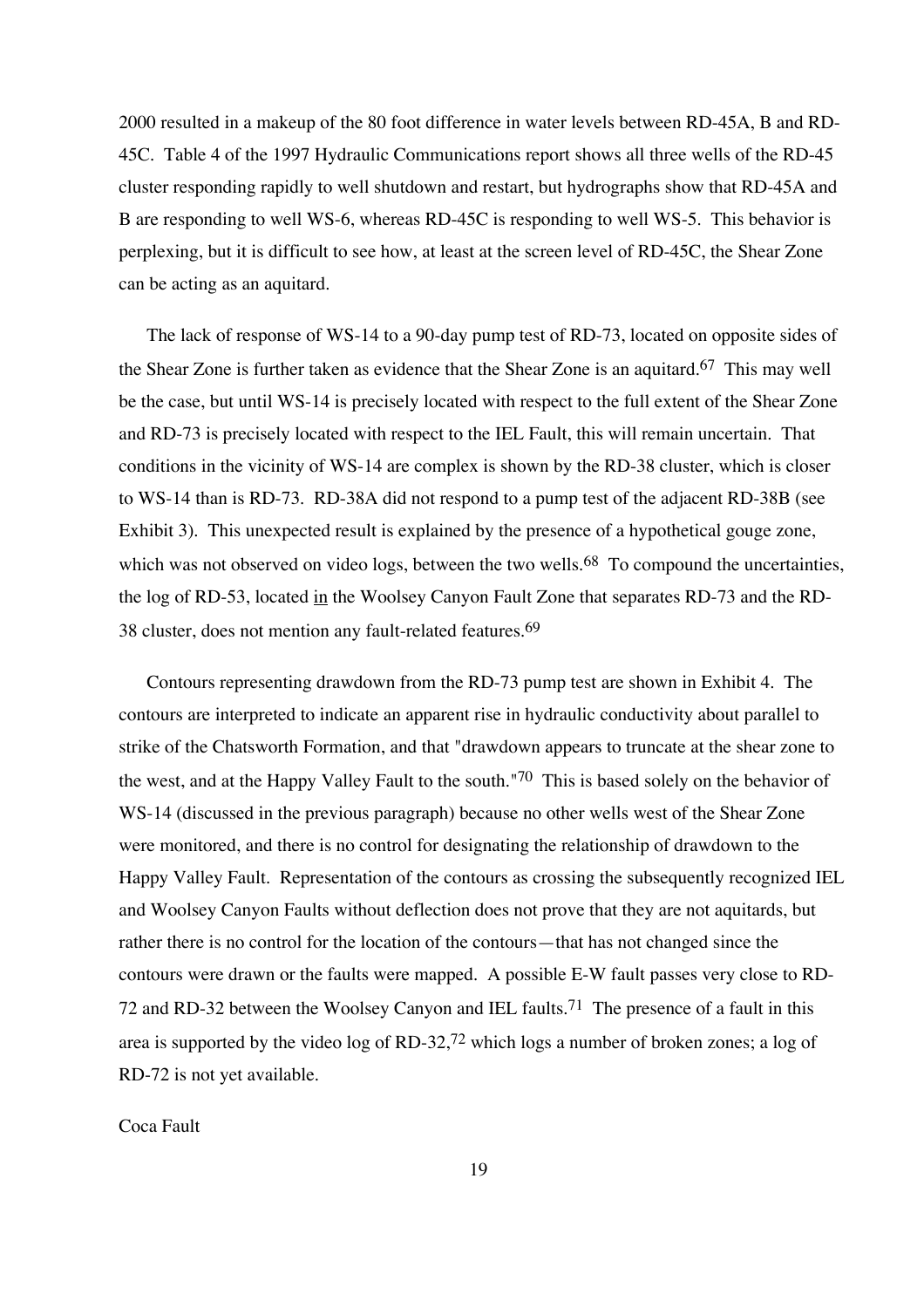2000 resulted in a makeup of the 80 foot difference in water levels between RD-45A, B and RD-45C. Table 4 of the 1997 Hydraulic Communications report shows all three wells of the RD-45 cluster responding rapidly to well shutdown and restart, but hydrographs show that RD-45A and B are responding to well WS-6, whereas RD-45C is responding to well WS-5. This behavior is perplexing, but it is difficult to see how, at least at the screen level of RD-45C, the Shear Zone can be acting as an aquitard.

The lack of response of WS-14 to a 90-day pump test of RD-73, located on opposite sides of the Shear Zone is further taken as evidence that the Shear Zone is an aquitard.[67] This may well be the case, but until WS-14 is precisely located with respect to the full extent of the Shear Zone and RD-73 is precisely located with respect to the IEL Fault, this will remain uncertain. That conditions in the vicinity of WS-14 are complex is shown by the RD-38 cluster, which is closer to WS-14 than is RD-73. RD-38A did not respond to a pump test of the adjacent RD-38B (see Exhibit 3). This unexpected result is explained by the presence of a hypothetical gouge zone, which was not observed on video logs, between the two wells.[68] To compound the uncertainties, the log of RD-53, located <u>in</u> the Woolsey Canyon Fault Zone that separates RD-73 and the RD-38 cluster, does not mention any fault-related features.[69]

Contours representing drawdown from the RD-73 pump test are shown in Exhibit 4. The contours are interpreted to indicate an apparent rise in hydraulic conductivity about parallel to strike of the Chatsworth Formation, and that "drawdown appears to truncate at the shear zone to the west, and at the Happy Valley Fault to the south."[70] This is based solely on the behavior of WS-14 (discussed in the previous paragraph) because no other wells west of the Shear Zone were monitored, and there is no control for designating the relationship of drawdown to the Happy Valley Fault. Representation of the contours as crossing the subsequently recognized IEL and Woolsey Canyon Faults without deflection does not prove that they are not aquitards, but rather there is no control for the location of the contours—that has not changed since the contours were drawn or the faults were mapped. A possible E-W fault passes very close to RD-72 and RD-32 between the Woolsey Canyon and IEL faults.[71] The presence of a fault in this area is supported by the video log of RD-32,[72] which logs a number of broken zones; a log of RD-72 is not yet available.

Coca Fault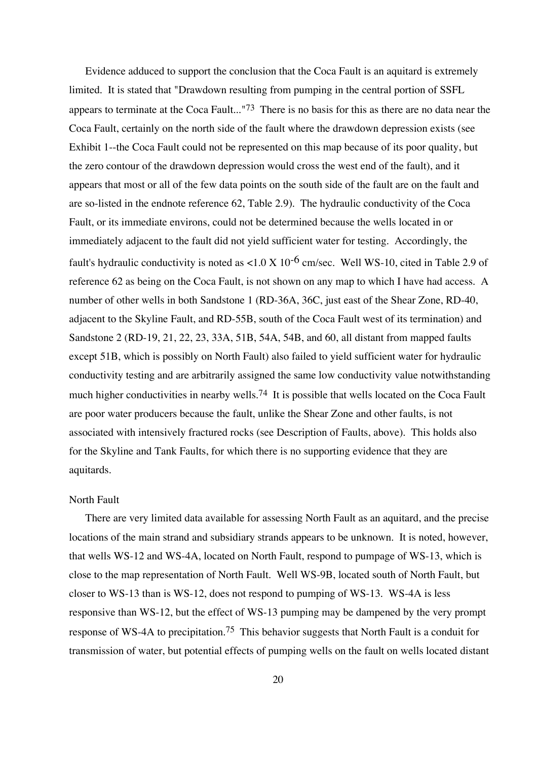Evidence adduced to support the conclusion that the Coca Fault is an aquitard is extremely limited. It is stated that "Drawdown resulting from pumping in the central portion of SSFL appears to terminate at the Coca Fault..."[73] There is no basis for this as there are no data near the Coca Fault, certainly on the north side of the fault where the drawdown depression exists (see Exhibit 1--the Coca Fault could not be represented on this map because of its poor quality, but the zero contour of the drawdown depression would cross the west end of the fault), and it appears that most or all of the few data points on the south side of the fault are on the fault and are so-listed in the endnote reference 62, Table 2.9). The hydraulic conductivity of the Coca Fault, or its immediate environs, could not be determined because the wells located in or immediately adjacent to the fault did not yield sufficient water for testing. Accordingly, the fault's hydraulic conductivity is noted as $<1.0 \times 10^{-6}$ cm/sec. Well WS-10, cited in Table 2.9 of reference 62 as being on the Coca Fault, is not shown on any map to which I have had access. A number of other wells in both Sandstone 1 (RD-36A, 36C, just east of the Shear Zone, RD-40, adjacent to the Skyline Fault, and RD-55B, south of the Coca Fault west of its termination) and Sandstone 2 (RD-19, 21, 22, 23, 33A, 51B, 54A, 54B, and 60, all distant from mapped faults except 51B, which is possibly on North Fault) also failed to yield sufficient water for hydraulic conductivity testing and are arbitrarily assigned the same low conductivity value notwithstanding much higher conductivities in nearby wells.[74] It is possible that wells located on the Coca Fault are poor water producers because the fault, unlike the Shear Zone and other faults, is not associated with intensively fractured rocks (see Description of Faults, above). This holds also for the Skyline and Tank Faults, for which there is no supporting evidence that they are aquitards.

North Fault

There are very limited data available for assessing North Fault as an aquitard, and the precise locations of the main strand and subsidiary strands appears to be unknown. It is noted, however, that wells WS-12 and WS-4A, located on North Fault, respond to pumpage of WS-13, which is close to the map representation of North Fault. Well WS-9B, located south of North Fault, but closer to WS-13 than is WS-12, does not respond to pumping of WS-13. WS-4A is less responsive than WS-12, but the effect of WS-13 pumping may be dampened by the very prompt response of WS-4A to precipitation.[75] This behavior suggests that North Fault is a conduit for transmission of water, but potential effects of pumping wells on the fault on wells located distant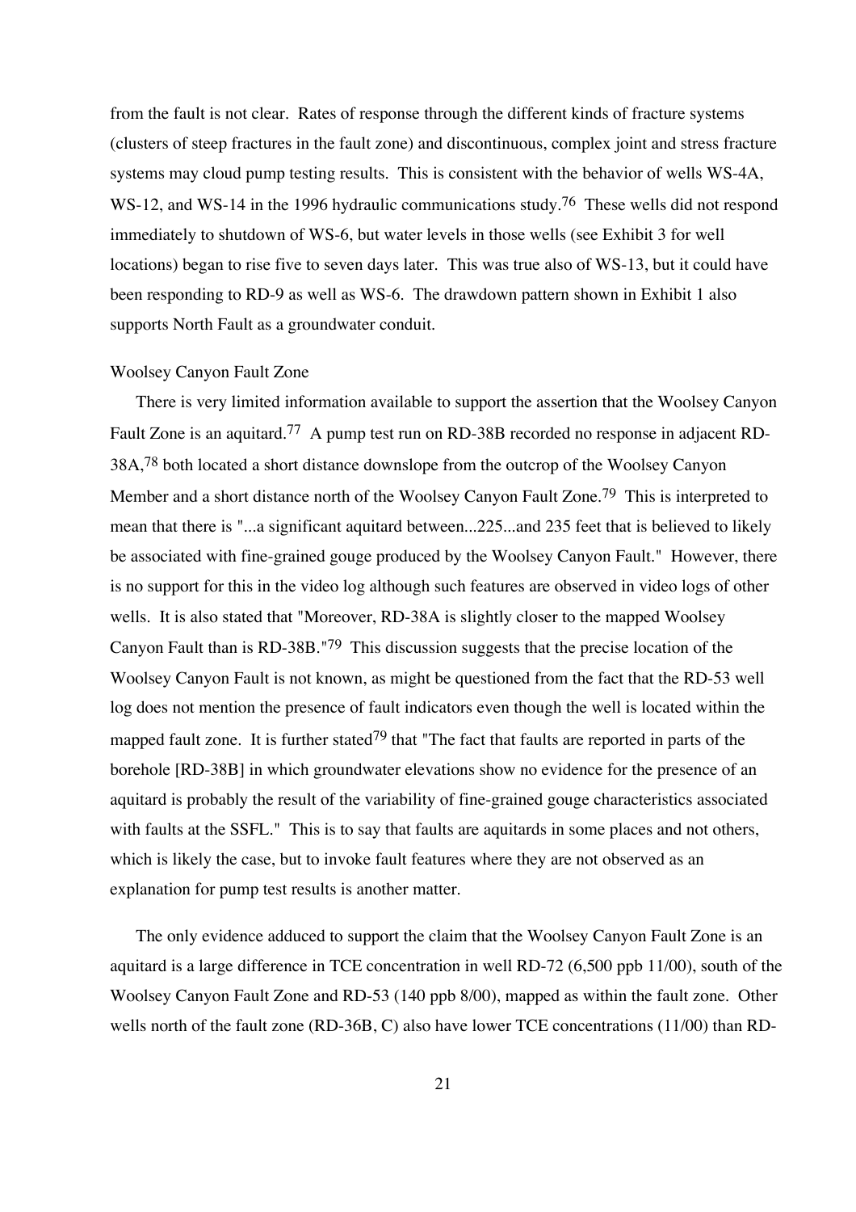from the fault is not clear. Rates of response through the different kinds of fracture systems (clusters of steep fractures in the fault zone) and discontinuous, complex joint and stress fracture systems may cloud pump testing results. This is consistent with the behavior of wells WS-4A, WS-12, and WS-14 in the 1996 hydraulic communications study.[76] These wells did not respond immediately to shutdown of WS-6, but water levels in those wells (see Exhibit 3 for well locations) began to rise five to seven days later. This was true also of WS-13, but it could have been responding to RD-9 as well as WS-6. The drawdown pattern shown in Exhibit 1 also supports North Fault as a groundwater conduit.

### Woolsey Canyon Fault Zone

There is very limited information available to support the assertion that the Woolsey Canyon Fault Zone is an aquitard.[77] A pump test run on RD-38B recorded no response in adjacent RD-38A,[78] both located a short distance downslope from the outcrop of the Woolsey Canyon Member and a short distance north of the Woolsey Canyon Fault Zone.[79] This is interpreted to mean that there is "...a significant aquitard between...225...and 235 feet that is believed to likely be associated with fine-grained gouge produced by the Woolsey Canyon Fault." However, there is no support for this in the video log although such features are observed in video logs of other wells. It is also stated that "Moreover, RD-38A is slightly closer to the mapped Woolsey Canyon Fault than is RD-38B."[79] This discussion suggests that the precise location of the Woolsey Canyon Fault is not known, as might be questioned from the fact that the RD-53 well log does not mention the presence of fault indicators even though the well is located within the mapped fault zone. It is further stated[79] that "The fact that faults are reported in parts of the borehole [RD-38B] in which groundwater elevations show no evidence for the presence of an aquitard is probably the result of the variability of fine-grained gouge characteristics associated with faults at the SSFL." This is to say that faults are aquitards in some places and not others, which is likely the case, but to invoke fault features where they are not observed as an explanation for pump test results is another matter.

The only evidence adduced to support the claim that the Woolsey Canyon Fault Zone is an aquitard is a large difference in TCE concentration in well RD-72 (6,500 ppb 11/00), south of the Woolsey Canyon Fault Zone and RD-53 (140 ppb 8/00), mapped as within the fault zone. Other wells north of the fault zone (RD-36B, C) also have lower TCE concentrations (11/00) than RD-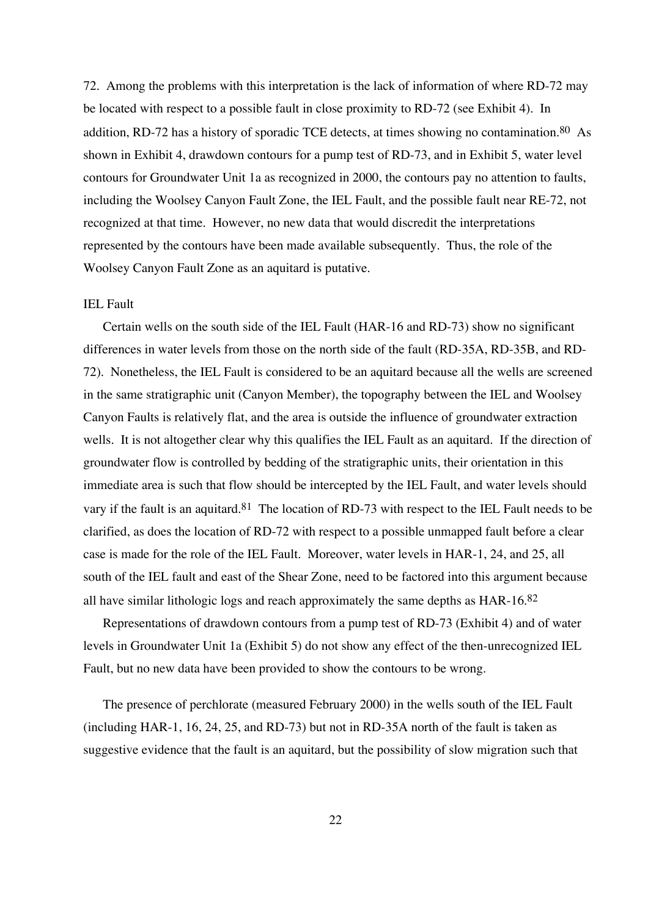72. Among the problems with this interpretation is the lack of information of where RD-72 may be located with respect to a possible fault in close proximity to RD-72 (see Exhibit 4). In addition, RD-72 has a history of sporadic TCE detects, at times showing no contamination.[80] As shown in Exhibit 4, drawdown contours for a pump test of RD-73, and in Exhibit 5, water level contours for Groundwater Unit 1a as recognized in 2000, the contours pay no attention to faults, including the Woolsey Canyon Fault Zone, the IEL Fault, and the possible fault near RE-72, not recognized at that time. However, no new data that would discredit the interpretations represented by the contours have been made available subsequently. Thus, the role of the Woolsey Canyon Fault Zone as an aquitard is putative.

IEL Fault

Certain wells on the south side of the IEL Fault (HAR-16 and RD-73) show no significant differences in water levels from those on the north side of the fault (RD-35A, RD-35B, and RD-72). Nonetheless, the IEL Fault is considered to be an aquitard because all the wells are screened in the same stratigraphic unit (Canyon Member), the topography between the IEL and Woolsey Canyon Faults is relatively flat, and the area is outside the influence of groundwater extraction wells. It is not altogether clear why this qualifies the IEL Fault as an aquitard. If the direction of groundwater flow is controlled by bedding of the stratigraphic units, their orientation in this immediate area is such that flow should be intercepted by the IEL Fault, and water levels should vary if the fault is an aquitard.[81] The location of RD-73 with respect to the IEL Fault needs to be clarified, as does the location of RD-72 with respect to a possible unmapped fault before a clear case is made for the role of the IEL Fault. Moreover, water levels in HAR-1, 24, and 25, all south of the IEL fault and east of the Shear Zone, need to be factored into this argument because all have similar lithologic logs and reach approximately the same depths as HAR-16.[82]

Representations of drawdown contours from a pump test of RD-73 (Exhibit 4) and of water levels in Groundwater Unit 1a (Exhibit 5) do not show any effect of the then-unrecognized IEL Fault, but no new data have been provided to show the contours to be wrong.

The presence of perchlorate (measured February 2000) in the wells south of the IEL Fault (including HAR-1, 16, 24, 25, and RD-73) but not in RD-35A north of the fault is taken as suggestive evidence that the fault is an aquitard, but the possibility of slow migration such that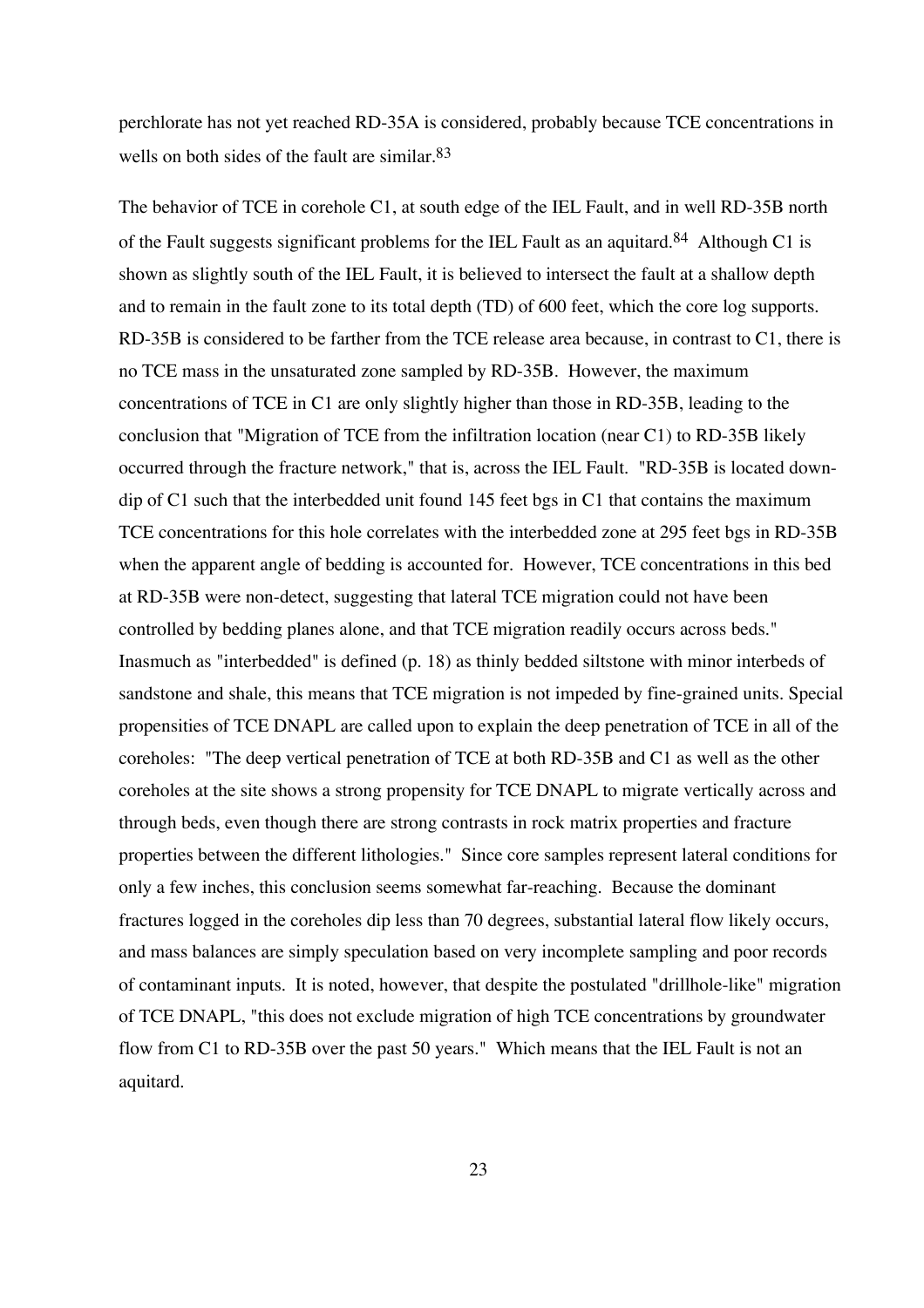perchlorate has not yet reached RD-35A is considered, probably because TCE concentrations in wells on both sides of the fault are similar.[83]

The behavior of TCE in corehole C1, at south edge of the IEL Fault, and in well RD-35B north of the Fault suggests significant problems for the IEL Fault as an aquitard.[84] Although C1 is shown as slightly south of the IEL Fault, it is believed to intersect the fault at a shallow depth and to remain in the fault zone to its total depth (TD) of 600 feet, which the core log supports. RD-35B is considered to be farther from the TCE release area because, in contrast to C1, there is no TCE mass in the unsaturated zone sampled by RD-35B. However, the maximum concentrations of TCE in C1 are only slightly higher than those in RD-35B, leading to the conclusion that "Migration of TCE from the infiltration location (near C1) to RD-35B likely occurred through the fracture network," that is, across the IEL Fault. "RD-35B is located down-dip of C1 such that the interbedded unit found 145 feet bgs in C1 that contains the maximum TCE concentrations for this hole correlates with the interbedded zone at 295 feet bgs in RD-35B when the apparent angle of bedding is accounted for. However, TCE concentrations in this bed at RD-35B were non-detect, suggesting that lateral TCE migration could not have been controlled by bedding planes alone, and that TCE migration readily occurs across beds." Inasmuch as "interbedded" is defined (p. 18) as thinly bedded siltstone with minor interbeds of sandstone and shale, this means that TCE migration is not impeded by fine-grained units. Special propensities of TCE DNAPL are called upon to explain the deep penetration of TCE in all of the coreholes: "The deep vertical penetration of TCE at both RD-35B and C1 as well as the other coreholes at the site shows a strong propensity for TCE DNAPL to migrate vertically across and through beds, even though there are strong contrasts in rock matrix properties and fracture properties between the different lithologies." Since core samples represent lateral conditions for only a few inches, this conclusion seems somewhat far-reaching. Because the dominant fractures logged in the coreholes dip less than 70 degrees, substantial lateral flow likely occurs, and mass balances are simply speculation based on very incomplete sampling and poor records of contaminant inputs. It is noted, however, that despite the postulated "drillhole-like" migration of TCE DNAPL, "this does not exclude migration of high TCE concentrations by groundwater flow from C1 to RD-35B over the past 50 years." Which means that the IEL Fault is not an aquitard.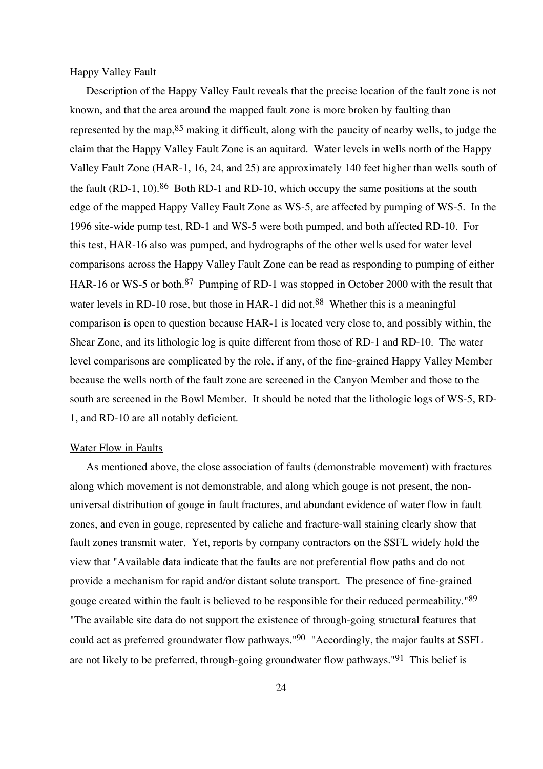Happy Valley Fault

Description of the Happy Valley Fault reveals that the precise location of the fault zone is not known, and that the area around the mapped fault zone is more broken by faulting than represented by the map,[85] making it difficult, along with the paucity of nearby wells, to judge the claim that the Happy Valley Fault Zone is an aquitard. Water levels in wells north of the Happy Valley Fault Zone (HAR-1, 16, 24, and 25) are approximately 140 feet higher than wells south of the fault (RD-1, 10).[86] Both RD-1 and RD-10, which occupy the same positions at the south edge of the mapped Happy Valley Fault Zone as WS-5, are affected by pumping of WS-5. In the 1996 site-wide pump test, RD-1 and WS-5 were both pumped, and both affected RD-10. For this test, HAR-16 also was pumped, and hydrographs of the other wells used for water level comparisons across the Happy Valley Fault Zone can be read as responding to pumping of either HAR-16 or WS-5 or both.[87] Pumping of RD-1 was stopped in October 2000 with the result that water levels in RD-10 rose, but those in HAR-1 did not.[88] Whether this is a meaningful comparison is open to question because HAR-1 is located very close to, and possibly within, the Shear Zone, and its lithologic log is quite different from those of RD-1 and RD-10. The water level comparisons are complicated by the role, if any, of the fine-grained Happy Valley Member because the wells north of the fault zone are screened in the Canyon Member and those to the south are screened in the Bowl Member. It should be noted that the lithologic logs of WS-5, RD-1, and RD-10 are all notably deficient.

<u>Water Flow in Faults</u>

As mentioned above, the close association of faults (demonstrable movement) with fractures along which movement is not demonstrable, and along which gouge is not present, the non-universal distribution of gouge in fault fractures, and abundant evidence of water flow in fault zones, and even in gouge, represented by caliche and fracture-wall staining clearly show that fault zones transmit water. Yet, reports by company contractors on the SSFL widely hold the view that "Available data indicate that the faults are not preferential flow paths and do not provide a mechanism for rapid and/or distant solute transport. The presence of fine-grained gouge created within the fault is believed to be responsible for their reduced permeability."[89] "The available site data do not support the existence of through-going structural features that could act as preferred groundwater flow pathways."[90] "Accordingly, the major faults at SSFL are not likely to be preferred, through-going groundwater flow pathways."[91] This belief is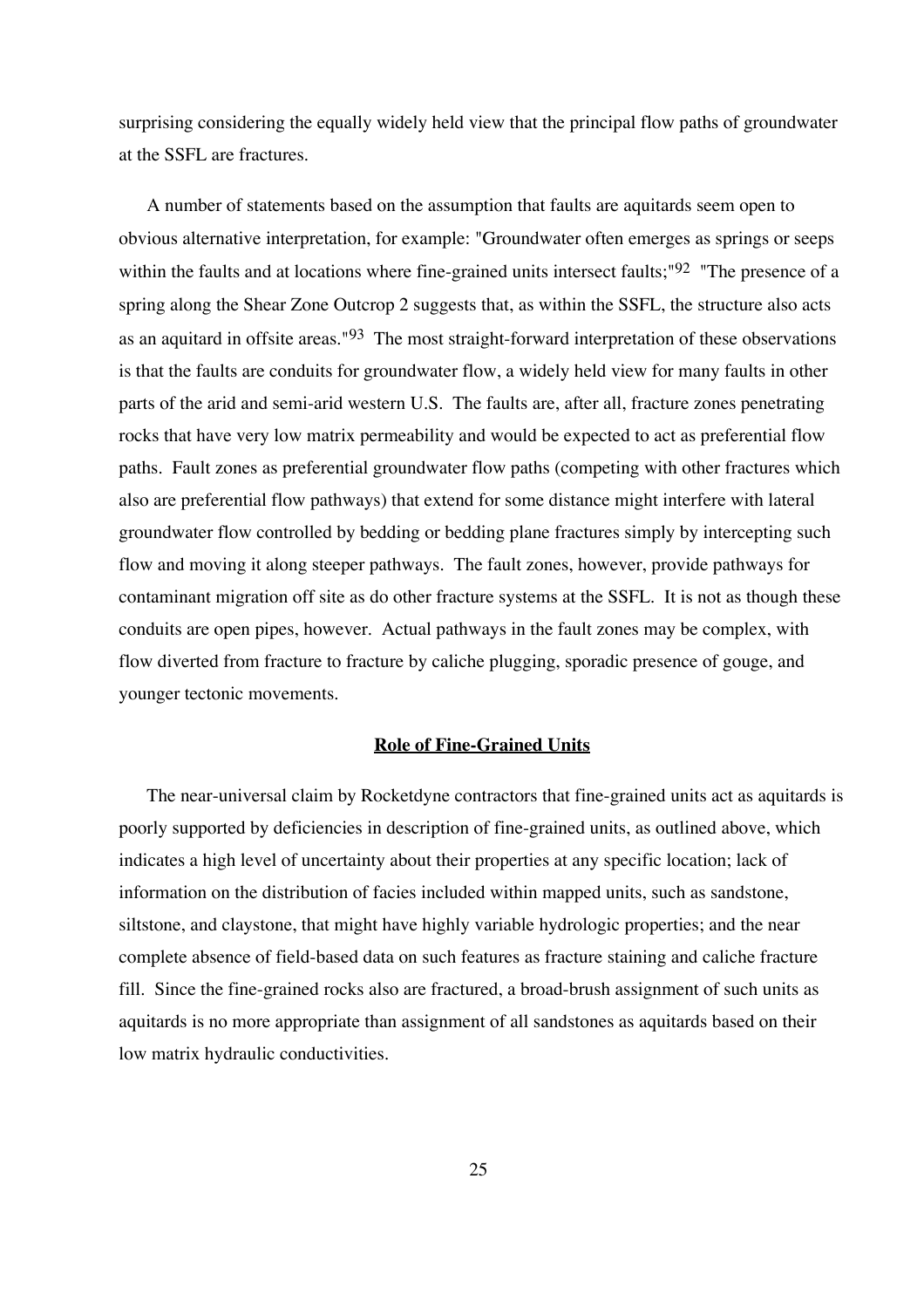surprising considering the equally widely held view that the principal flow paths of groundwater at the SSFL are fractures.

A number of statements based on the assumption that faults are aquitards seem open to obvious alternative interpretation, for example: "Groundwater often emerges as springs or seeps within the faults and at locations where fine-grained units intersect faults;"[92] "The presence of a spring along the Shear Zone Outcrop 2 suggests that, as within the SSFL, the structure also acts as an aquitard in offsite areas."[93] The most straight-forward interpretation of these observations is that the faults are conduits for groundwater flow, a widely held view for many faults in other parts of the arid and semi-arid western U.S. The faults are, after all, fracture zones penetrating rocks that have very low matrix permeability and would be expected to act as preferential flow paths. Fault zones as preferential groundwater flow paths (competing with other fractures which also are preferential flow pathways) that extend for some distance might interfere with lateral groundwater flow controlled by bedding or bedding plane fractures simply by intercepting such flow and moving it along steeper pathways. The fault zones, however, provide pathways for contaminant migration off site as do other fracture systems at the SSFL. It is not as though these conduits are open pipes, however. Actual pathways in the fault zones may be complex, with flow diverted from fracture to fracture by caliche plugging, sporadic presence of gouge, and younger tectonic movements.

## Role of Fine-Grained Units

The near-universal claim by Rocketdyne contractors that fine-grained units act as aquitards is poorly supported by deficiencies in description of fine-grained units, as outlined above, which indicates a high level of uncertainty about their properties at any specific location; lack of information on the distribution of facies included within mapped units, such as sandstone, siltstone, and claystone, that might have highly variable hydrologic properties; and the near complete absence of field-based data on such features as fracture staining and caliche fracture fill. Since the fine-grained rocks also are fractured, a broad-brush assignment of such units as aquitards is no more appropriate than assignment of all sandstones as aquitards based on their low matrix hydraulic conductivities.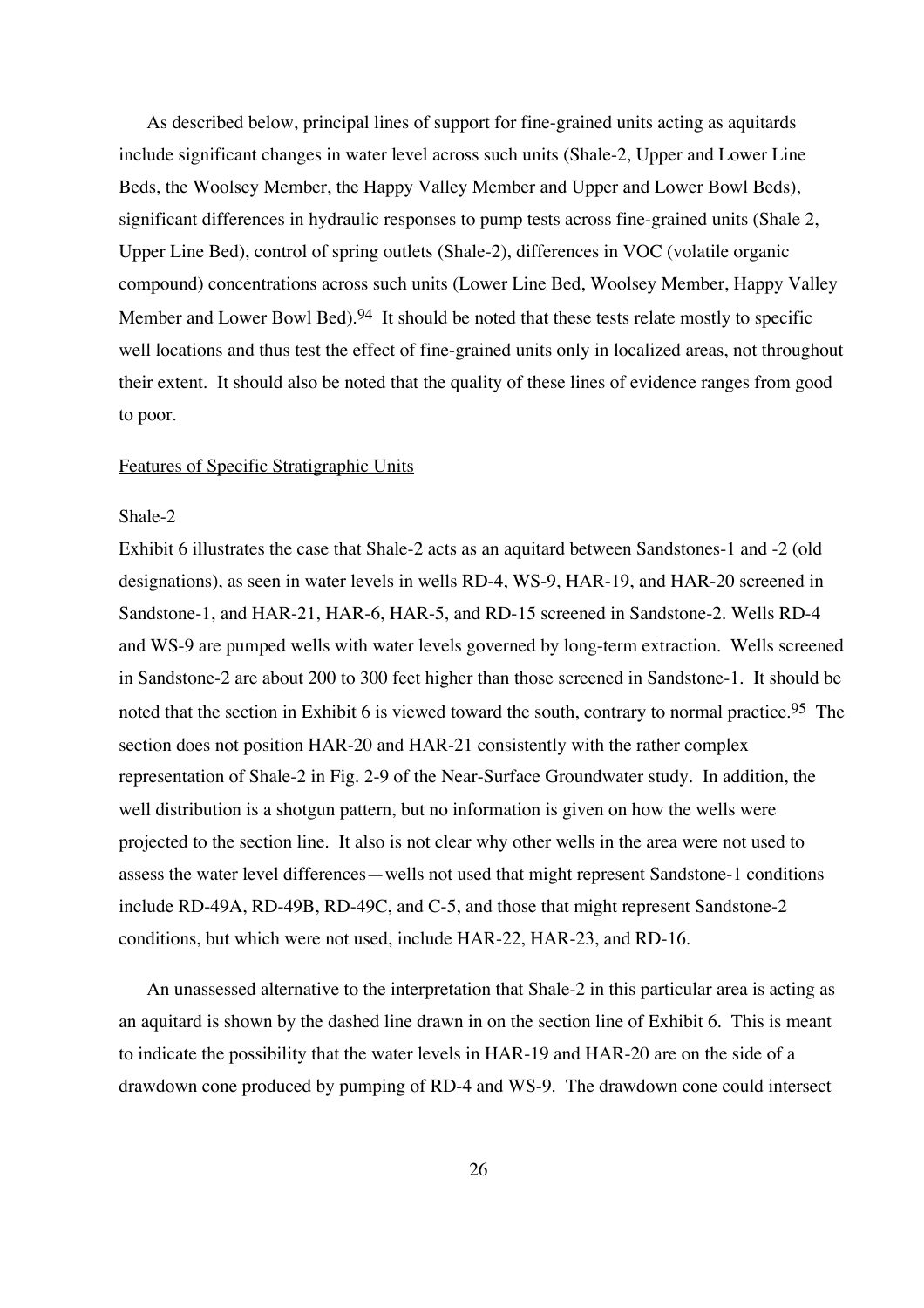As described below, principal lines of support for fine-grained units acting as aquitards include significant changes in water level across such units (Shale-2, Upper and Lower Line Beds, the Woolsey Member, the Happy Valley Member and Upper and Lower Bowl Beds), significant differences in hydraulic responses to pump tests across fine-grained units (Shale 2, Upper Line Bed), control of spring outlets (Shale-2), differences in VOC (volatile organic compound) concentrations across such units (Lower Line Bed, Woolsey Member, Happy Valley Member and Lower Bowl Bed).[94] It should be noted that these tests relate mostly to specific well locations and thus test the effect of fine-grained units only in localized areas, not throughout their extent. It should also be noted that the quality of these lines of evidence ranges from good to poor.

## Features of Specific Stratigraphic Units

### Shale-2

Exhibit 6 illustrates the case that Shale-2 acts as an aquitard between Sandstones-1 and -2 (old designations), as seen in water levels in wells RD-4, WS-9, HAR-19, and HAR-20 screened in Sandstone-1, and HAR-21, HAR-6, HAR-5, and RD-15 screened in Sandstone-2. Wells RD-4 and WS-9 are pumped wells with water levels governed by long-term extraction. Wells screened in Sandstone-2 are about 200 to 300 feet higher than those screened in Sandstone-1. It should be noted that the section in Exhibit 6 is viewed toward the south, contrary to normal practice.[95] The section does not position HAR-20 and HAR-21 consistently with the rather complex representation of Shale-2 in Fig. 2-9 of the Near-Surface Groundwater study. In addition, the well distribution is a shotgun pattern, but no information is given on how the wells were projected to the section line. It also is not clear why other wells in the area were not used to assess the water level differences—wells not used that might represent Sandstone-1 conditions include RD-49A, RD-49B, RD-49C, and C-5, and those that might represent Sandstone-2 conditions, but which were not used, include HAR-22, HAR-23, and RD-16.

An unassessed alternative to the interpretation that Shale-2 in this particular area is acting as an aquitard is shown by the dashed line drawn in on the section line of Exhibit 6. This is meant to indicate the possibility that the water levels in HAR-19 and HAR-20 are on the side of a drawdown cone produced by pumping of RD-4 and WS-9. The drawdown cone could intersect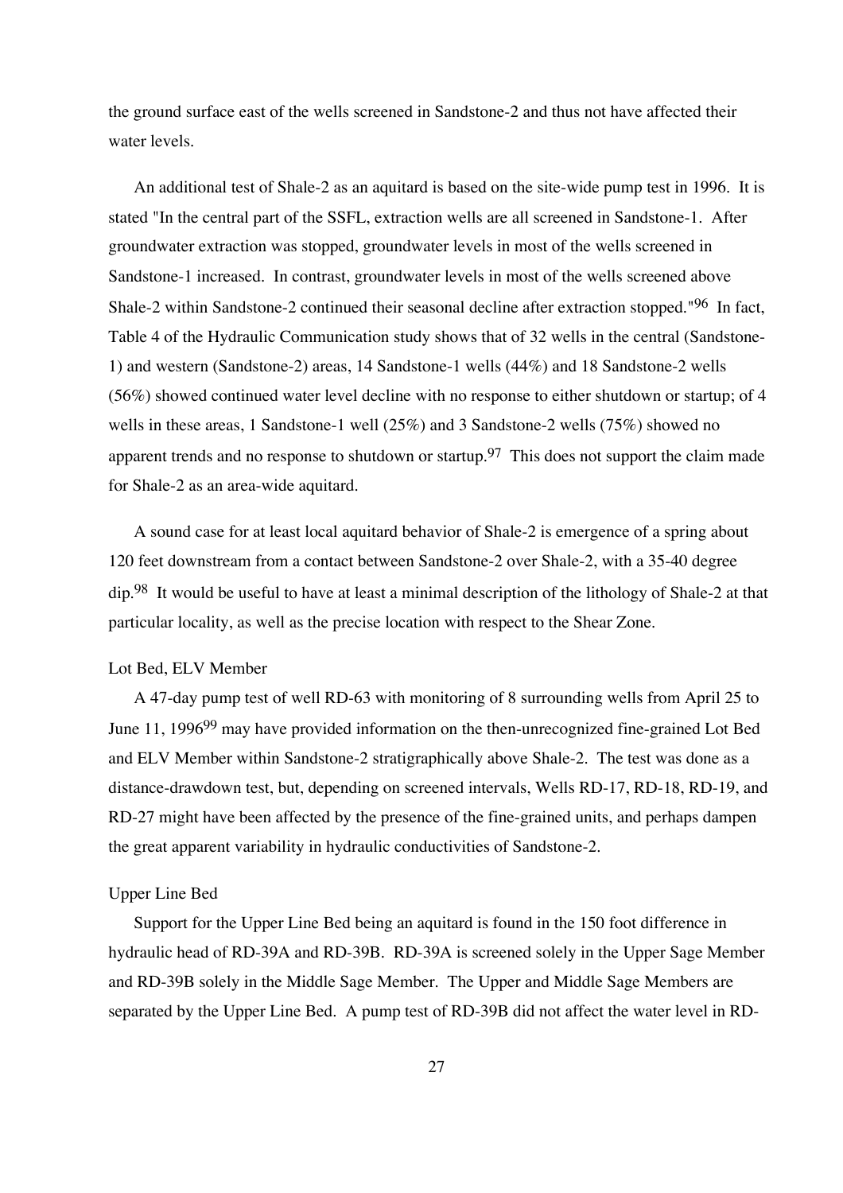the ground surface east of the wells screened in Sandstone-2 and thus not have affected their water levels.

An additional test of Shale-2 as an aquitard is based on the site-wide pump test in 1996. It is stated "In the central part of the SSFL, extraction wells are all screened in Sandstone-1. After groundwater extraction was stopped, groundwater levels in most of the wells screened in Sandstone-1 increased. In contrast, groundwater levels in most of the wells screened above Shale-2 within Sandstone-2 continued their seasonal decline after extraction stopped."[96] In fact, Table 4 of the Hydraulic Communication study shows that of 32 wells in the central (Sandstone-1) and western (Sandstone-2) areas, 14 Sandstone-1 wells (44%) and 18 Sandstone-2 wells (56%) showed continued water level decline with no response to either shutdown or startup; of 4 wells in these areas, 1 Sandstone-1 well (25%) and 3 Sandstone-2 wells (75%) showed no apparent trends and no response to shutdown or startup.[97] This does not support the claim made for Shale-2 as an area-wide aquitard.

A sound case for at least local aquitard behavior of Shale-2 is emergence of a spring about 120 feet downstream from a contact between Sandstone-2 over Shale-2, with a 35-40 degree dip.[98] It would be useful to have at least a minimal description of the lithology of Shale-2 at that particular locality, as well as the precise location with respect to the Shear Zone.

Lot Bed, ELV Member

A 47-day pump test of well RD-63 with monitoring of 8 surrounding wells from April 25 to June 11, 1996[99] may have provided information on the then-unrecognized fine-grained Lot Bed and ELV Member within Sandstone-2 stratigraphically above Shale-2. The test was done as a distance-drawdown test, but, depending on screened intervals, Wells RD-17, RD-18, RD-19, and RD-27 might have been affected by the presence of the fine-grained units, and perhaps dampen the great apparent variability in hydraulic conductivities of Sandstone-2.

Upper Line Bed

Support for the Upper Line Bed being an aquitard is found in the 150 foot difference in hydraulic head of RD-39A and RD-39B. RD-39A is screened solely in the Upper Sage Member and RD-39B solely in the Middle Sage Member. The Upper and Middle Sage Members are separated by the Upper Line Bed. A pump test of RD-39B did not affect the water level in RD-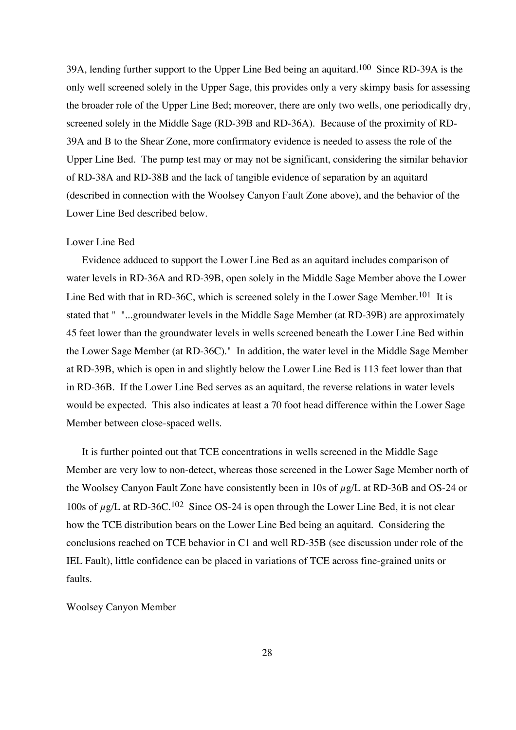39A, lending further support to the Upper Line Bed being an aquitard.[100] Since RD-39A is the only well screened solely in the Upper Sage, this provides only a very skimpy basis for assessing the broader role of the Upper Line Bed; moreover, there are only two wells, one periodically dry, screened solely in the Middle Sage (RD-39B and RD-36A). Because of the proximity of RD-39A and B to the Shear Zone, more confirmatory evidence is needed to assess the role of the Upper Line Bed. The pump test may or may not be significant, considering the similar behavior of RD-38A and RD-38B and the lack of tangible evidence of separation by an aquitard (described in connection with the Woolsey Canyon Fault Zone above), and the behavior of the Lower Line Bed described below.

Lower Line Bed

Evidence adduced to support the Lower Line Bed as an aquitard includes comparison of water levels in RD-36A and RD-39B, open solely in the Middle Sage Member above the Lower Line Bed with that in RD-36C, which is screened solely in the Lower Sage Member.[101] It is stated that " "...groundwater levels in the Middle Sage Member (at RD-39B) are approximately 45 feet lower than the groundwater levels in wells screened beneath the Lower Line Bed within the Lower Sage Member (at RD-36C)." In addition, the water level in the Middle Sage Member at RD-39B, which is open in and slightly below the Lower Line Bed is 113 feet lower than that in RD-36B. If the Lower Line Bed serves as an aquitard, the reverse relations in water levels would be expected. This also indicates at least a 70 foot head difference within the Lower Sage Member between close-spaced wells.

It is further pointed out that TCE concentrations in wells screened in the Middle Sage Member are very low to non-detect, whereas those screened in the Lower Sage Member north of the Woolsey Canyon Fault Zone have consistently been in 10s of $\mu$g/L at RD-36B and OS-24 or 100s of $\mu$g/L at RD-36C.[102] Since OS-24 is open through the Lower Line Bed, it is not clear how the TCE distribution bears on the Lower Line Bed being an aquitard. Considering the conclusions reached on TCE behavior in C1 and well RD-35B (see discussion under role of the IEL Fault), little confidence can be placed in variations of TCE across fine-grained units or faults.

Woolsey Canyon Member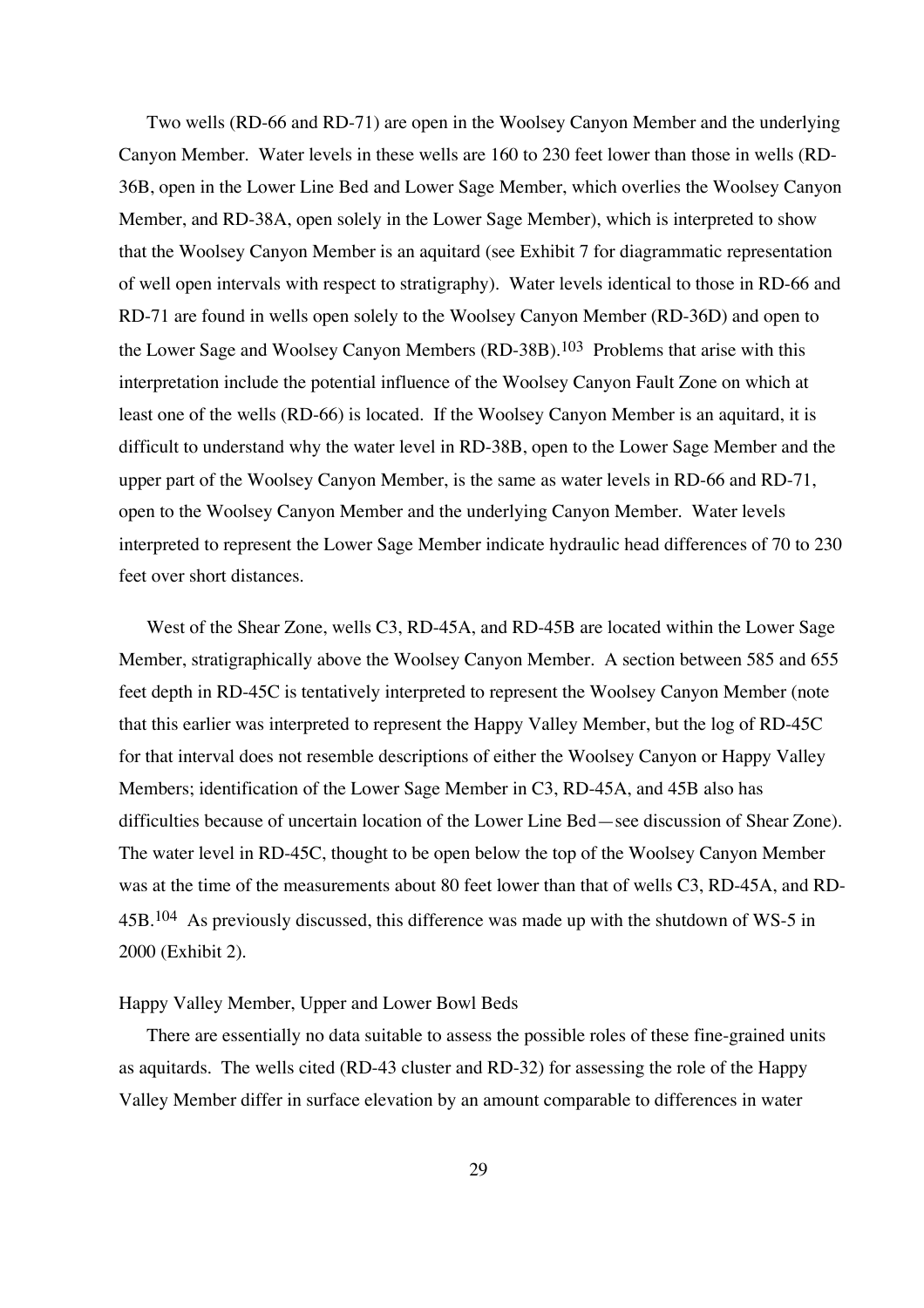Two wells (RD-66 and RD-71) are open in the Woolsey Canyon Member and the underlying Canyon Member. Water levels in these wells are 160 to 230 feet lower than those in wells (RD-36B, open in the Lower Line Bed and Lower Sage Member, which overlies the Woolsey Canyon Member, and RD-38A, open solely in the Lower Sage Member), which is interpreted to show that the Woolsey Canyon Member is an aquitard (see Exhibit 7 for diagrammatic representation of well open intervals with respect to stratigraphy). Water levels identical to those in RD-66 and RD-71 are found in wells open solely to the Woolsey Canyon Member (RD-36D) and open to the Lower Sage and Woolsey Canyon Members (RD-38B).[103] Problems that arise with this interpretation include the potential influence of the Woolsey Canyon Fault Zone on which at least one of the wells (RD-66) is located. If the Woolsey Canyon Member is an aquitard, it is difficult to understand why the water level in RD-38B, open to the Lower Sage Member and the upper part of the Woolsey Canyon Member, is the same as water levels in RD-66 and RD-71, open to the Woolsey Canyon Member and the underlying Canyon Member. Water levels interpreted to represent the Lower Sage Member indicate hydraulic head differences of 70 to 230 feet over short distances.

West of the Shear Zone, wells C3, RD-45A, and RD-45B are located within the Lower Sage Member, stratigraphically above the Woolsey Canyon Member. A section between 585 and 655 feet depth in RD-45C is tentatively interpreted to represent the Woolsey Canyon Member (note that this earlier was interpreted to represent the Happy Valley Member, but the log of RD-45C for that interval does not resemble descriptions of either the Woolsey Canyon or Happy Valley Members; identification of the Lower Sage Member in C3, RD-45A, and 45B also has difficulties because of uncertain location of the Lower Line Bed—see discussion of Shear Zone). The water level in RD-45C, thought to be open below the top of the Woolsey Canyon Member was at the time of the measurements about 80 feet lower than that of wells C3, RD-45A, and RD-45B.[104] As previously discussed, this difference was made up with the shutdown of WS-5 in 2000 (Exhibit 2).

Happy Valley Member, Upper and Lower Bowl Beds

There are essentially no data suitable to assess the possible roles of these fine-grained units as aquitards. The wells cited (RD-43 cluster and RD-32) for assessing the role of the Happy Valley Member differ in surface elevation by an amount comparable to differences in water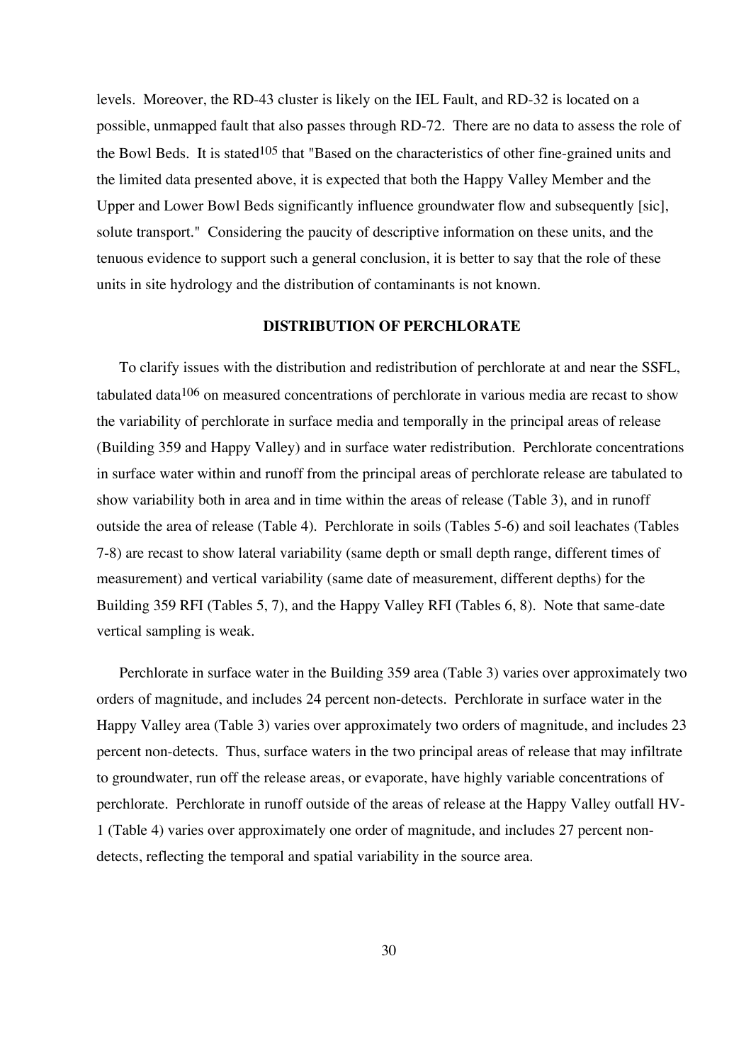levels. Moreover, the RD-43 cluster is likely on the IEL Fault, and RD-32 is located on a possible, unmapped fault that also passes through RD-72. There are no data to assess the role of the Bowl Beds. It is stated[105] that "Based on the characteristics of other fine-grained units and the limited data presented above, it is expected that both the Happy Valley Member and the Upper and Lower Bowl Beds significantly influence groundwater flow and subsequently [sic], solute transport." Considering the paucity of descriptive information on these units, and the tenuous evidence to support such a general conclusion, it is better to say that the role of these units in site hydrology and the distribution of contaminants is not known.

## DISTRIBUTION OF PERCHLORATE

To clarify issues with the distribution and redistribution of perchlorate at and near the SSFL, tabulated data[106] on measured concentrations of perchlorate in various media are recast to show the variability of perchlorate in surface media and temporally in the principal areas of release (Building 359 and Happy Valley) and in surface water redistribution. Perchlorate concentrations in surface water within and runoff from the principal areas of perchlorate release are tabulated to show variability both in area and in time within the areas of release (Table 3), and in runoff outside the area of release (Table 4). Perchlorate in soils (Tables 5-6) and soil leachates (Tables 7-8) are recast to show lateral variability (same depth or small depth range, different times of measurement) and vertical variability (same date of measurement, different depths) for the Building 359 RFI (Tables 5, 7), and the Happy Valley RFI (Tables 6, 8). Note that same-date vertical sampling is weak.

Perchlorate in surface water in the Building 359 area (Table 3) varies over approximately two orders of magnitude, and includes 24 percent non-detects. Perchlorate in surface water in the Happy Valley area (Table 3) varies over approximately two orders of magnitude, and includes 23 percent non-detects. Thus, surface waters in the two principal areas of release that may infiltrate to groundwater, run off the release areas, or evaporate, have highly variable concentrations of perchlorate. Perchlorate in runoff outside of the areas of release at the Happy Valley outfall HV-1 (Table 4) varies over approximately one order of magnitude, and includes 27 percent non-detects, reflecting the temporal and spatial variability in the source area.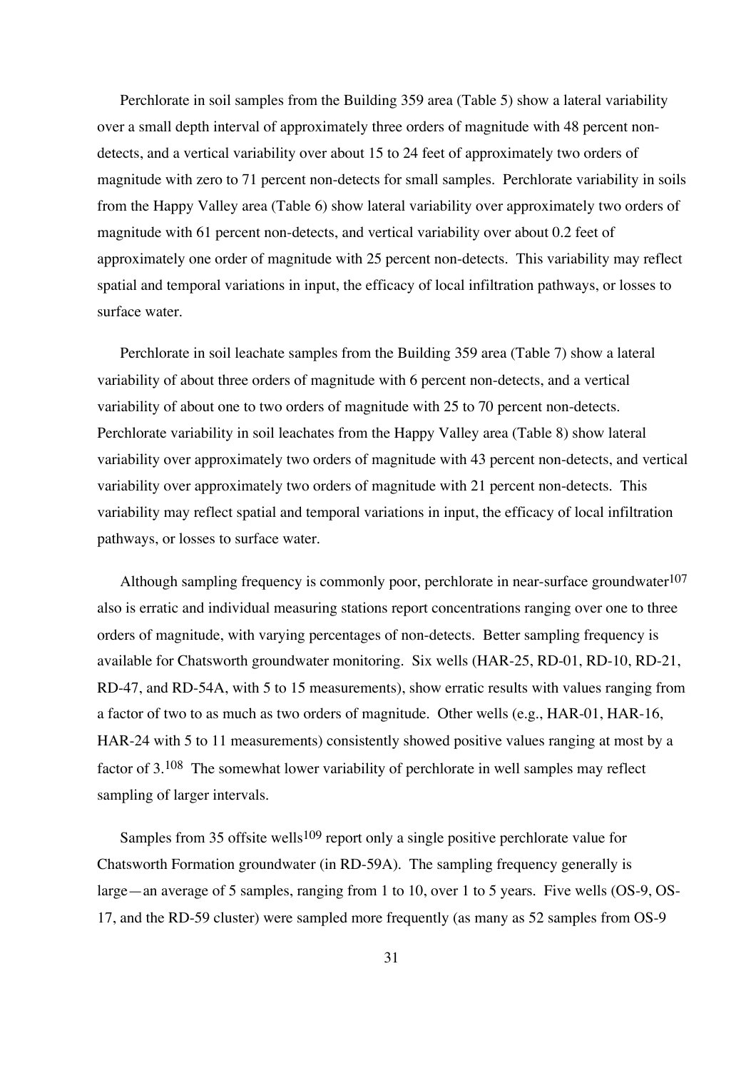Perchlorate in soil samples from the Building 359 area (Table 5) show a lateral variability over a small depth interval of approximately three orders of magnitude with 48 percent non-detects, and a vertical variability over about 15 to 24 feet of approximately two orders of magnitude with zero to 71 percent non-detects for small samples. Perchlorate variability in soils from the Happy Valley area (Table 6) show lateral variability over approximately two orders of magnitude with 61 percent non-detects, and vertical variability over about 0.2 feet of approximately one order of magnitude with 25 percent non-detects. This variability may reflect spatial and temporal variations in input, the efficacy of local infiltration pathways, or losses to surface water.

Perchlorate in soil leachate samples from the Building 359 area (Table 7) show a lateral variability of about three orders of magnitude with 6 percent non-detects, and a vertical variability of about one to two orders of magnitude with 25 to 70 percent non-detects. Perchlorate variability in soil leachates from the Happy Valley area (Table 8) show lateral variability over approximately two orders of magnitude with 43 percent non-detects, and vertical variability over approximately two orders of magnitude with 21 percent non-detects. This variability may reflect spatial and temporal variations in input, the efficacy of local infiltration pathways, or losses to surface water.

Although sampling frequency is commonly poor, perchlorate in near-surface groundwater[107] also is erratic and individual measuring stations report concentrations ranging over one to three orders of magnitude, with varying percentages of non-detects. Better sampling frequency is available for Chatsworth groundwater monitoring. Six wells (HAR-25, RD-01, RD-10, RD-21, RD-47, and RD-54A, with 5 to 15 measurements), show erratic results with values ranging from a factor of two to as much as two orders of magnitude. Other wells (e.g., HAR-01, HAR-16, HAR-24 with 5 to 11 measurements) consistently showed positive values ranging at most by a factor of 3.[108] The somewhat lower variability of perchlorate in well samples may reflect sampling of larger intervals.

Samples from 35 offsite wells[109] report only a single positive perchlorate value for Chatsworth Formation groundwater (in RD-59A). The sampling frequency generally is large—an average of 5 samples, ranging from 1 to 10, over 1 to 5 years. Five wells (OS-9, OS-17, and the RD-59 cluster) were sampled more frequently (as many as 52 samples from OS-9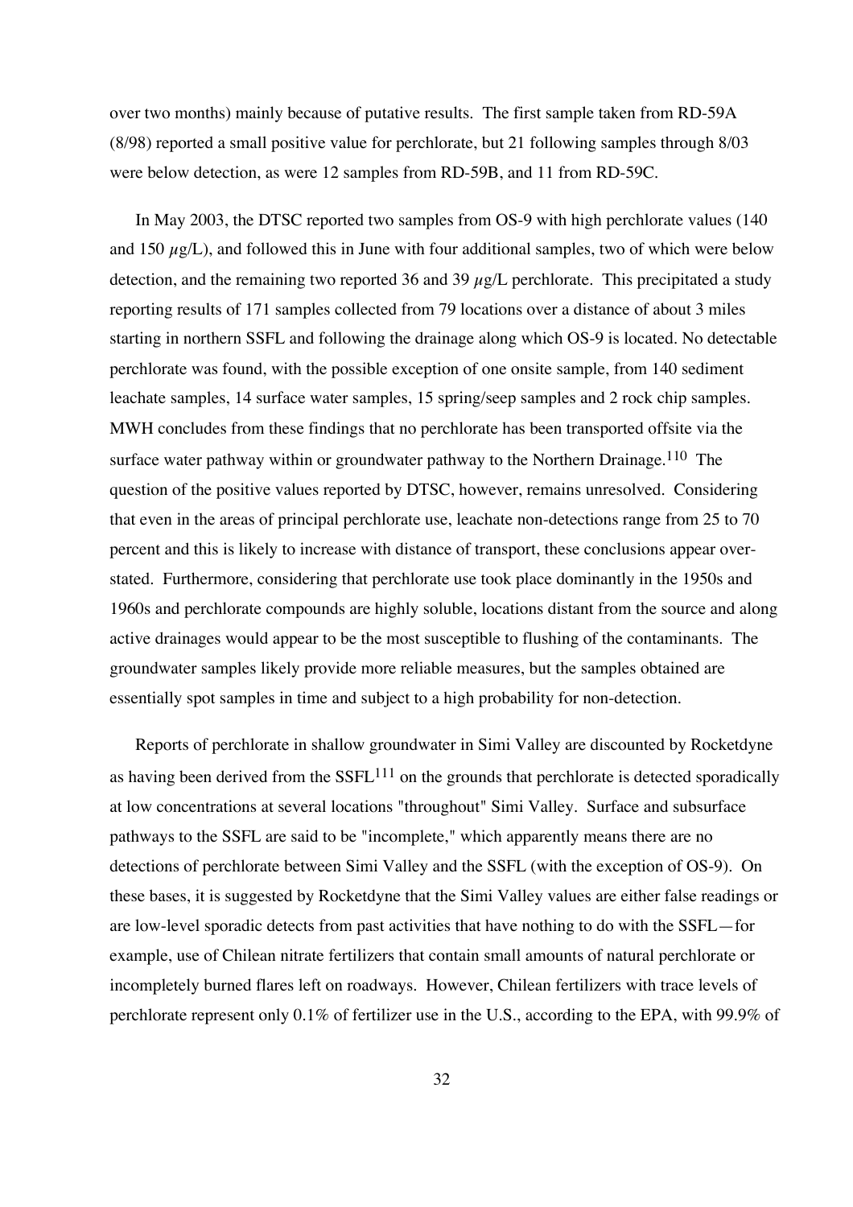over two months) mainly because of putative results. The first sample taken from RD-59A (8/98) reported a small positive value for perchlorate, but 21 following samples through 8/03 were below detection, as were 12 samples from RD-59B, and 11 from RD-59C.

In May 2003, the DTSC reported two samples from OS-9 with high perchlorate values (140 and 150 $\mu$g/L), and followed this in June with four additional samples, two of which were below detection, and the remaining two reported 36 and 39 $\mu$g/L perchlorate. This precipitated a study reporting results of 171 samples collected from 79 locations over a distance of about 3 miles starting in northern SSFL and following the drainage along which OS-9 is located. No detectable perchlorate was found, with the possible exception of one onsite sample, from 140 sediment leachate samples, 14 surface water samples, 15 spring/seep samples and 2 rock chip samples. MWH concludes from these findings that no perchlorate has been transported offsite via the surface water pathway within or groundwater pathway to the Northern Drainage.[110] The question of the positive values reported by DTSC, however, remains unresolved. Considering that even in the areas of principal perchlorate use, leachate non-detections range from 25 to 70 percent and this is likely to increase with distance of transport, these conclusions appear over-stated. Furthermore, considering that perchlorate use took place dominantly in the 1950s and 1960s and perchlorate compounds are highly soluble, locations distant from the source and along active drainages would appear to be the most susceptible to flushing of the contaminants. The groundwater samples likely provide more reliable measures, but the samples obtained are essentially spot samples in time and subject to a high probability for non-detection.

Reports of perchlorate in shallow groundwater in Simi Valley are discounted by Rocketdyne as having been derived from the SSFL[111] on the grounds that perchlorate is detected sporadically at low concentrations at several locations "throughout" Simi Valley. Surface and subsurface pathways to the SSFL are said to be "incomplete," which apparently means there are no detections of perchlorate between Simi Valley and the SSFL (with the exception of OS-9). On these bases, it is suggested by Rocketdyne that the Simi Valley values are either false readings or are low-level sporadic detects from past activities that have nothing to do with the SSFL—for example, use of Chilean nitrate fertilizers that contain small amounts of natural perchlorate or incompletely burned flares left on roadways. However, Chilean fertilizers with trace levels of perchlorate represent only 0.1% of fertilizer use in the U.S., according to the EPA, with 99.9% of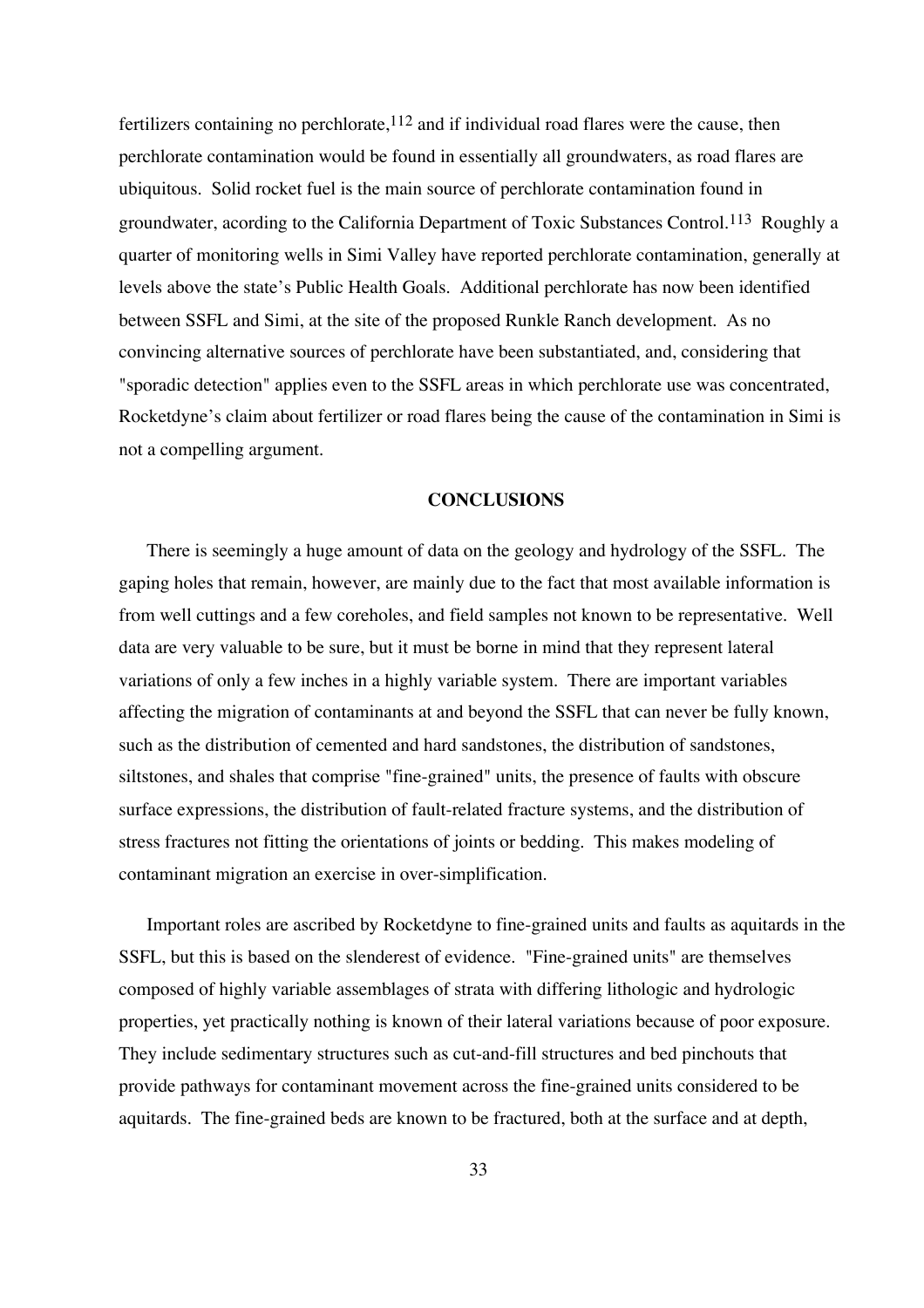fertilizers containing no perchlorate,[112] and if individual road flares were the cause, then perchlorate contamination would be found in essentially all groundwaters, as road flares are ubiquitous. Solid rocket fuel is the main source of perchlorate contamination found in groundwater, acording to the California Department of Toxic Substances Control.[113] Roughly a quarter of monitoring wells in Simi Valley have reported perchlorate contamination, generally at levels above the state's Public Health Goals. Additional perchlorate has now been identified between SSFL and Simi, at the site of the proposed Runkle Ranch development. As no convincing alternative sources of perchlorate have been substantiated, and, considering that "sporadic detection" applies even to the SSFL areas in which perchlorate use was concentrated, Rocketdyne's claim about fertilizer or road flares being the cause of the contamination in Simi is not a compelling argument.

## CONCLUSIONS

There is seemingly a huge amount of data on the geology and hydrology of the SSFL. The gaping holes that remain, however, are mainly due to the fact that most available information is from well cuttings and a few coreholes, and field samples not known to be representative. Well data are very valuable to be sure, but it must be borne in mind that they represent lateral variations of only a few inches in a highly variable system. There are important variables affecting the migration of contaminants at and beyond the SSFL that can never be fully known, such as the distribution of cemented and hard sandstones, the distribution of sandstones, siltstones, and shales that comprise "fine-grained" units, the presence of faults with obscure surface expressions, the distribution of fault-related fracture systems, and the distribution of stress fractures not fitting the orientations of joints or bedding. This makes modeling of contaminant migration an exercise in over-simplification.

Important roles are ascribed by Rocketdyne to fine-grained units and faults as aquitards in the SSFL, but this is based on the slenderest of evidence. "Fine-grained units" are themselves composed of highly variable assemblages of strata with differing lithologic and hydrologic properties, yet practically nothing is known of their lateral variations because of poor exposure. They include sedimentary structures such as cut-and-fill structures and bed pinchouts that provide pathways for contaminant movement across the fine-grained units considered to be aquitards. The fine-grained beds are known to be fractured, both at the surface and at depth,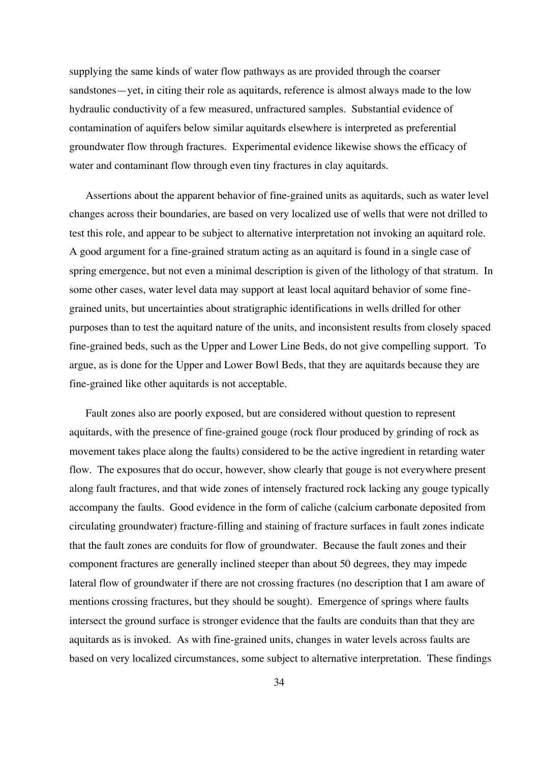supplying the same kinds of water flow pathways as are provided through the coarser sandstones—yet, in citing their role as aquitards, reference is almost always made to the low hydraulic conductivity of a few measured, unfractured samples. Substantial evidence of contamination of aquifers below similar aquitards elsewhere is interpreted as preferential groundwater flow through fractures. Experimental evidence likewise shows the efficacy of water and contaminant flow through even tiny fractures in clay aquitards.

Assertions about the apparent behavior of fine-grained units as aquitards, such as water level changes across their boundaries, are based on very localized use of wells that were not drilled to test this role, and appear to be subject to alternative interpretation not invoking an aquitard role. A good argument for a fine-grained stratum acting as an aquitard is found in a single case of spring emergence, but not even a minimal description is given of the lithology of that stratum. In some other cases, water level data may support at least local aquitard behavior of some fine-grained units, but uncertainties about stratigraphic identifications in wells drilled for other purposes than to test the aquitard nature of the units, and inconsistent results from closely spaced fine-grained beds, such as the Upper and Lower Line Beds, do not give compelling support. To argue, as is done for the Upper and Lower Bowl Beds, that they are aquitards because they are fine-grained like other aquitards is not acceptable.

Fault zones also are poorly exposed, but are considered without question to represent aquitards, with the presence of fine-grained gouge (rock flour produced by grinding of rock as movement takes place along the faults) considered to be the active ingredient in retarding water flow. The exposures that do occur, however, show clearly that gouge is not everywhere present along fault fractures, and that wide zones of intensely fractured rock lacking any gouge typically accompany the faults. Good evidence in the form of caliche (calcium carbonate deposited from circulating groundwater) fracture-filling and staining of fracture surfaces in fault zones indicate that the fault zones are conduits for flow of groundwater. Because the fault zones and their component fractures are generally inclined steeper than about 50 degrees, they may impede lateral flow of groundwater if there are not crossing fractures (no description that I am aware of mentions crossing fractures, but they should be sought). Emergence of springs where faults intersect the ground surface is stronger evidence that the faults are conduits than that they are aquitards as is invoked. As with fine-grained units, changes in water levels across faults are based on very localized circumstances, some subject to alternative interpretation. These findings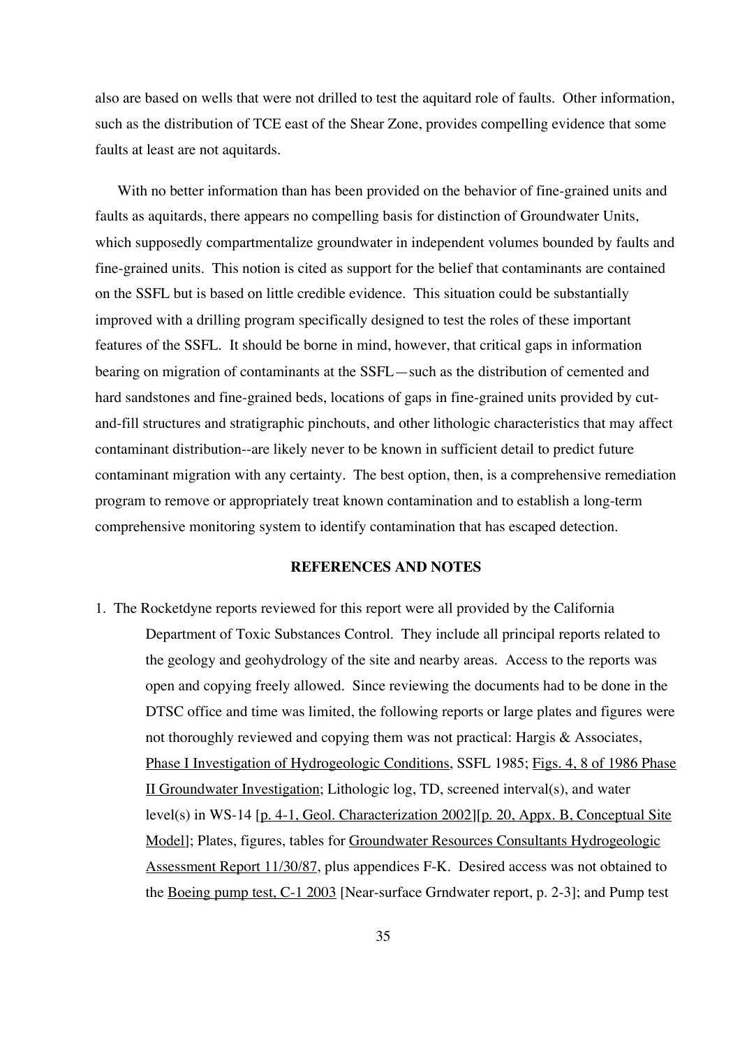also are based on wells that were not drilled to test the aquitard role of faults. Other information, such as the distribution of TCE east of the Shear Zone, provides compelling evidence that some faults at least are not aquitards.

With no better information than has been provided on the behavior of fine-grained units and faults as aquitards, there appears no compelling basis for distinction of Groundwater Units, which supposedly compartmentalize groundwater in independent volumes bounded by faults and fine-grained units. This notion is cited as support for the belief that contaminants are contained on the SSFL but is based on little credible evidence. This situation could be substantially improved with a drilling program specifically designed to test the roles of these important features of the SSFL. It should be borne in mind, however, that critical gaps in information bearing on migration of contaminants at the SSFL—such as the distribution of cemented and hard sandstones and fine-grained beds, locations of gaps in fine-grained units provided by cut-and-fill structures and stratigraphic pinchouts, and other lithologic characteristics that may affect contaminant distribution--are likely never to be known in sufficient detail to predict future contaminant migration with any certainty. The best option, then, is a comprehensive remediation program to remove or appropriately treat known contamination and to establish a long-term comprehensive monitoring system to identify contamination that has escaped detection.

## REFERENCES AND NOTES

1. The Rocketdyne reports reviewed for this report were all provided by the California Department of Toxic Substances Control. They include all principal reports related to the geology and geohydrology of the site and nearby areas. Access to the reports was open and copying freely allowed. Since reviewing the documents had to be done in the DTSC office and time was limited, the following reports or large plates and figures were not thoroughly reviewed and copying them was not practical: Hargis & Associates, Phase I Investigation of Hydrogeologic Conditions, SSFL 1985; Figs. 4, 8 of 1986 Phase II Groundwater Investigation; Lithologic log, TD, screened interval(s), and water level(s) in WS-14 [p. 4-1, Geol. Characterization 2002][p. 20, Appx. B, Conceptual Site Model]; Plates, figures, tables for Groundwater Resources Consultants Hydrogeologic Assessment Report 11/30/87, plus appendices F-K. Desired access was not obtained to the Boeing pump test, C-1 2003 [Near-surface Grndwater report, p. 2-3]; and Pump test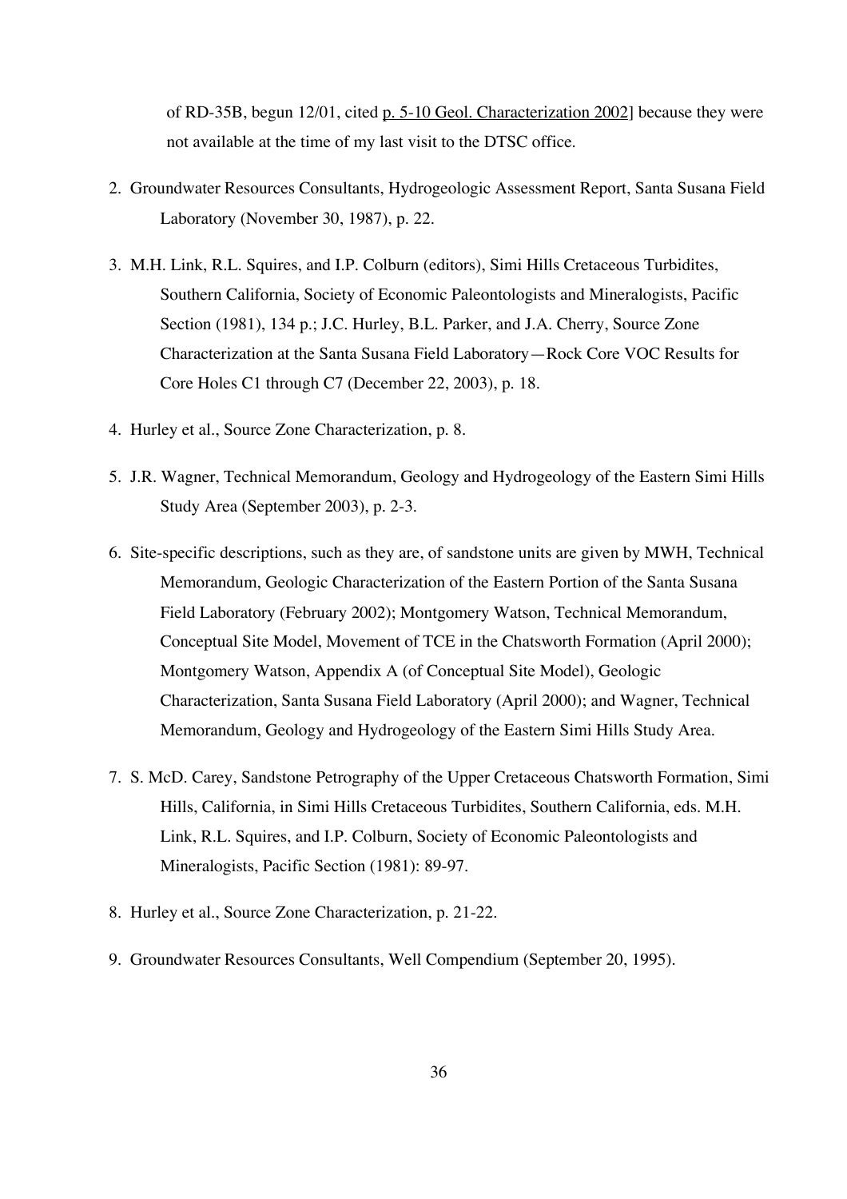of RD-35B, begun 12/01, cited p. 5-10 Geol. Characterization 2002] because they were not available at the time of my last visit to the DTSC office.

2. Groundwater Resources Consultants, Hydrogeologic Assessment Report, Santa Susana Field Laboratory (November 30, 1987), p. 22.

3. M.H. Link, R.L. Squires, and I.P. Colburn (editors), Simi Hills Cretaceous Turbidites, Southern California, Society of Economic Paleontologists and Mineralogists, Pacific Section (1981), 134 p.; J.C. Hurley, B.L. Parker, and J.A. Cherry, Source Zone Characterization at the Santa Susana Field Laboratory—Rock Core VOC Results for Core Holes C1 through C7 (December 22, 2003), p. 18.

4. Hurley et al., Source Zone Characterization, p. 8.

5. J.R. Wagner, Technical Memorandum, Geology and Hydrogeology of the Eastern Simi Hills Study Area (September 2003), p. 2-3.

6. Site-specific descriptions, such as they are, of sandstone units are given by MWH, Technical Memorandum, Geologic Characterization of the Eastern Portion of the Santa Susana Field Laboratory (February 2002); Montgomery Watson, Technical Memorandum, Conceptual Site Model, Movement of TCE in the Chatsworth Formation (April 2000); Montgomery Watson, Appendix A (of Conceptual Site Model), Geologic Characterization, Santa Susana Field Laboratory (April 2000); and Wagner, Technical Memorandum, Geology and Hydrogeology of the Eastern Simi Hills Study Area.

7. S. McD. Carey, Sandstone Petrography of the Upper Cretaceous Chatsworth Formation, Simi Hills, California, in Simi Hills Cretaceous Turbidites, Southern California, eds. M.H. Link, R.L. Squires, and I.P. Colburn, Society of Economic Paleontologists and Mineralogists, Pacific Section (1981): 89-97.

8. Hurley et al., Source Zone Characterization, p. 21-22.

9. Groundwater Resources Consultants, Well Compendium (September 20, 1995).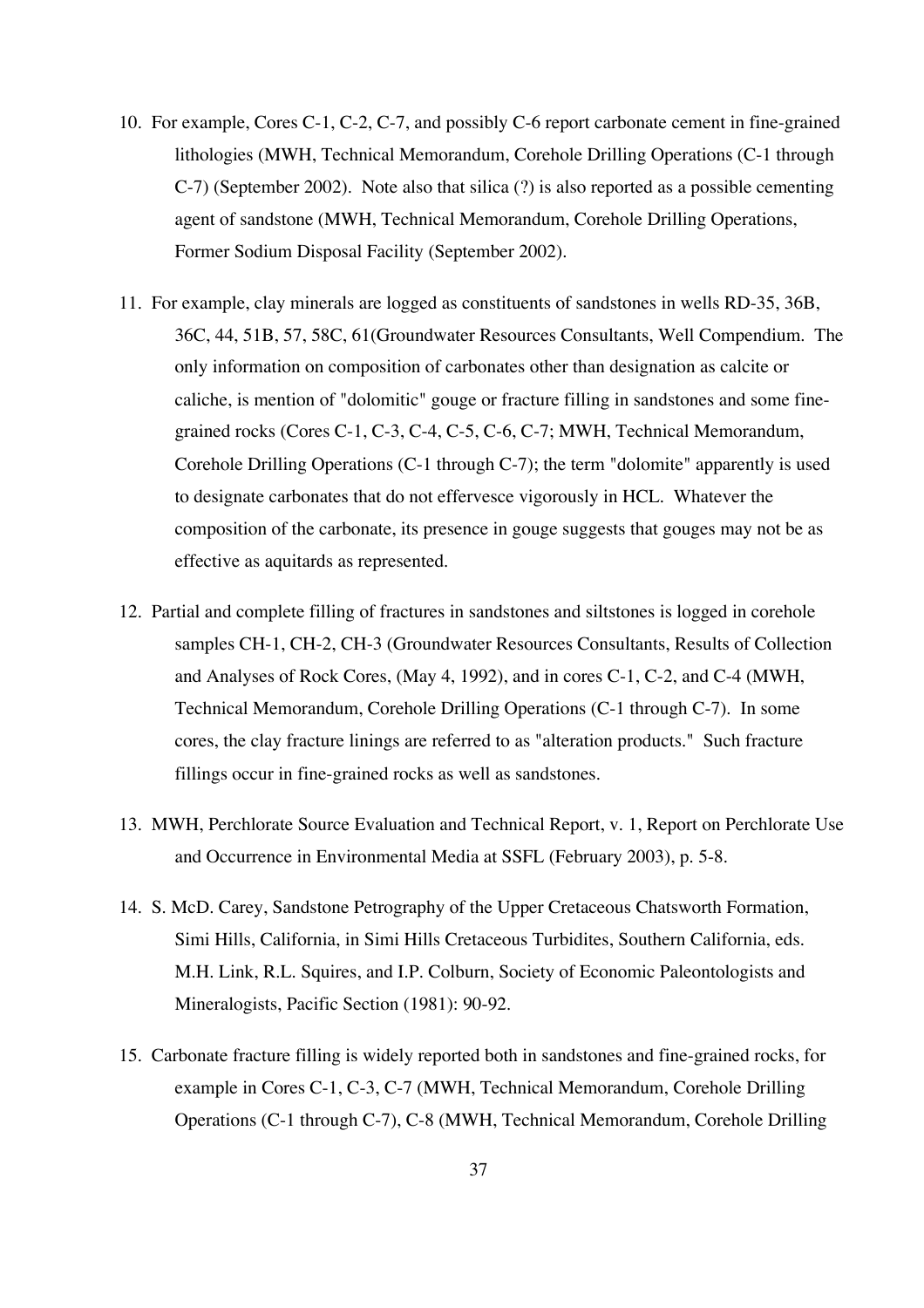10. For example, Cores C-1, C-2, C-7, and possibly C-6 report carbonate cement in fine-grained lithologies (MWH, Technical Memorandum, Corehole Drilling Operations (C-1 through C-7) (September 2002). Note also that silica (?) is also reported as a possible cementing agent of sandstone (MWH, Technical Memorandum, Corehole Drilling Operations, Former Sodium Disposal Facility (September 2002).

11. For example, clay minerals are logged as constituents of sandstones in wells RD-35, 36B, 36C, 44, 51B, 57, 58C, 61(Groundwater Resources Consultants, Well Compendium. The only information on composition of carbonates other than designation as calcite or caliche, is mention of "dolomitic" gouge or fracture filling in sandstones and some fine-grained rocks (Cores C-1, C-3, C-4, C-5, C-6, C-7; MWH, Technical Memorandum, Corehole Drilling Operations (C-1 through C-7); the term "dolomite" apparently is used to designate carbonates that do not effervesce vigorously in HCL. Whatever the composition of the carbonate, its presence in gouge suggests that gouges may not be as effective as aquitards as represented.

12. Partial and complete filling of fractures in sandstones and siltstones is logged in corehole samples CH-1, CH-2, CH-3 (Groundwater Resources Consultants, Results of Collection and Analyses of Rock Cores, (May 4, 1992), and in cores C-1, C-2, and C-4 (MWH, Technical Memorandum, Corehole Drilling Operations (C-1 through C-7). In some cores, the clay fracture linings are referred to as "alteration products." Such fracture fillings occur in fine-grained rocks as well as sandstones.

13. MWH, Perchlorate Source Evaluation and Technical Report, v. 1, Report on Perchlorate Use and Occurrence in Environmental Media at SSFL (February 2003), p. 5-8.

14. S. McD. Carey, Sandstone Petrography of the Upper Cretaceous Chatsworth Formation, Simi Hills, California, in Simi Hills Cretaceous Turbidites, Southern California, eds. M.H. Link, R.L. Squires, and I.P. Colburn, Society of Economic Paleontologists and Mineralogists, Pacific Section (1981): 90-92.

15. Carbonate fracture filling is widely reported both in sandstones and fine-grained rocks, for example in Cores C-1, C-3, C-7 (MWH, Technical Memorandum, Corehole Drilling Operations (C-1 through C-7), C-8 (MWH, Technical Memorandum, Corehole Drilling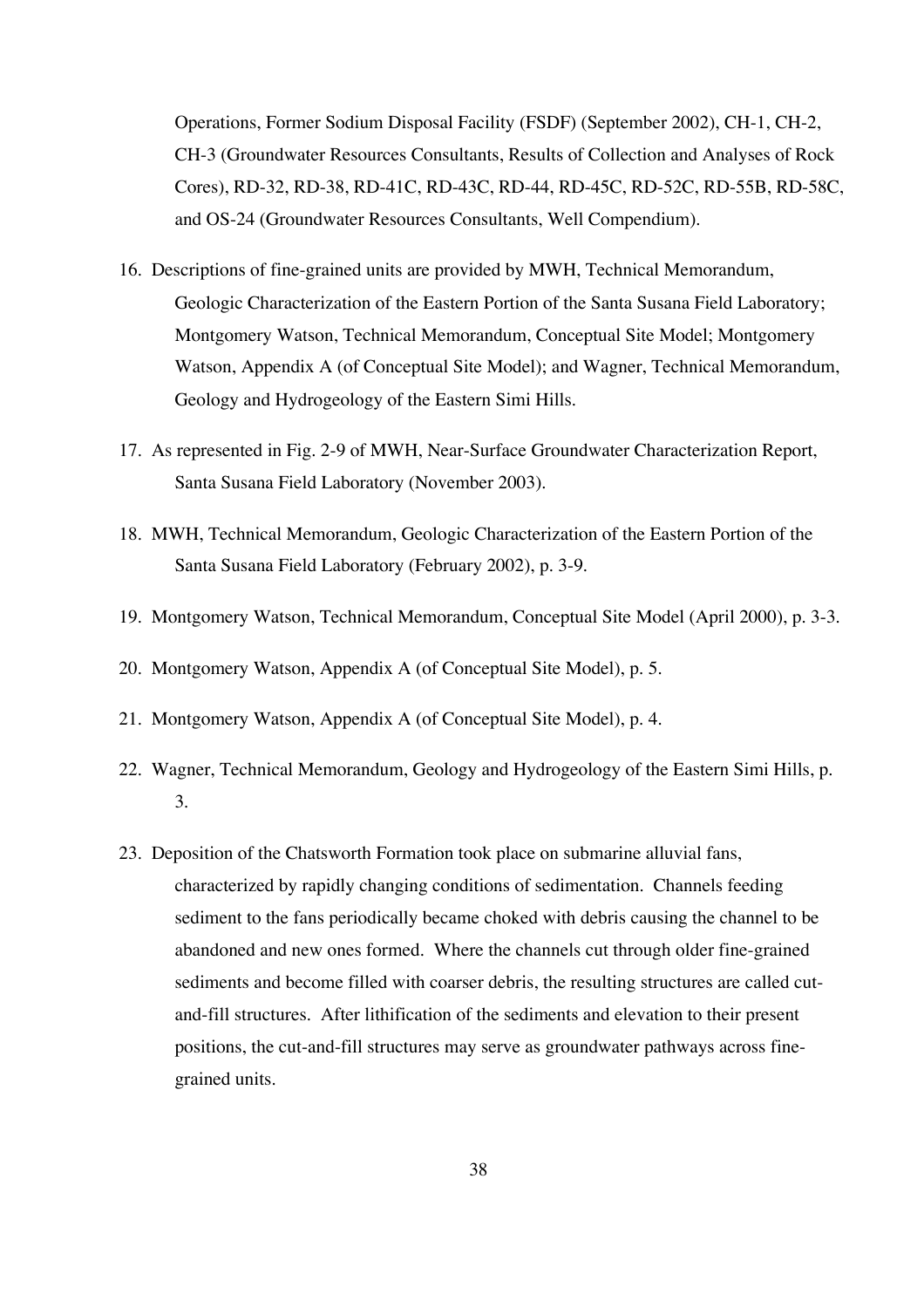Operations, Former Sodium Disposal Facility (FSDF) (September 2002), CH-1, CH-2, CH-3 (Groundwater Resources Consultants, Results of Collection and Analyses of Rock Cores), RD-32, RD-38, RD-41C, RD-43C, RD-44, RD-45C, RD-52C, RD-55B, RD-58C, and OS-24 (Groundwater Resources Consultants, Well Compendium).

16. Descriptions of fine-grained units are provided by MWH, Technical Memorandum, Geologic Characterization of the Eastern Portion of the Santa Susana Field Laboratory; Montgomery Watson, Technical Memorandum, Conceptual Site Model; Montgomery Watson, Appendix A (of Conceptual Site Model); and Wagner, Technical Memorandum, Geology and Hydrogeology of the Eastern Simi Hills.

17. As represented in Fig. 2-9 of MWH, Near-Surface Groundwater Characterization Report, Santa Susana Field Laboratory (November 2003).

18. MWH, Technical Memorandum, Geologic Characterization of the Eastern Portion of the Santa Susana Field Laboratory (February 2002), p. 3-9.

19. Montgomery Watson, Technical Memorandum, Conceptual Site Model (April 2000), p. 3-3.

20. Montgomery Watson, Appendix A (of Conceptual Site Model), p. 5.

21. Montgomery Watson, Appendix A (of Conceptual Site Model), p. 4.

22. Wagner, Technical Memorandum, Geology and Hydrogeology of the Eastern Simi Hills, p. 3.

23. Deposition of the Chatsworth Formation took place on submarine alluvial fans, characterized by rapidly changing conditions of sedimentation. Channels feeding sediment to the fans periodically became choked with debris causing the channel to be abandoned and new ones formed. Where the channels cut through older fine-grained sediments and become filled with coarser debris, the resulting structures are called cut-and-fill structures. After lithification of the sediments and elevation to their present positions, the cut-and-fill structures may serve as groundwater pathways across fine-grained units.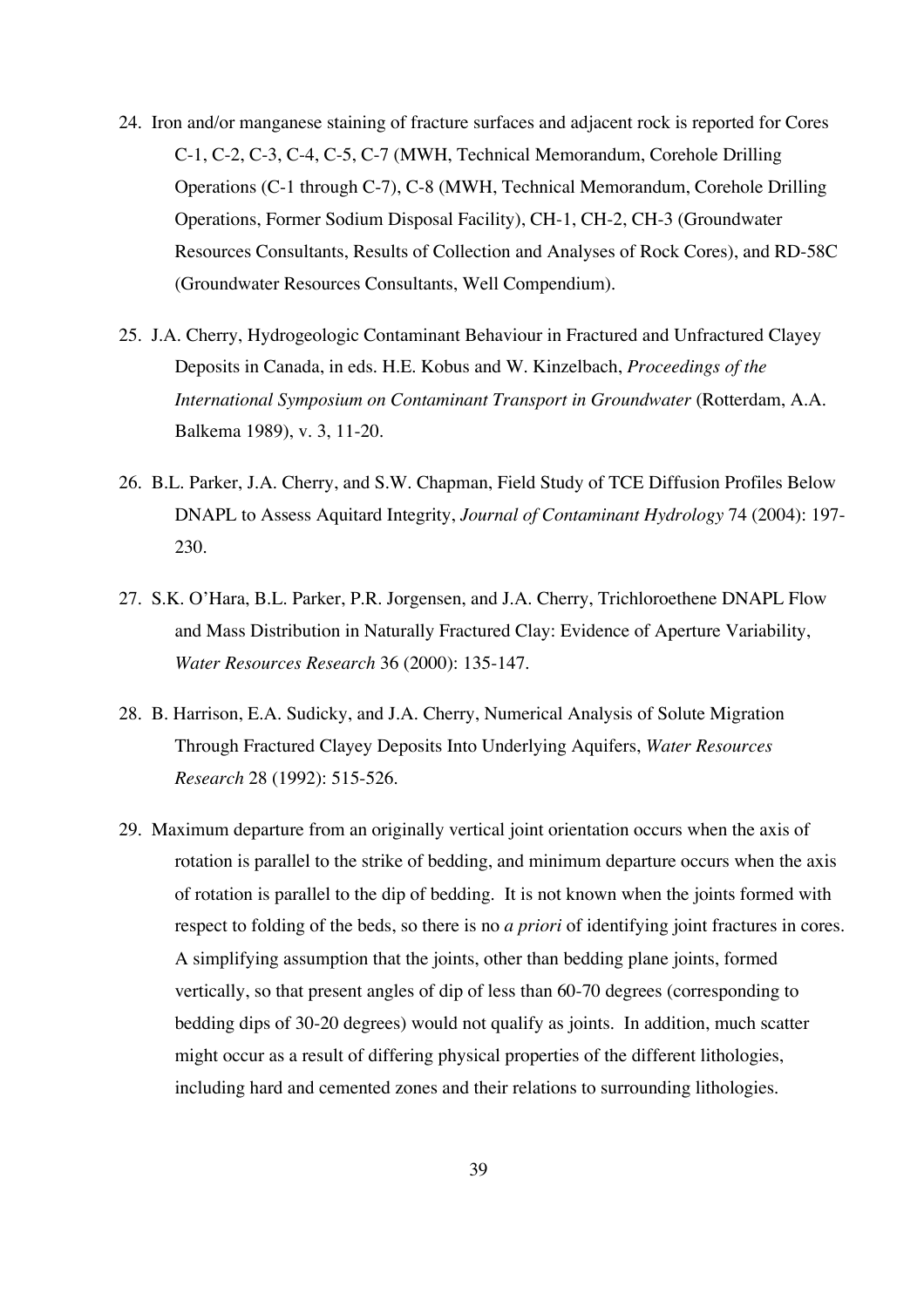24. Iron and/or manganese staining of fracture surfaces and adjacent rock is reported for Cores C-1, C-2, C-3, C-4, C-5, C-7 (MWH, Technical Memorandum, Corehole Drilling Operations (C-1 through C-7), C-8 (MWH, Technical Memorandum, Corehole Drilling Operations, Former Sodium Disposal Facility), CH-1, CH-2, CH-3 (Groundwater Resources Consultants, Results of Collection and Analyses of Rock Cores), and RD-58C (Groundwater Resources Consultants, Well Compendium).

25. J.A. Cherry, Hydrogeologic Contaminant Behaviour in Fractured and Unfractured Clayey Deposits in Canada, in eds. H.E. Kobus and W. Kinzelbach, *Proceedings of the International Symposium on Contaminant Transport in Groundwater* (Rotterdam, A.A. Balkema 1989), v. 3, 11-20.

26. B.L. Parker, J.A. Cherry, and S.W. Chapman, Field Study of TCE Diffusion Profiles Below DNAPL to Assess Aquitard Integrity, *Journal of Contaminant Hydrology* 74 (2004): 197-230.

27. S.K. O'Hara, B.L. Parker, P.R. Jorgensen, and J.A. Cherry, Trichloroethene DNAPL Flow and Mass Distribution in Naturally Fractured Clay: Evidence of Aperture Variability, *Water Resources Research* 36 (2000): 135-147.

28. B. Harrison, E.A. Sudicky, and J.A. Cherry, Numerical Analysis of Solute Migration Through Fractured Clayey Deposits Into Underlying Aquifers, *Water Resources Research* 28 (1992): 515-526.

29. Maximum departure from an originally vertical joint orientation occurs when the axis of rotation is parallel to the strike of bedding, and minimum departure occurs when the axis of rotation is parallel to the dip of bedding. It is not known when the joints formed with respect to folding of the beds, so there is no *a priori* of identifying joint fractures in cores. A simplifying assumption that the joints, other than bedding plane joints, formed vertically, so that present angles of dip of less than 60-70 degrees (corresponding to bedding dips of 30-20 degrees) would not qualify as joints. In addition, much scatter might occur as a result of differing physical properties of the different lithologies, including hard and cemented zones and their relations to surrounding lithologies.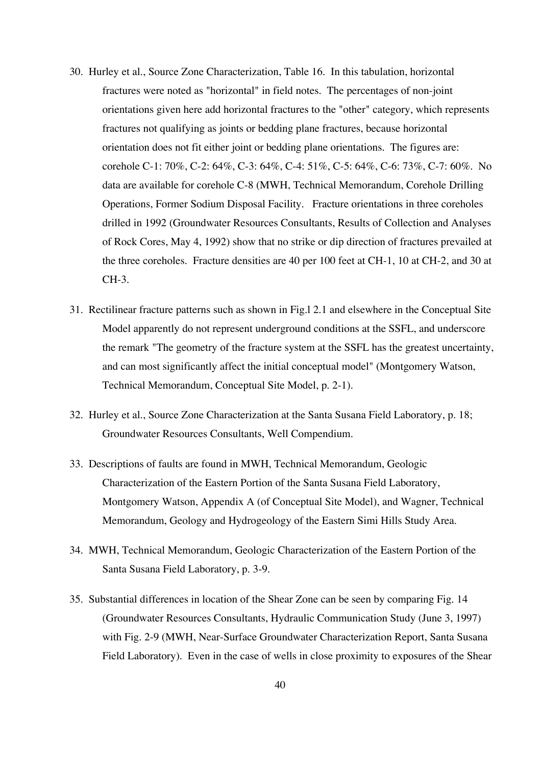30. Hurley et al., Source Zone Characterization, Table 16. In this tabulation, horizontal fractures were noted as "horizontal" in field notes. The percentages of non-joint orientations given here add horizontal fractures to the "other" category, which represents fractures not qualifying as joints or bedding plane fractures, because horizontal orientation does not fit either joint or bedding plane orientations. The figures are: corehole C-1: 70%, C-2: 64%, C-3: 64%, C-4: 51%, C-5: 64%, C-6: 73%, C-7: 60%. No data are available for corehole C-8 (MWH, Technical Memorandum, Corehole Drilling Operations, Former Sodium Disposal Facility. Fracture orientations in three coreholes drilled in 1992 (Groundwater Resources Consultants, Results of Collection and Analyses of Rock Cores, May 4, 1992) show that no strike or dip direction of fractures prevailed at the three coreholes. Fracture densities are 40 per 100 feet at CH-1, 10 at CH-2, and 30 at CH-3.

31. Rectilinear fracture patterns such as shown in Fig.l 2.1 and elsewhere in the Conceptual Site Model apparently do not represent underground conditions at the SSFL, and underscore the remark "The geometry of the fracture system at the SSFL has the greatest uncertainty, and can most significantly affect the initial conceptual model" (Montgomery Watson, Technical Memorandum, Conceptual Site Model, p. 2-1).

32. Hurley et al., Source Zone Characterization at the Santa Susana Field Laboratory, p. 18; Groundwater Resources Consultants, Well Compendium.

33. Descriptions of faults are found in MWH, Technical Memorandum, Geologic Characterization of the Eastern Portion of the Santa Susana Field Laboratory, Montgomery Watson, Appendix A (of Conceptual Site Model), and Wagner, Technical Memorandum, Geology and Hydrogeology of the Eastern Simi Hills Study Area.

34. MWH, Technical Memorandum, Geologic Characterization of the Eastern Portion of the Santa Susana Field Laboratory, p. 3-9.

35. Substantial differences in location of the Shear Zone can be seen by comparing Fig. 14 (Groundwater Resources Consultants, Hydraulic Communication Study (June 3, 1997) with Fig. 2-9 (MWH, Near-Surface Groundwater Characterization Report, Santa Susana Field Laboratory). Even in the case of wells in close proximity to exposures of the Shear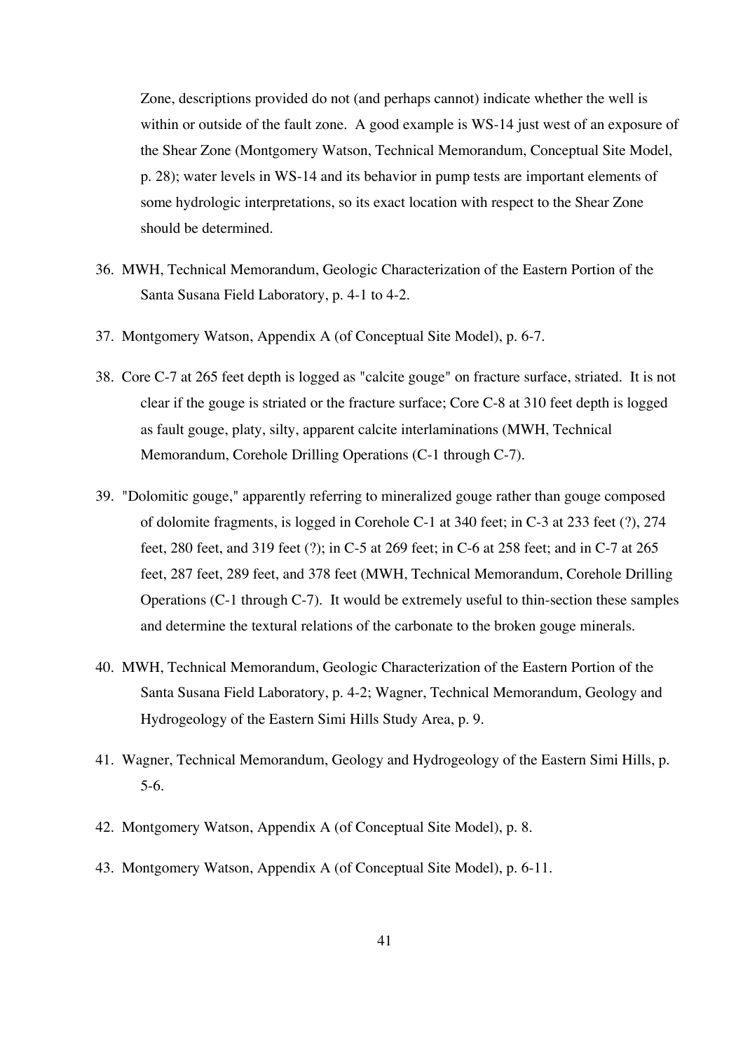Zone, descriptions provided do not (and perhaps cannot) indicate whether the well is within or outside of the fault zone. A good example is WS-14 just west of an exposure of the Shear Zone (Montgomery Watson, Technical Memorandum, Conceptual Site Model, p. 28); water levels in WS-14 and its behavior in pump tests are important elements of some hydrologic interpretations, so its exact location with respect to the Shear Zone should be determined.

36. MWH, Technical Memorandum, Geologic Characterization of the Eastern Portion of the Santa Susana Field Laboratory, p. 4-1 to 4-2.

37. Montgomery Watson, Appendix A (of Conceptual Site Model), p. 6-7.

38. Core C-7 at 265 feet depth is logged as "calcite gouge" on fracture surface, striated. It is not clear if the gouge is striated or the fracture surface; Core C-8 at 310 feet depth is logged as fault gouge, platy, silty, apparent calcite interlaminations (MWH, Technical Memorandum, Corehole Drilling Operations (C-1 through C-7).

39. "Dolomitic gouge," apparently referring to mineralized gouge rather than gouge composed of dolomite fragments, is logged in Corehole C-1 at 340 feet; in C-3 at 233 feet (?), 274 feet, 280 feet, and 319 feet (?); in C-5 at 269 feet; in C-6 at 258 feet; and in C-7 at 265 feet, 287 feet, 289 feet, and 378 feet (MWH, Technical Memorandum, Corehole Drilling Operations (C-1 through C-7). It would be extremely useful to thin-section these samples and determine the textural relations of the carbonate to the broken gouge minerals.

40. MWH, Technical Memorandum, Geologic Characterization of the Eastern Portion of the Santa Susana Field Laboratory, p. 4-2; Wagner, Technical Memorandum, Geology and Hydrogeology of the Eastern Simi Hills Study Area, p. 9.

41. Wagner, Technical Memorandum, Geology and Hydrogeology of the Eastern Simi Hills, p. 5-6.

42. Montgomery Watson, Appendix A (of Conceptual Site Model), p. 8.

43. Montgomery Watson, Appendix A (of Conceptual Site Model), p. 6-11.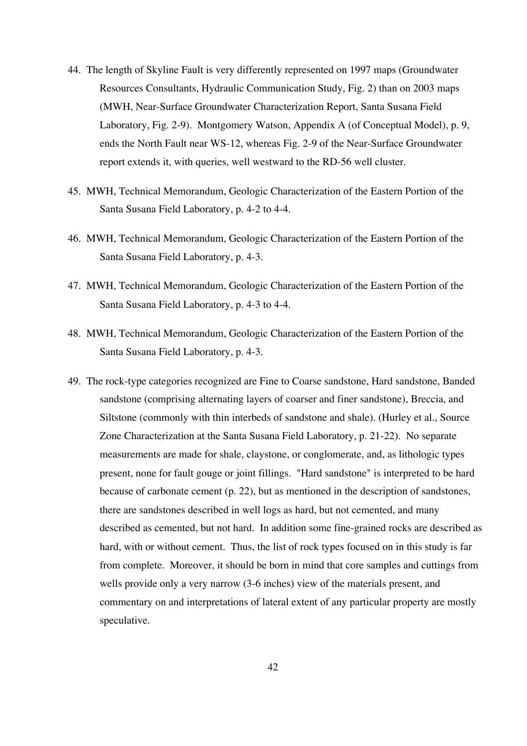44. The length of Skyline Fault is very differently represented on 1997 maps (Groundwater Resources Consultants, Hydraulic Communication Study, Fig. 2) than on 2003 maps (MWH, Near-Surface Groundwater Characterization Report, Santa Susana Field Laboratory, Fig. 2-9). Montgomery Watson, Appendix A (of Conceptual Model), p. 9, ends the North Fault near WS-12, whereas Fig. 2-9 of the Near-Surface Groundwater report extends it, with queries, well westward to the RD-56 well cluster.

45. MWH, Technical Memorandum, Geologic Characterization of the Eastern Portion of the Santa Susana Field Laboratory, p. 4-2 to 4-4.

46. MWH, Technical Memorandum, Geologic Characterization of the Eastern Portion of the Santa Susana Field Laboratory, p. 4-3.

47. MWH, Technical Memorandum, Geologic Characterization of the Eastern Portion of the Santa Susana Field Laboratory, p. 4-3 to 4-4.

48. MWH, Technical Memorandum, Geologic Characterization of the Eastern Portion of the Santa Susana Field Laboratory, p. 4-3.

49. The rock-type categories recognized are Fine to Coarse sandstone, Hard sandstone, Banded sandstone (comprising alternating layers of coarser and finer sandstone), Breccia, and Siltstone (commonly with thin interbeds of sandstone and shale). (Hurley et al., Source Zone Characterization at the Santa Susana Field Laboratory, p. 21-22). No separate measurements are made for shale, claystone, or conglomerate, and, as lithologic types present, none for fault gouge or joint fillings. "Hard sandstone" is interpreted to be hard because of carbonate cement (p. 22), but as mentioned in the description of sandstones, there are sandstones described in well logs as hard, but not cemented, and many described as cemented, but not hard. In addition some fine-grained rocks are described as hard, with or without cement. Thus, the list of rock types focused on in this study is far from complete. Moreover, it should be born in mind that core samples and cuttings from wells provide only a very narrow (3-6 inches) view of the materials present, and commentary on and interpretations of lateral extent of any particular property are mostly speculative.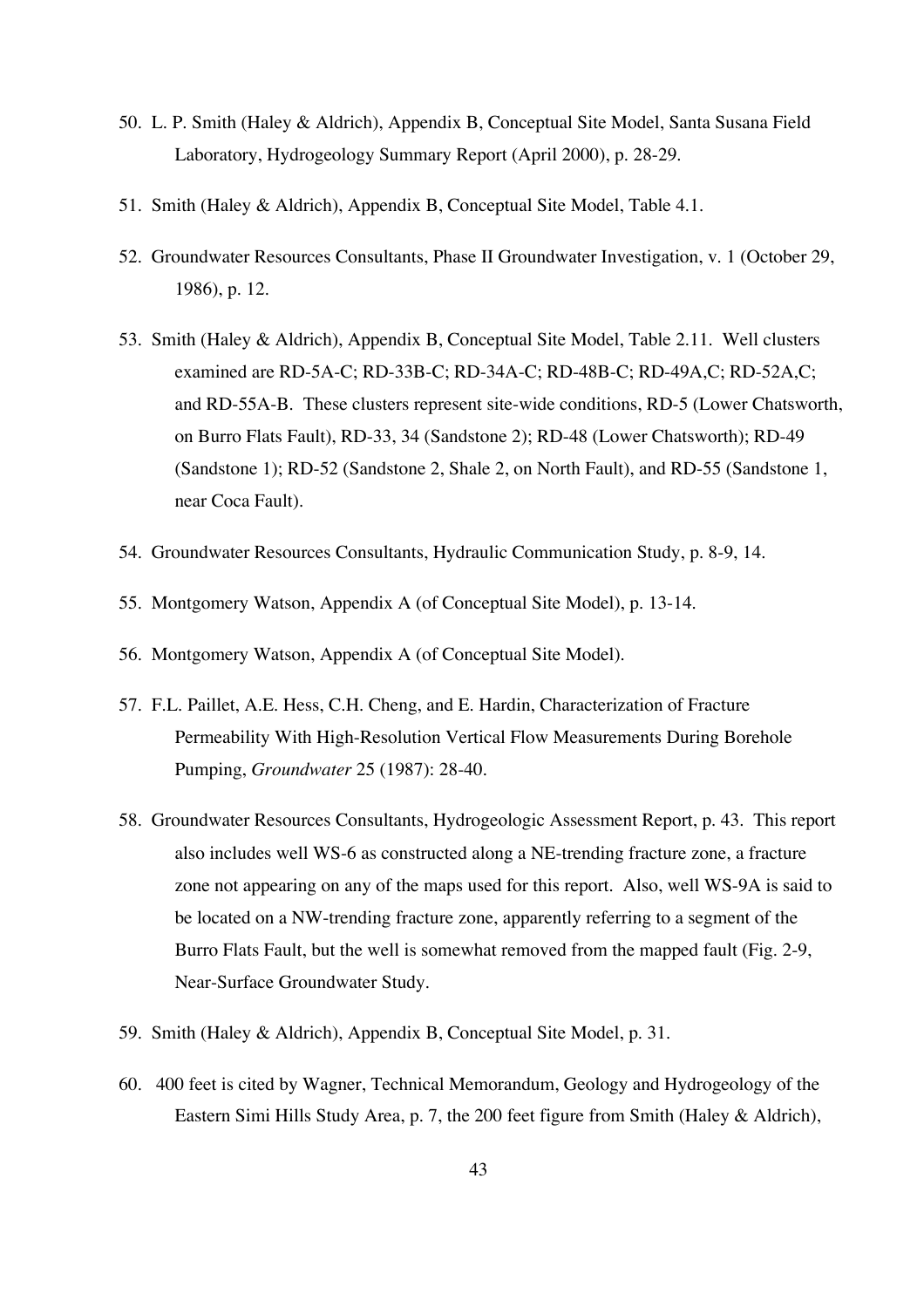50. L. P. Smith (Haley & Aldrich), Appendix B, Conceptual Site Model, Santa Susana Field Laboratory, Hydrogeology Summary Report (April 2000), p. 28-29.

51. Smith (Haley & Aldrich), Appendix B, Conceptual Site Model, Table 4.1.

52. Groundwater Resources Consultants, Phase II Groundwater Investigation, v. 1 (October 29, 1986), p. 12.

53. Smith (Haley & Aldrich), Appendix B, Conceptual Site Model, Table 2.11. Well clusters examined are RD-5A-C; RD-33B-C; RD-34A-C; RD-48B-C; RD-49A,C; RD-52A,C; and RD-55A-B. These clusters represent site-wide conditions, RD-5 (Lower Chatsworth, on Burro Flats Fault), RD-33, 34 (Sandstone 2); RD-48 (Lower Chatsworth); RD-49 (Sandstone 1); RD-52 (Sandstone 2, Shale 2, on North Fault), and RD-55 (Sandstone 1, near Coca Fault).

54. Groundwater Resources Consultants, Hydraulic Communication Study, p. 8-9, 14.

55. Montgomery Watson, Appendix A (of Conceptual Site Model), p. 13-14.

56. Montgomery Watson, Appendix A (of Conceptual Site Model).

57. F.L. Paillet, A.E. Hess, C.H. Cheng, and E. Hardin, Characterization of Fracture Permeability With High-Resolution Vertical Flow Measurements During Borehole Pumping, *Groundwater* 25 (1987): 28-40.

58. Groundwater Resources Consultants, Hydrogeologic Assessment Report, p. 43. This report also includes well WS-6 as constructed along a NE-trending fracture zone, a fracture zone not appearing on any of the maps used for this report. Also, well WS-9A is said to be located on a NW-trending fracture zone, apparently referring to a segment of the Burro Flats Fault, but the well is somewhat removed from the mapped fault (Fig. 2-9, Near-Surface Groundwater Study.

59. Smith (Haley & Aldrich), Appendix B, Conceptual Site Model, p. 31.

60. 400 feet is cited by Wagner, Technical Memorandum, Geology and Hydrogeology of the Eastern Simi Hills Study Area, p. 7, the 200 feet figure from Smith (Haley & Aldrich),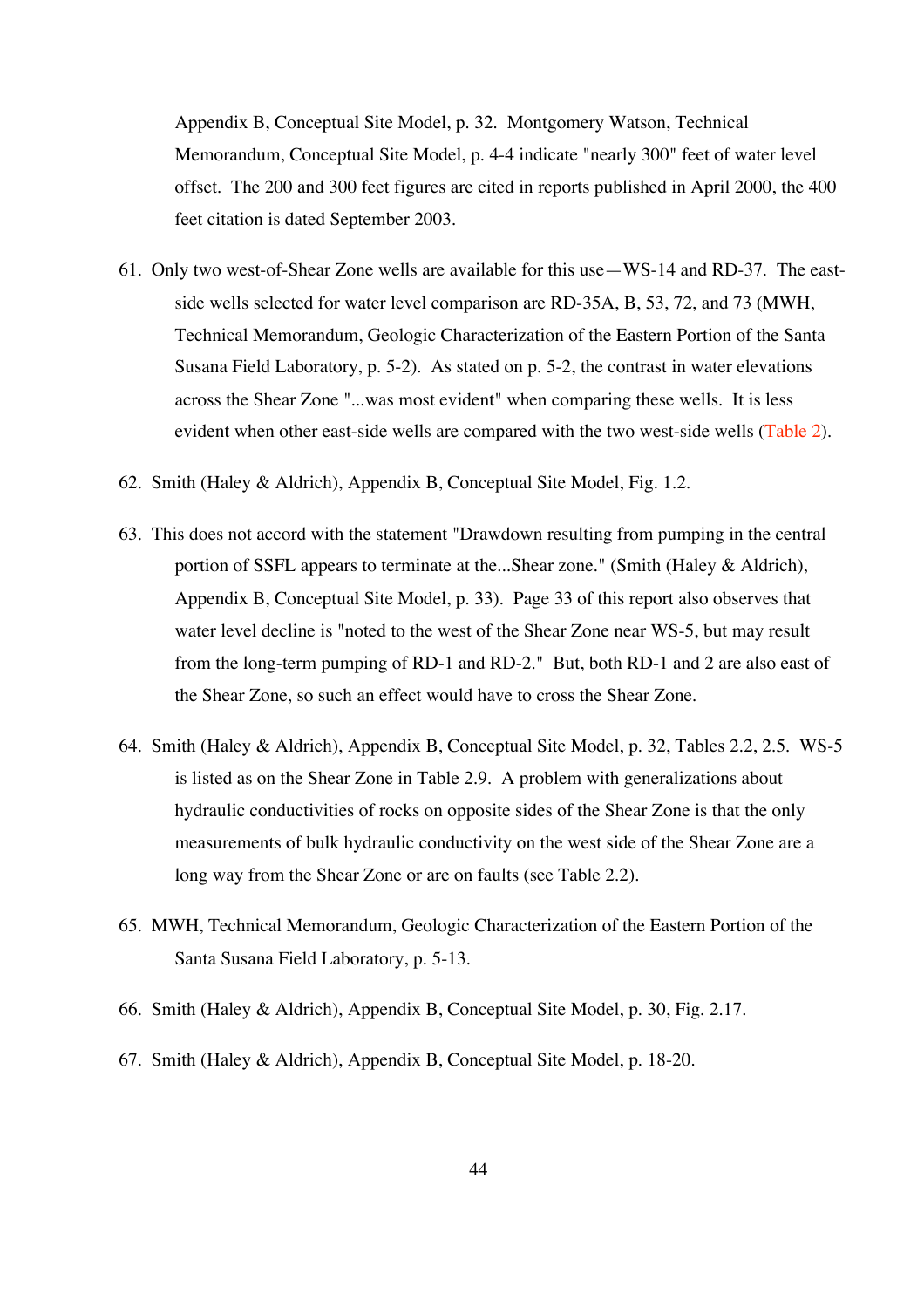Appendix B, Conceptual Site Model, p. 32. Montgomery Watson, Technical Memorandum, Conceptual Site Model, p. 4-4 indicate "nearly 300" feet of water level offset. The 200 and 300 feet figures are cited in reports published in April 2000, the 400 feet citation is dated September 2003.

61. Only two west-of-Shear Zone wells are available for this use—WS-14 and RD-37. The east-side wells selected for water level comparison are RD-35A, B, 53, 72, and 73 (MWH, Technical Memorandum, Geologic Characterization of the Eastern Portion of the Santa Susana Field Laboratory, p. 5-2). As stated on p. 5-2, the contrast in water elevations across the Shear Zone "...was most evident" when comparing these wells. It is less evident when other east-side wells are compared with the two west-side wells (Table 2).

62. Smith (Haley & Aldrich), Appendix B, Conceptual Site Model, Fig. 1.2.

63. This does not accord with the statement "Drawdown resulting from pumping in the central portion of SSFL appears to terminate at the...Shear zone." (Smith (Haley & Aldrich), Appendix B, Conceptual Site Model, p. 33). Page 33 of this report also observes that water level decline is "noted to the west of the Shear Zone near WS-5, but may result from the long-term pumping of RD-1 and RD-2." But, both RD-1 and 2 are also east of the Shear Zone, so such an effect would have to cross the Shear Zone.

64. Smith (Haley & Aldrich), Appendix B, Conceptual Site Model, p. 32, Tables 2.2, 2.5. WS-5 is listed as on the Shear Zone in Table 2.9. A problem with generalizations about hydraulic conductivities of rocks on opposite sides of the Shear Zone is that the only measurements of bulk hydraulic conductivity on the west side of the Shear Zone are a long way from the Shear Zone or are on faults (see Table 2.2).

65. MWH, Technical Memorandum, Geologic Characterization of the Eastern Portion of the Santa Susana Field Laboratory, p. 5-13.

66. Smith (Haley & Aldrich), Appendix B, Conceptual Site Model, p. 30, Fig. 2.17.

67. Smith (Haley & Aldrich), Appendix B, Conceptual Site Model, p. 18-20.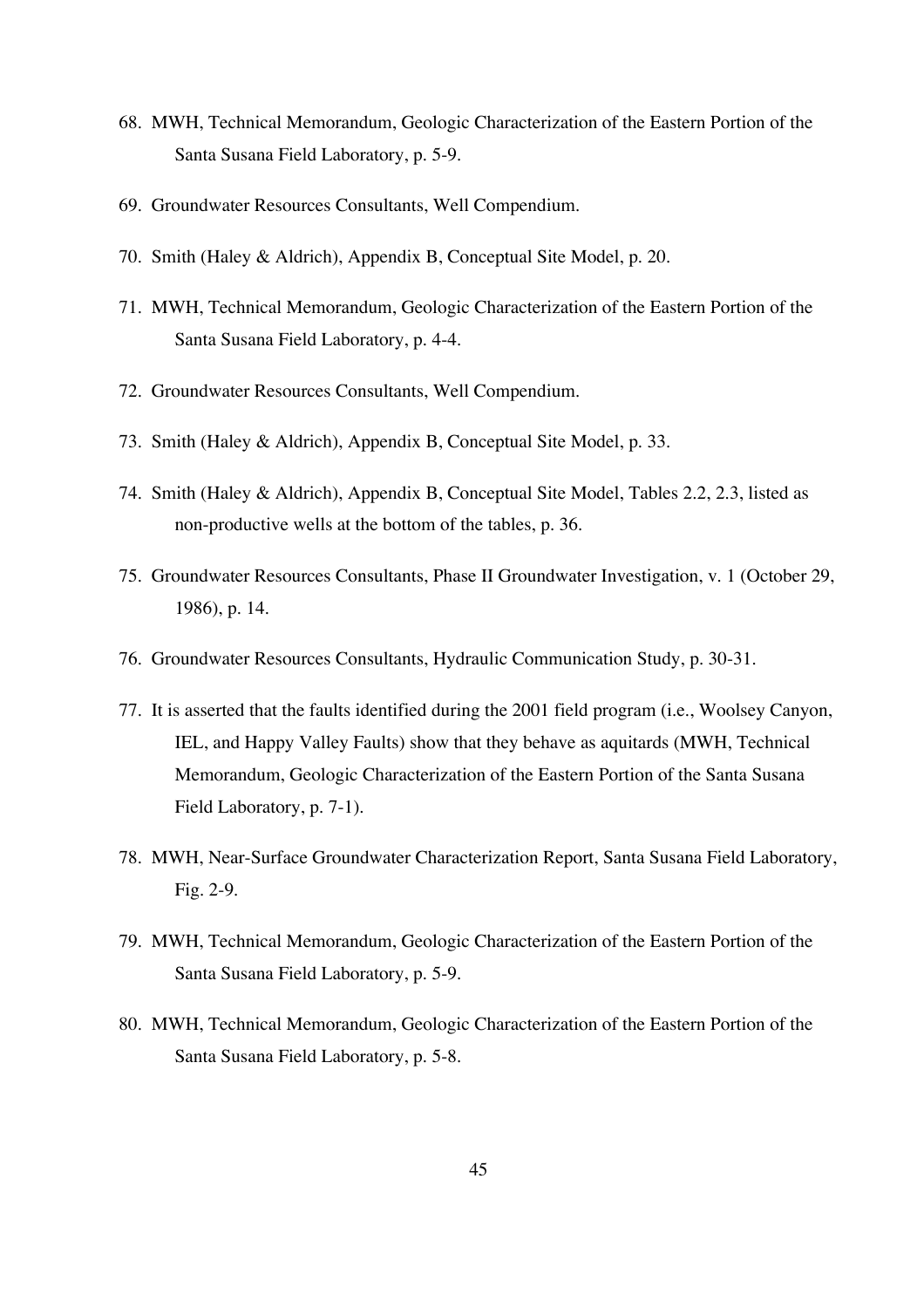68. MWH, Technical Memorandum, Geologic Characterization of the Eastern Portion of the Santa Susana Field Laboratory, p. 5-9.

69. Groundwater Resources Consultants, Well Compendium.

70. Smith (Haley & Aldrich), Appendix B, Conceptual Site Model, p. 20.

71. MWH, Technical Memorandum, Geologic Characterization of the Eastern Portion of the Santa Susana Field Laboratory, p. 4-4.

72. Groundwater Resources Consultants, Well Compendium.

73. Smith (Haley & Aldrich), Appendix B, Conceptual Site Model, p. 33.

74. Smith (Haley & Aldrich), Appendix B, Conceptual Site Model, Tables 2.2, 2.3, listed as non-productive wells at the bottom of the tables, p. 36.

75. Groundwater Resources Consultants, Phase II Groundwater Investigation, v. 1 (October 29, 1986), p. 14.

76. Groundwater Resources Consultants, Hydraulic Communication Study, p. 30-31.

77. It is asserted that the faults identified during the 2001 field program (i.e., Woolsey Canyon, IEL, and Happy Valley Faults) show that they behave as aquitards (MWH, Technical Memorandum, Geologic Characterization of the Eastern Portion of the Santa Susana Field Laboratory, p. 7-1).

78. MWH, Near-Surface Groundwater Characterization Report, Santa Susana Field Laboratory, Fig. 2-9.

79. MWH, Technical Memorandum, Geologic Characterization of the Eastern Portion of the Santa Susana Field Laboratory, p. 5-9.

80. MWH, Technical Memorandum, Geologic Characterization of the Eastern Portion of the Santa Susana Field Laboratory, p. 5-8.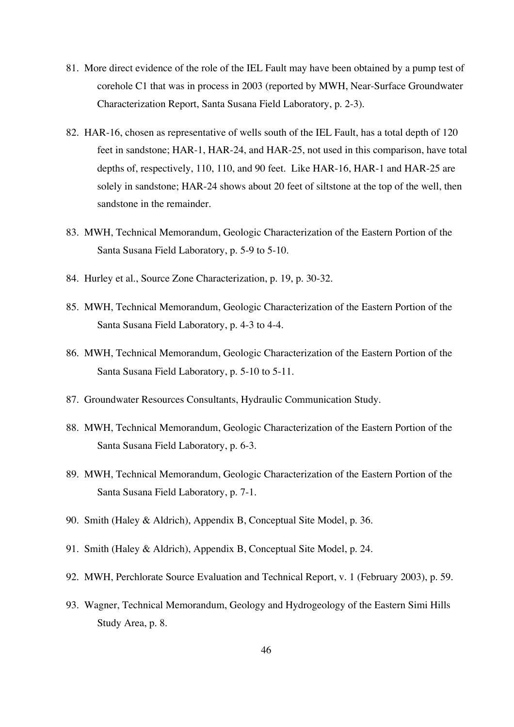81. More direct evidence of the role of the IEL Fault may have been obtained by a pump test of corehole C1 that was in process in 2003 (reported by MWH, Near-Surface Groundwater Characterization Report, Santa Susana Field Laboratory, p. 2-3).

82. HAR-16, chosen as representative of wells south of the IEL Fault, has a total depth of 120 feet in sandstone; HAR-1, HAR-24, and HAR-25, not used in this comparison, have total depths of, respectively, 110, 110, and 90 feet. Like HAR-16, HAR-1 and HAR-25 are solely in sandstone; HAR-24 shows about 20 feet of siltstone at the top of the well, then sandstone in the remainder.

83. MWH, Technical Memorandum, Geologic Characterization of the Eastern Portion of the Santa Susana Field Laboratory, p. 5-9 to 5-10.

84. Hurley et al., Source Zone Characterization, p. 19, p. 30-32.

85. MWH, Technical Memorandum, Geologic Characterization of the Eastern Portion of the Santa Susana Field Laboratory, p. 4-3 to 4-4.

86. MWH, Technical Memorandum, Geologic Characterization of the Eastern Portion of the Santa Susana Field Laboratory, p. 5-10 to 5-11.

87. Groundwater Resources Consultants, Hydraulic Communication Study.

88. MWH, Technical Memorandum, Geologic Characterization of the Eastern Portion of the Santa Susana Field Laboratory, p. 6-3.

89. MWH, Technical Memorandum, Geologic Characterization of the Eastern Portion of the Santa Susana Field Laboratory, p. 7-1.

90. Smith (Haley & Aldrich), Appendix B, Conceptual Site Model, p. 36.

91. Smith (Haley & Aldrich), Appendix B, Conceptual Site Model, p. 24.

92. MWH, Perchlorate Source Evaluation and Technical Report, v. 1 (February 2003), p. 59.

93. Wagner, Technical Memorandum, Geology and Hydrogeology of the Eastern Simi Hills Study Area, p. 8.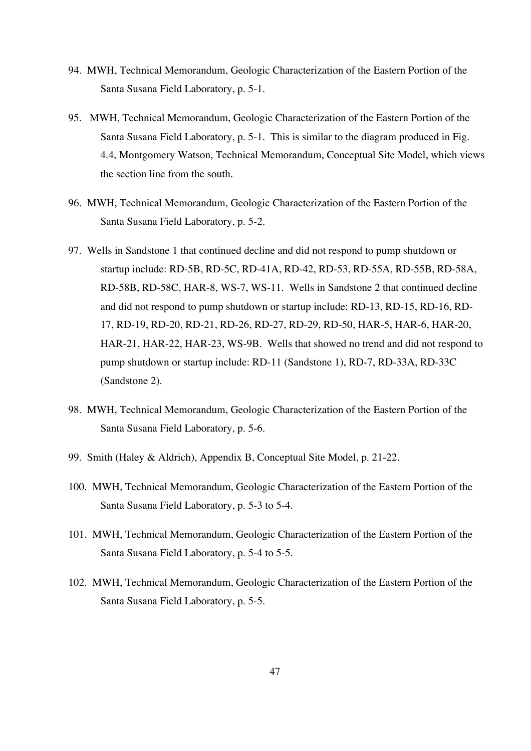94. MWH, Technical Memorandum, Geologic Characterization of the Eastern Portion of the Santa Susana Field Laboratory, p. 5-1.

95. MWH, Technical Memorandum, Geologic Characterization of the Eastern Portion of the Santa Susana Field Laboratory, p. 5-1. This is similar to the diagram produced in Fig. 4.4, Montgomery Watson, Technical Memorandum, Conceptual Site Model, which views the section line from the south.

96. MWH, Technical Memorandum, Geologic Characterization of the Eastern Portion of the Santa Susana Field Laboratory, p. 5-2.

97. Wells in Sandstone 1 that continued decline and did not respond to pump shutdown or startup include: RD-5B, RD-5C, RD-41A, RD-42, RD-53, RD-55A, RD-55B, RD-58A, RD-58B, RD-58C, HAR-8, WS-7, WS-11. Wells in Sandstone 2 that continued decline and did not respond to pump shutdown or startup include: RD-13, RD-15, RD-16, RD-17, RD-19, RD-20, RD-21, RD-26, RD-27, RD-29, RD-50, HAR-5, HAR-6, HAR-20, HAR-21, HAR-22, HAR-23, WS-9B. Wells that showed no trend and did not respond to pump shutdown or startup include: RD-11 (Sandstone 1), RD-7, RD-33A, RD-33C (Sandstone 2).

98. MWH, Technical Memorandum, Geologic Characterization of the Eastern Portion of the Santa Susana Field Laboratory, p. 5-6.

99. Smith (Haley & Aldrich), Appendix B, Conceptual Site Model, p. 21-22.

100. MWH, Technical Memorandum, Geologic Characterization of the Eastern Portion of the Santa Susana Field Laboratory, p. 5-3 to 5-4.

101. MWH, Technical Memorandum, Geologic Characterization of the Eastern Portion of the Santa Susana Field Laboratory, p. 5-4 to 5-5.

102. MWH, Technical Memorandum, Geologic Characterization of the Eastern Portion of the Santa Susana Field Laboratory, p. 5-5.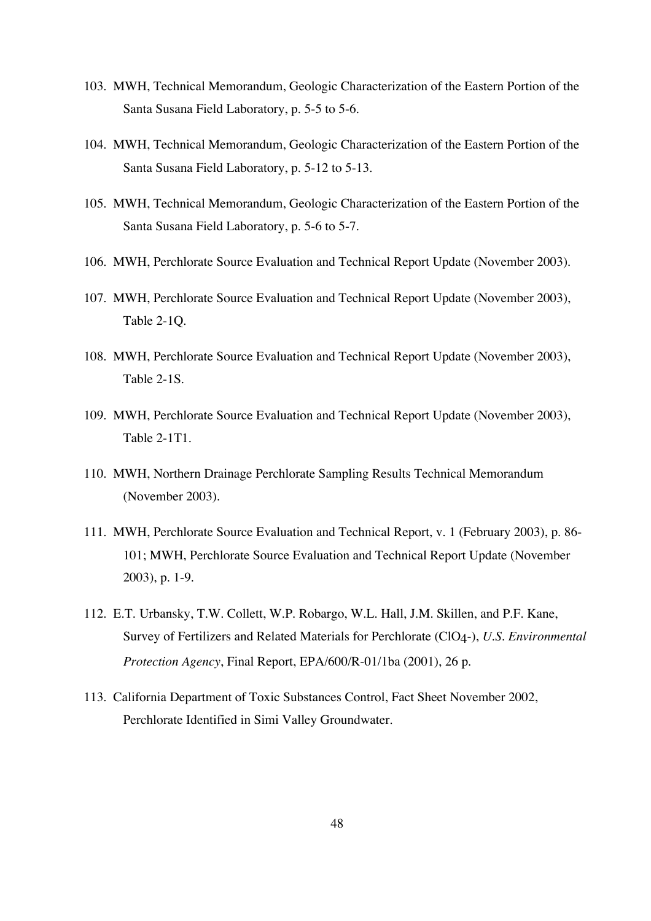103. MWH, Technical Memorandum, Geologic Characterization of the Eastern Portion of the Santa Susana Field Laboratory, p. 5-5 to 5-6.

104. MWH, Technical Memorandum, Geologic Characterization of the Eastern Portion of the Santa Susana Field Laboratory, p. 5-12 to 5-13.

105. MWH, Technical Memorandum, Geologic Characterization of the Eastern Portion of the Santa Susana Field Laboratory, p. 5-6 to 5-7.

106. MWH, Perchlorate Source Evaluation and Technical Report Update (November 2003).

107. MWH, Perchlorate Source Evaluation and Technical Report Update (November 2003), Table 2-1Q.

108. MWH, Perchlorate Source Evaluation and Technical Report Update (November 2003), Table 2-1S.

109. MWH, Perchlorate Source Evaluation and Technical Report Update (November 2003), Table 2-1T1.

110. MWH, Northern Drainage Perchlorate Sampling Results Technical Memorandum (November 2003).

111. MWH, Perchlorate Source Evaluation and Technical Report, v. 1 (February 2003), p. 86-101; MWH, Perchlorate Source Evaluation and Technical Report Update (November 2003), p. 1-9.

112. E.T. Urbansky, T.W. Collett, W.P. Robargo, W.L. Hall, J.M. Skillen, and P.F. Kane, Survey of Fertilizers and Related Materials for Perchlorate ($ClO_4$-), *U.S. Environmental Protection Agency*, Final Report, EPA/600/R-01/1ba (2001), 26 p.

113. California Department of Toxic Substances Control, Fact Sheet November 2002, Perchlorate Identified in Simi Valley Groundwater.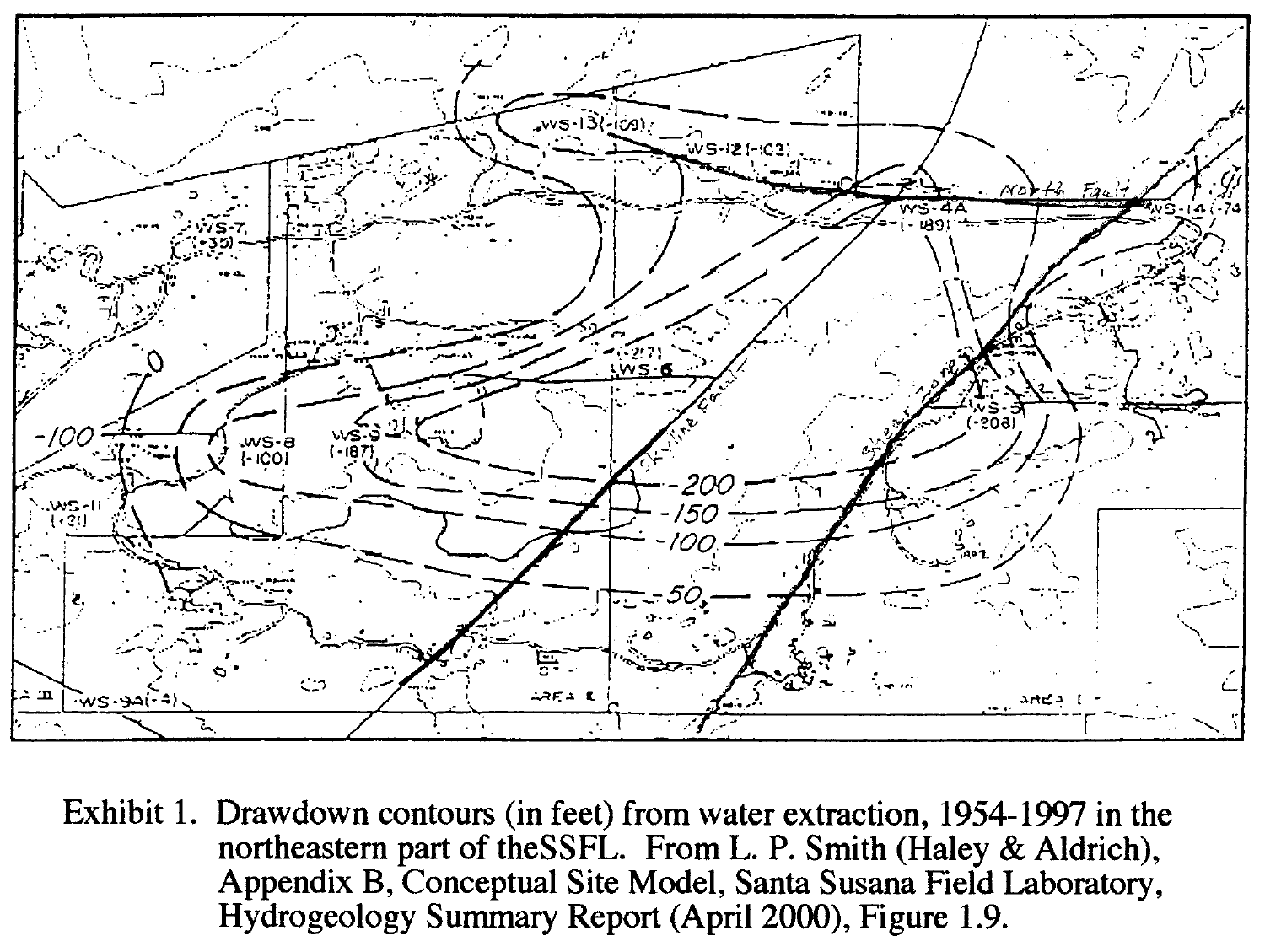Exhibit 1. Drawdown contours (in feet) from water extraction, 1954-1997 in the northeastern part of theSSFL. From L. P. Smith (Haley & Aldrich), Appendix B, Conceptual Site Model, Santa Susana Field Laboratory, Hydrogeology Summary Report (April 2000), Figure 1.9.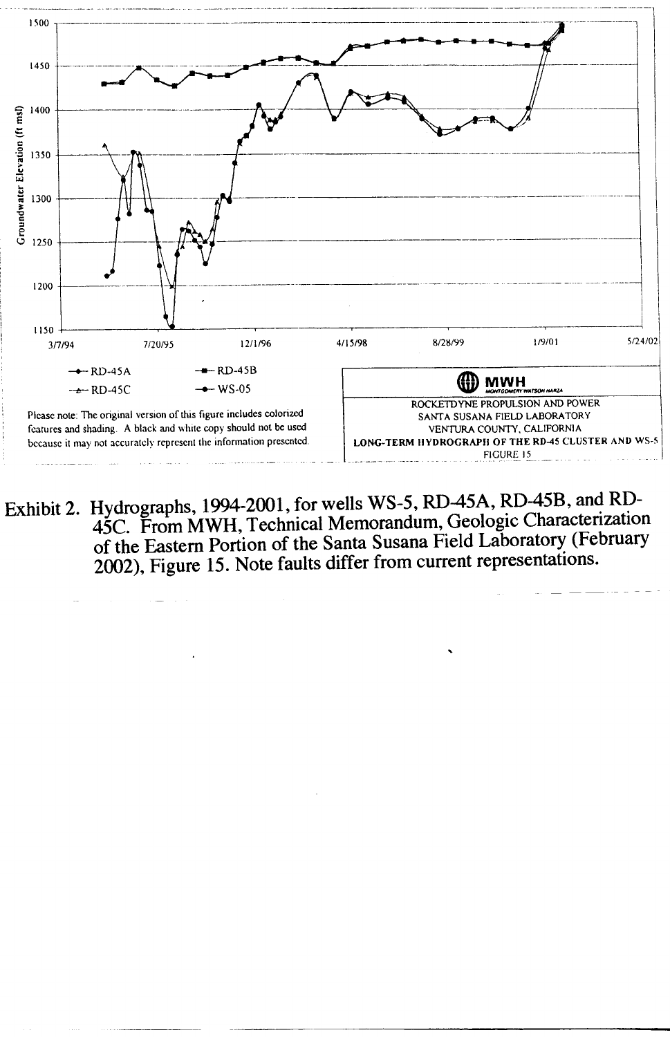Groundwater Elevation (ft msl)

1500
1450
1400
1350
1300
1250
1200
1150

3/7/94 7/20/95 12/1/96 4/15/98 8/28/99 1/9/01 5/24/02

RD-45A RD-45B
RD-45C WS-05

Please note: The original version of this figure includes colorized features and shading. A black and white copy should not be used because it may not accurately represent the information presented.

MWH
MONTGOMERY WATSON HARZA

ROCKETDYNE PROPULSION AND POWER
SANTA SUSANA FIELD LABORATORY
VENTURA COUNTY, CALIFORNIA
**LONG-TERM HYDROGRAPH OF THE RD-45 CLUSTER AND WS-5**
FIGURE 15

Exhibit 2. Hydrographs, 1994-2001, for wells WS-5, RD-45A, RD-45B, and RD-45C. From MWH, Technical Memorandum, Geologic Characterization of the Eastern Portion of the Santa Susana Field Laboratory (February 2002), Figure 15. Note faults differ from current representations.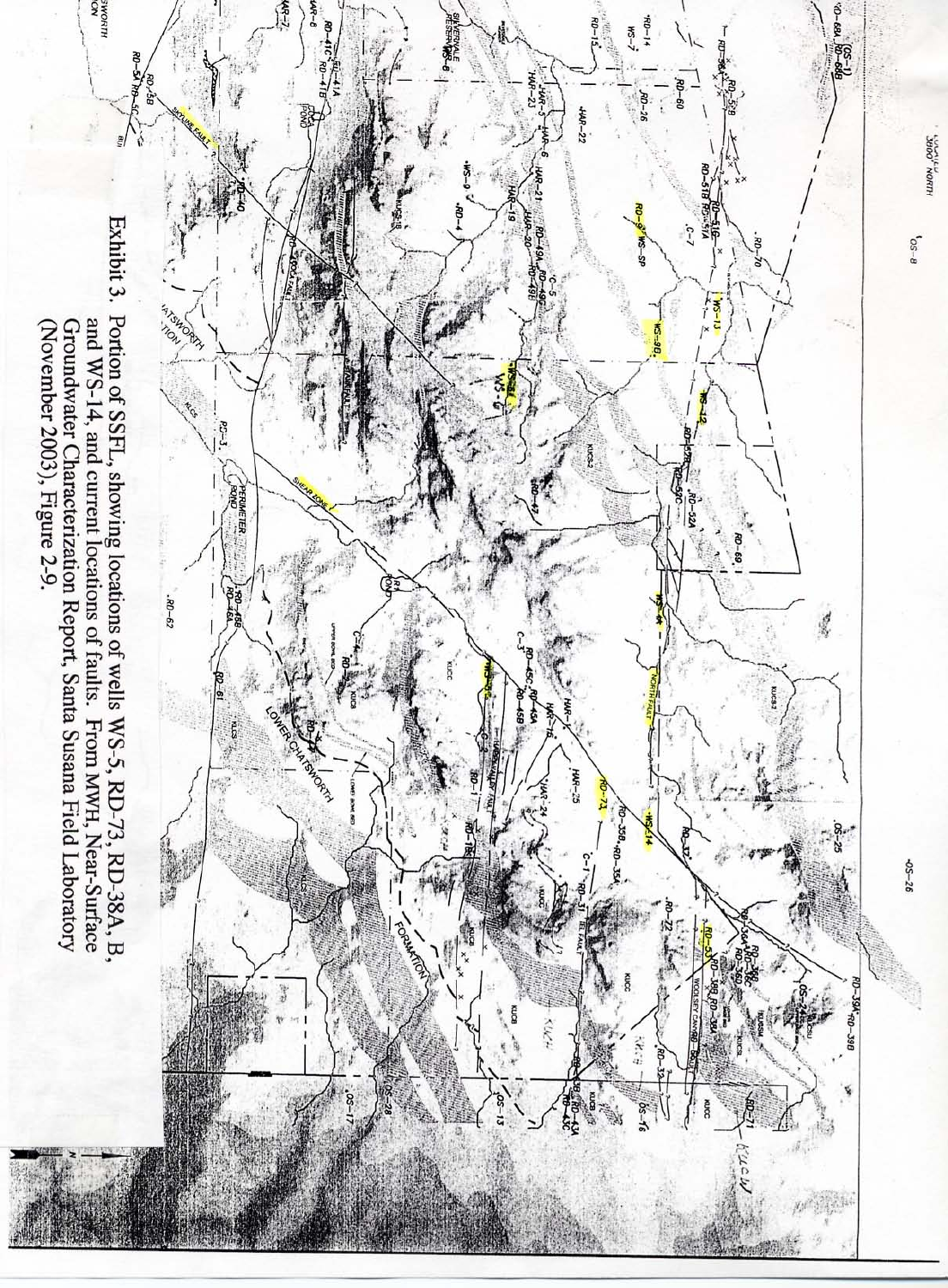Exhibit 3. Portion of SSFL, showing locations of wells WS-5, RD-73, RD-38A, B, and WS-14, and current locations of faults. From MWH, Near-Surface Groundwater Characterization Report, Santa Susana Field Laboratory (November 2003), Figure 2-9.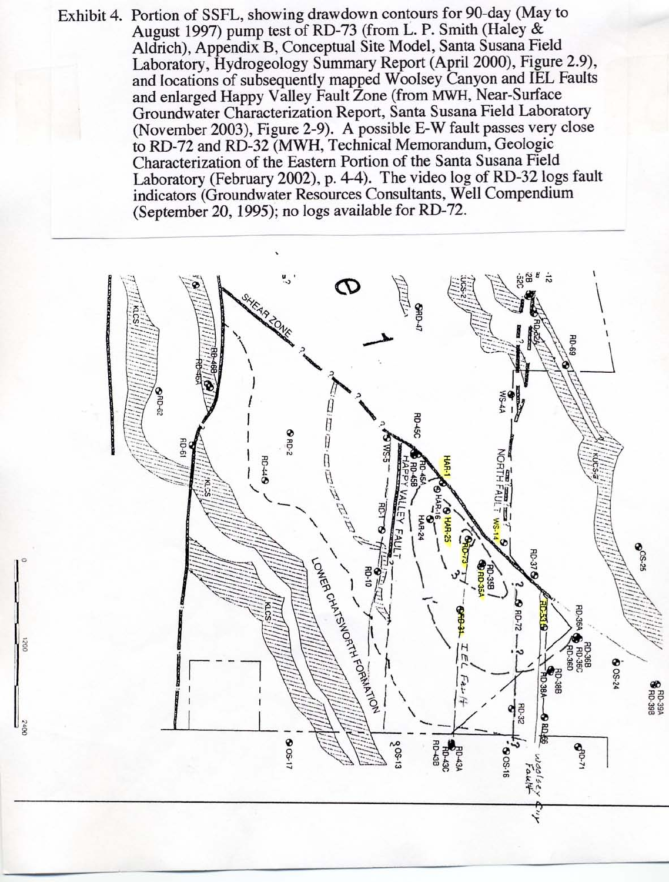Exhibit 4. Portion of SSFL, showing drawdown contours for 90-day (May to August 1997) pump test of RD-73 (from L. P. Smith (Haley & Aldrich), Appendix B, Conceptual Site Model, Santa Susana Field Laboratory, Hydrogeology Summary Report (April 2000), Figure 2.9), and locations of subsequently mapped Woolsey Canyon and IEL Faults and enlarged Happy Valley Fault Zone (from MWH, Near-Surface Groundwater Characterization Report, Santa Susana Field Laboratory (November 2003), Figure 2-9). A possible E-W fault passes very close to RD-72 and RD-32 (MWH, Technical Memorandum, Geologic Characterization of the Eastern Portion of the Santa Susana Field Laboratory (February 2002), p. 4-4). The video log of RD-32 logs fault indicators (Groundwater Resources Consultants, Well Compendium (September 20, 1995); no logs available for RD-72.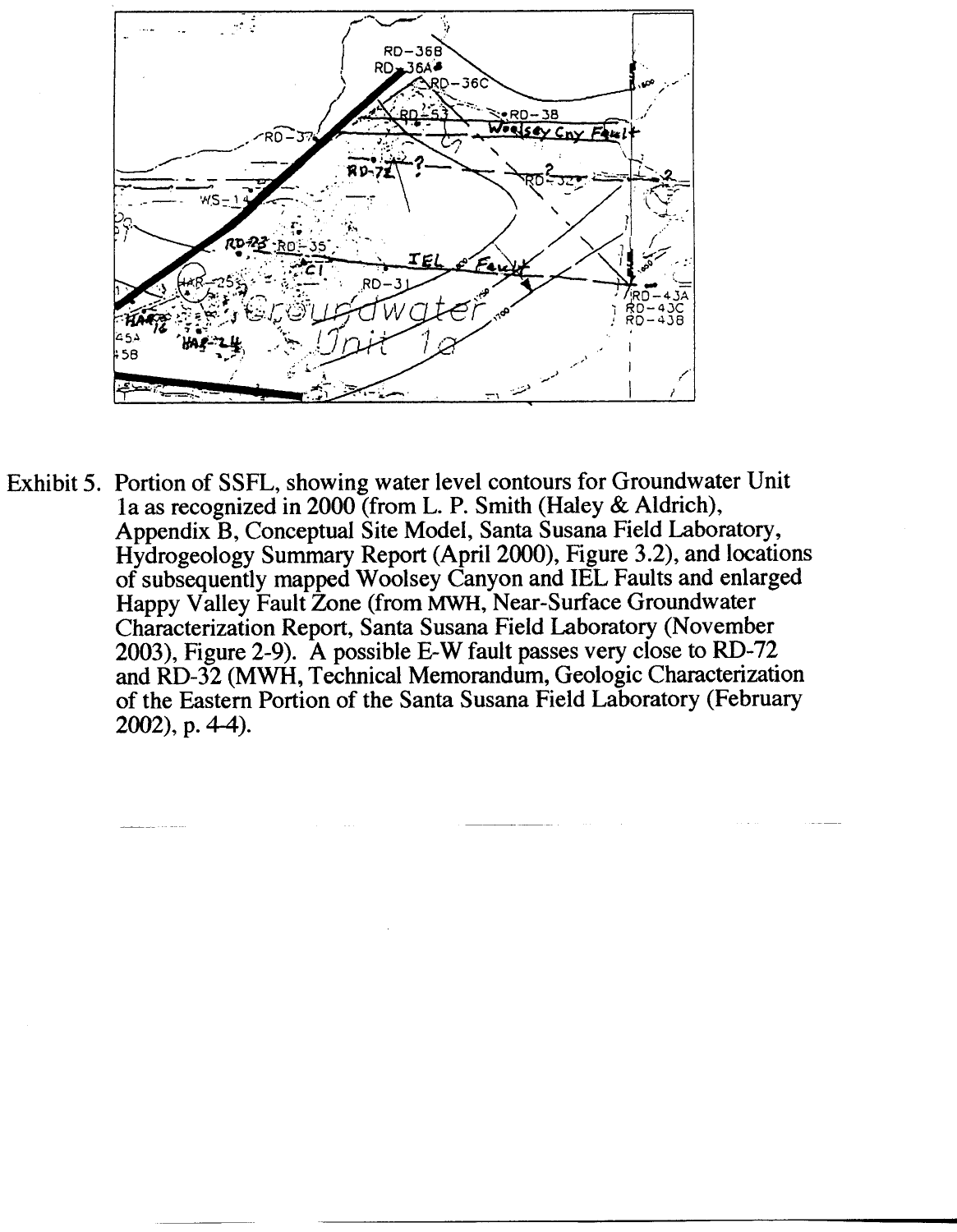Exhibit 5. Portion of SSFL, showing water level contours for Groundwater Unit 1a as recognized in 2000 (from L. P. Smith (Haley & Aldrich), Appendix B, Conceptual Site Model, Santa Susana Field Laboratory, Hydrogeology Summary Report (April 2000), Figure 3.2), and locations of subsequently mapped Woolsey Canyon and IEL Faults and enlarged Happy Valley Fault Zone (from MWH, Near-Surface Groundwater Characterization Report, Santa Susana Field Laboratory (November 2003), Figure 2-9). A possible E-W fault passes very close to RD-72 and RD-32 (MWH, Technical Memorandum, Geologic Characterization of the Eastern Portion of the Santa Susana Field Laboratory (February 2002), p. 4-4).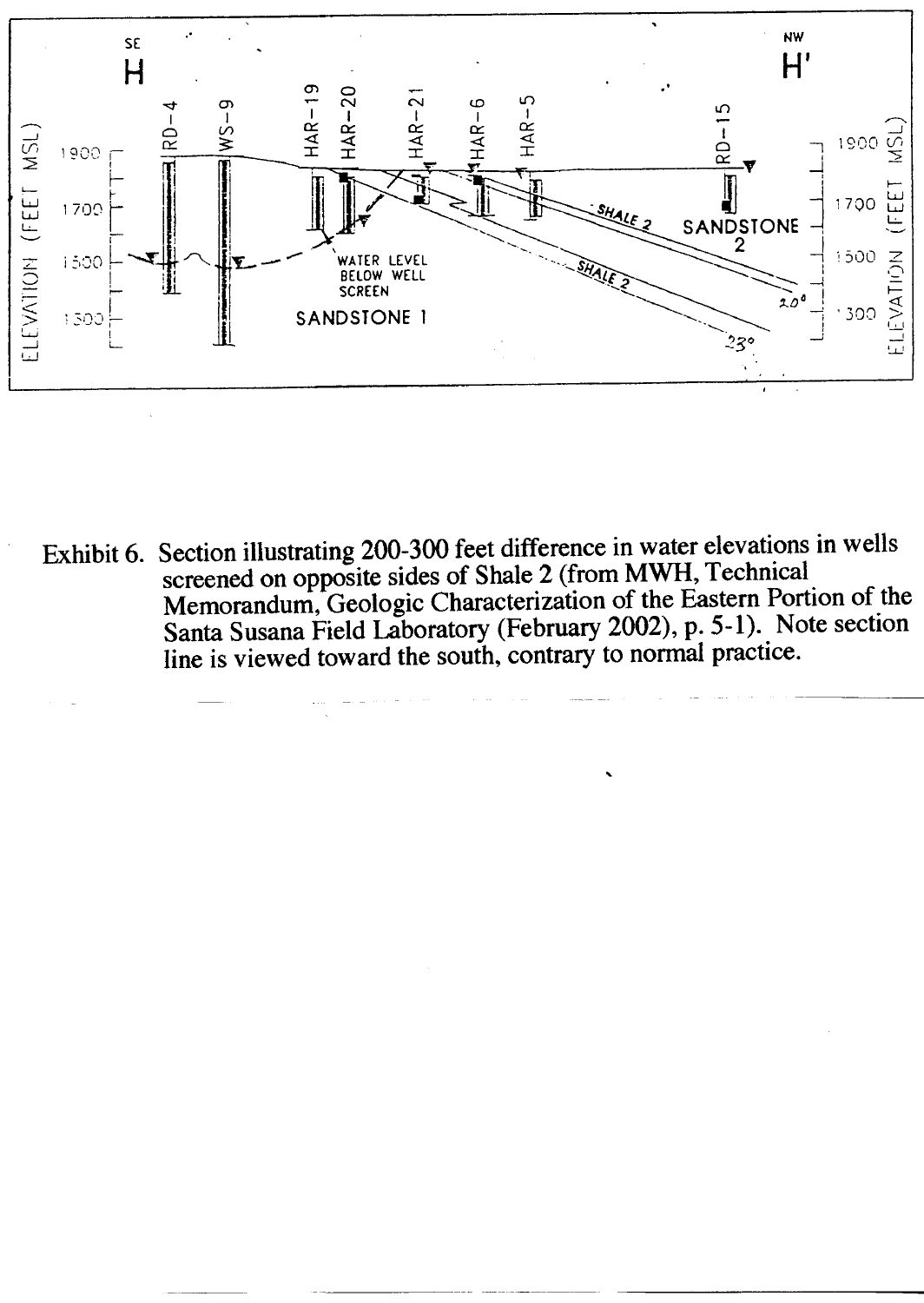Exhibit 6. Section illustrating 200-300 feet difference in water elevations in wells screened on opposite sides of Shale 2 (from MWH, Technical Memorandum, Geologic Characterization of the Eastern Portion of the Santa Susana Field Laboratory (February 2002), p. 5-1). Note section line is viewed toward the south, contrary to normal practice.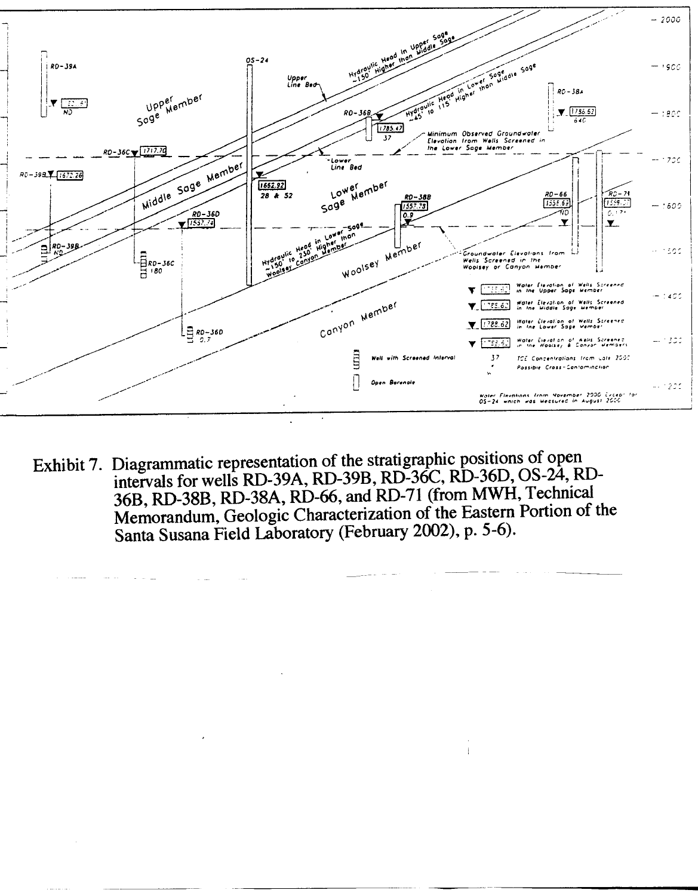Exhibit 7. Diagrammatic representation of the stratigraphic positions of open intervals for wells RD-39A, RD-39B, RD-36C, RD-36D, OS-24, RD-36B, RD-38B, RD-38A, RD-66, and RD-71 (from MWH, Technical Memorandum, Geologic Characterization of the Eastern Portion of the Santa Susana Field Laboratory (February 2002), p. 5-6).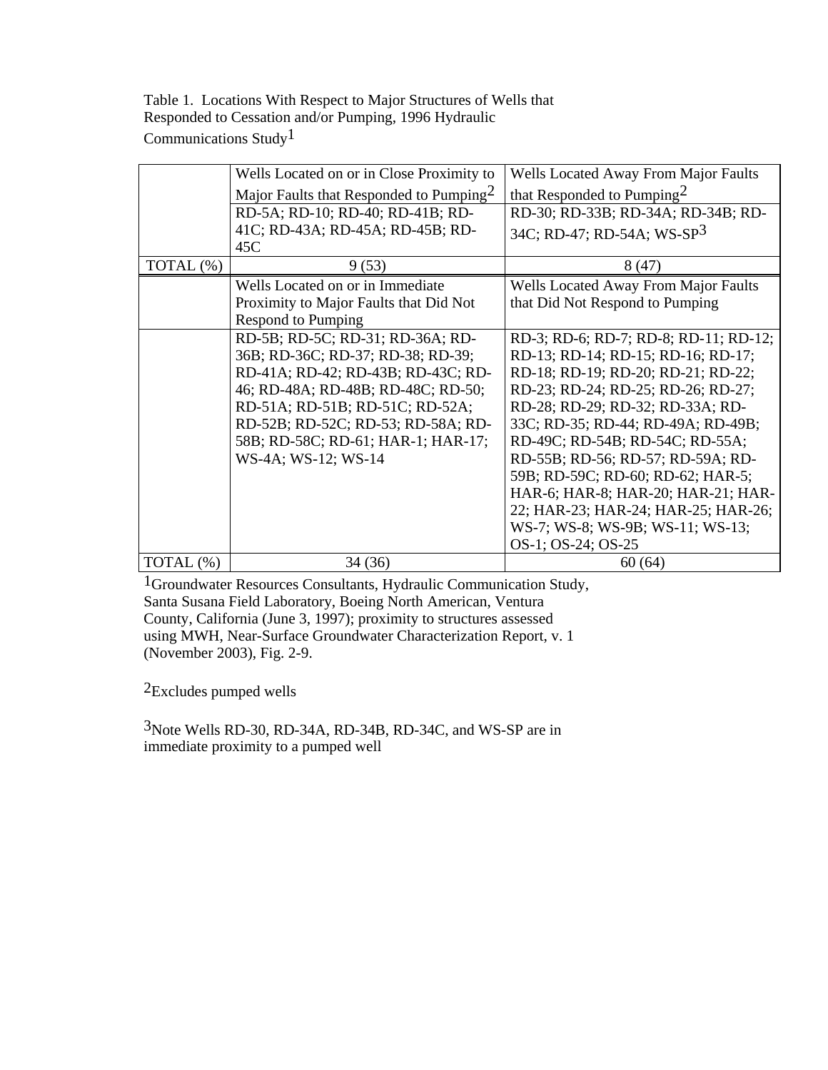Table 1. Locations With Respect to Major Structures of Wells that Responded to Cessation and/or Pumping, 1996 Hydraulic Communications Study[1]

| | Wells Located on or in Close Proximity to Major Faults that Responded to Pumping[2] | Wells Located Away From Major Faults that Responded to Pumping[2] |
|---|---|---|
| | RD-5A; RD-10; RD-40; RD-41B; RD-41C; RD-43A; RD-45A; RD-45B; RD-45C | RD-30; RD-33B; RD-34A; RD-34B; RD-34C; RD-47; RD-54A; WS-SP[3] |
| TOTAL (%) | 9 (53) | 8 (47) |
| | Wells Located on or in Immediate Proximity to Major Faults that Did Not Respond to Pumping | Wells Located Away From Major Faults that Did Not Respond to Pumping |
| | RD-5B; RD-5C; RD-31; RD-36A; RD-36B; RD-36C; RD-37; RD-38; RD-39; RD-41A; RD-42; RD-43B; RD-43C; RD-46; RD-48A; RD-48B; RD-48C; RD-50; RD-51A; RD-51B; RD-51C; RD-52A; RD-52B; RD-52C; RD-53; RD-58A; RD-58B; RD-58C; RD-61; HAR-1; HAR-17; WS-4A; WS-12; WS-14 | RD-3; RD-6; RD-7; RD-8; RD-11; RD-12; RD-13; RD-14; RD-15; RD-16; RD-17; RD-18; RD-19; RD-20; RD-21; RD-22; RD-23; RD-24; RD-25; RD-26; RD-27; RD-28; RD-29; RD-32; RD-33A; RD-33C; RD-35; RD-44; RD-49A; RD-49B; RD-49C; RD-54B; RD-54C; RD-55A; RD-55B; RD-56; RD-57; RD-59A; RD-59B; RD-59C; RD-60; RD-62; HAR-5; HAR-6; HAR-8; HAR-20; HAR-21; HAR-22; HAR-23; HAR-24; HAR-25; HAR-26; WS-7; WS-8; WS-9B; WS-11; WS-13; OS-1; OS-24; OS-25 |
| TOTAL (%) | 34 (36) | 60 (64) |

[1]Groundwater Resources Consultants, Hydraulic Communication Study, Santa Susana Field Laboratory, Boeing North American, Ventura County, California (June 3, 1997); proximity to structures assessed using MWH, Near-Surface Groundwater Characterization Report, v. 1 (November 2003), Fig. 2-9.

[2]Excludes pumped wells

[3]Note Wells RD-30, RD-34A, RD-34B, RD-34C, and WS-SP are in immediate proximity to a pumped well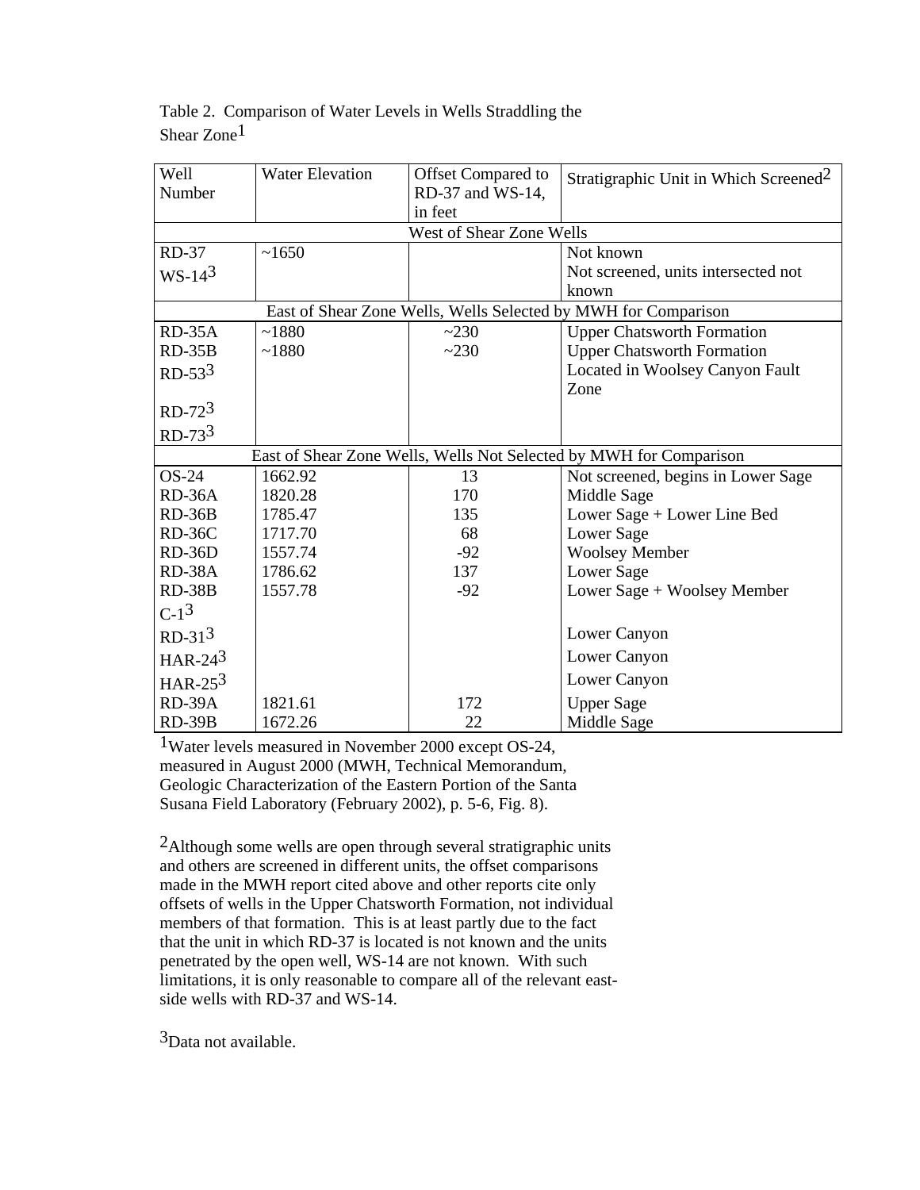Table 2. Comparison of Water Levels in Wells Straddling the Shear Zone[1]

| Well Number | Water Elevation | Offset Compared to RD-37 and WS-14, in feet | Stratigraphic Unit in Which Screened[2] |
|---|---|---|---|
| West of Shear Zone Wells | | | |
| RD-37 | ~1650 | | Not known |
| WS-14[3] | | | Not screened, units intersected not known |
| East of Shear Zone Wells, Wells Selected by MWH for Comparison | | | |
| RD-35A | ~1880 | ~230 | Upper Chatsworth Formation |
| RD-35B | ~1880 | ~230 | Upper Chatsworth Formation |
| RD-53[3] | | | Located in Woolsey Canyon Fault Zone |
| RD-72[3] | | | |
| RD-73[3] | | | |
| East of Shear Zone Wells, Wells Not Selected by MWH for Comparison | | | |
| OS-24 | 1662.92 | 13 | Not screened, begins in Lower Sage |
| RD-36A | 1820.28 | 170 | Middle Sage |
| RD-36B | 1785.47 | 135 | Lower Sage + Lower Line Bed |
| RD-36C | 1717.70 | 68 | Lower Sage |
| RD-36D | 1557.74 | -92 | Woolsey Member |
| RD-38A | 1786.62 | 137 | Lower Sage |
| RD-38B | 1557.78 | -92 | Lower Sage + Woolsey Member |
| C-1[3] | | | |
| RD-31[3] | | | Lower Canyon |
| HAR-24[3] | | | Lower Canyon |
| HAR-25[3] | | | Lower Canyon |
| RD-39A | 1821.61 | 172 | Upper Sage |
| RD-39B | 1672.26 | 22 | Middle Sage |

[1]Water levels measured in November 2000 except OS-24, measured in August 2000 (MWH, Technical Memorandum, Geologic Characterization of the Eastern Portion of the Santa Susana Field Laboratory (February 2002), p. 5-6, Fig. 8).

[2]Although some wells are open through several stratigraphic units and others are screened in different units, the offset comparisons made in the MWH report cited above and other reports cite only offsets of wells in the Upper Chatsworth Formation, not individual members of that formation. This is at least partly due to the fact that the unit in which RD-37 is located is not known and the units penetrated by the open well, WS-14 are not known. With such limitations, it is only reasonable to compare all of the relevant east-side wells with RD-37 and WS-14.

[3]Data not available.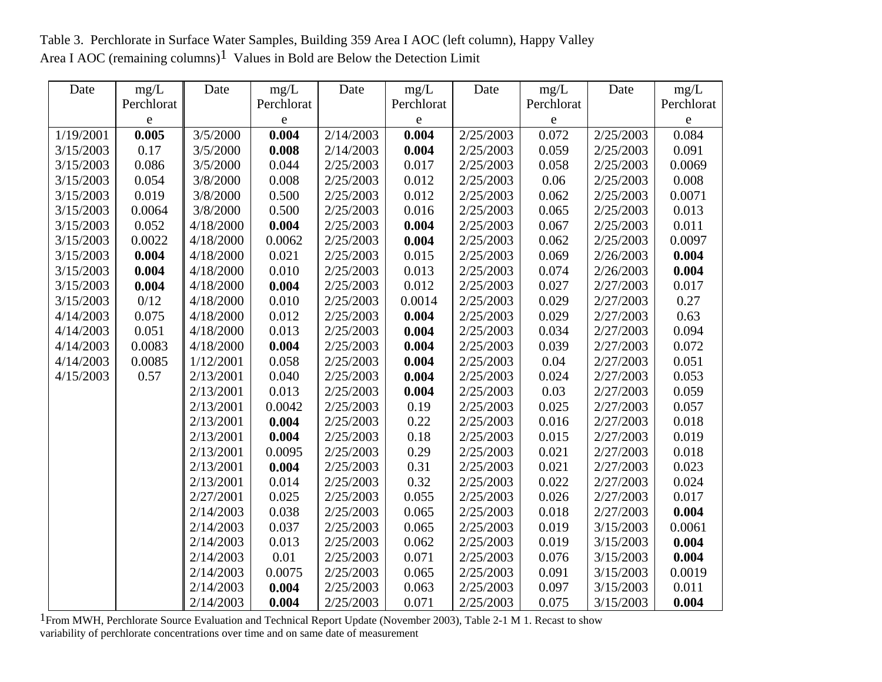Table 3. Perchlorate in Surface Water Samples, Building 359 Area I AOC (left column), Happy Valley Area I AOC (remaining columns)[1] Values in Bold are Below the Detection Limit

| Date | mg/L Perchlorate | Date | mg/L Perchlorate | Date | mg/L Perchlorate | Date | mg/L Perchlorate | Date | mg/L Perchlorate |
|---|---|---|---|---|---|---|---|---|---|
| 1/19/2001 | **0.005** | 3/5/2000 | **0.004** | 2/14/2003 | **0.004** | 2/25/2003 | 0.072 | 2/25/2003 | 0.084 |
| 3/15/2003 | 0.17 | 3/5/2000 | **0.008** | 2/14/2003 | **0.004** | 2/25/2003 | 0.059 | 2/25/2003 | 0.091 |
| 3/15/2003 | 0.086 | 3/5/2000 | 0.044 | 2/25/2003 | 0.017 | 2/25/2003 | 0.058 | 2/25/2003 | 0.0069 |
| 3/15/2003 | 0.054 | 3/8/2000 | 0.008 | 2/25/2003 | 0.012 | 2/25/2003 | 0.06 | 2/25/2003 | 0.008 |
| 3/15/2003 | 0.019 | 3/8/2000 | 0.500 | 2/25/2003 | 0.012 | 2/25/2003 | 0.062 | 2/25/2003 | 0.0071 |
| 3/15/2003 | 0.0064 | 3/8/2000 | 0.500 | 2/25/2003 | 0.016 | 2/25/2003 | 0.065 | 2/25/2003 | 0.013 |
| 3/15/2003 | 0.052 | 4/18/2000 | **0.004** | 2/25/2003 | **0.004** | 2/25/2003 | 0.067 | 2/25/2003 | 0.011 |
| 3/15/2003 | 0.0022 | 4/18/2000 | 0.0062 | 2/25/2003 | **0.004** | 2/25/2003 | 0.062 | 2/25/2003 | 0.0097 |
| 3/15/2003 | **0.004** | 4/18/2000 | 0.021 | 2/25/2003 | 0.015 | 2/25/2003 | 0.069 | 2/26/2003 | **0.004** |
| 3/15/2003 | **0.004** | 4/18/2000 | 0.010 | 2/25/2003 | 0.013 | 2/25/2003 | 0.074 | 2/26/2003 | **0.004** |
| 3/15/2003 | **0.004** | 4/18/2000 | **0.004** | 2/25/2003 | 0.012 | 2/25/2003 | 0.027 | 2/27/2003 | 0.017 |
| 3/15/2003 | 0/12 | 4/18/2000 | 0.010 | 2/25/2003 | 0.0014 | 2/25/2003 | 0.029 | 2/27/2003 | 0.27 |
| 4/14/2003 | 0.075 | 4/18/2000 | 0.012 | 2/25/2003 | **0.004** | 2/25/2003 | 0.029 | 2/27/2003 | 0.63 |
| 4/14/2003 | 0.051 | 4/18/2000 | 0.013 | 2/25/2003 | **0.004** | 2/25/2003 | 0.034 | 2/27/2003 | 0.094 |
| 4/14/2003 | 0.0083 | 4/18/2000 | **0.004** | 2/25/2003 | **0.004** | 2/25/2003 | 0.039 | 2/27/2003 | 0.072 |
| 4/14/2003 | 0.0085 | 1/12/2001 | 0.058 | 2/25/2003 | **0.004** | 2/25/2003 | 0.04 | 2/27/2003 | 0.051 |
| 4/15/2003 | 0.57 | 2/13/2001 | 0.040 | 2/25/2003 | **0.004** | 2/25/2003 | 0.024 | 2/27/2003 | 0.053 |
| | | 2/13/2001 | 0.013 | 2/25/2003 | **0.004** | 2/25/2003 | 0.03 | 2/27/2003 | 0.059 |
| | | 2/13/2001 | 0.0042 | 2/25/2003 | 0.19 | 2/25/2003 | 0.025 | 2/27/2003 | 0.057 |
| | | 2/13/2001 | **0.004** | 2/25/2003 | 0.22 | 2/25/2003 | 0.016 | 2/27/2003 | 0.018 |
| | | 2/13/2001 | **0.004** | 2/25/2003 | 0.18 | 2/25/2003 | 0.015 | 2/27/2003 | 0.019 |
| | | 2/13/2001 | 0.0095 | 2/25/2003 | 0.29 | 2/25/2003 | 0.021 | 2/27/2003 | 0.018 |
| | | 2/13/2001 | **0.004** | 2/25/2003 | 0.31 | 2/25/2003 | 0.021 | 2/27/2003 | 0.023 |
| | | 2/13/2001 | 0.014 | 2/25/2003 | 0.32 | 2/25/2003 | 0.022 | 2/27/2003 | 0.024 |
| | | 2/27/2001 | 0.025 | 2/25/2003 | 0.055 | 2/25/2003 | 0.026 | 2/27/2003 | 0.017 |
| | | 2/14/2003 | 0.038 | 2/25/2003 | 0.065 | 2/25/2003 | 0.018 | 2/27/2003 | **0.004** |
| | | 2/14/2003 | 0.037 | 2/25/2003 | 0.065 | 2/25/2003 | 0.019 | 3/15/2003 | 0.0061 |
| | | 2/14/2003 | 0.013 | 2/25/2003 | 0.062 | 2/25/2003 | 0.019 | 3/15/2003 | **0.004** |
| | | 2/14/2003 | 0.01 | 2/25/2003 | 0.071 | 2/25/2003 | 0.076 | 3/15/2003 | **0.004** |
| | | 2/14/2003 | 0.0075 | 2/25/2003 | 0.065 | 2/25/2003 | 0.091 | 3/15/2003 | 0.0019 |
| | | 2/14/2003 | **0.004** | 2/25/2003 | 0.063 | 2/25/2003 | 0.097 | 3/15/2003 | 0.011 |
| | | 2/14/2003 | **0.004** | 2/25/2003 | 0.071 | 2/25/2003 | 0.075 | 3/15/2003 | **0.004** |

[1]From MWH, Perchlorate Source Evaluation and Technical Report Update (November 2003), Table 2-1 M 1. Recast to show variability of perchlorate concentrations over time and on same date of measurement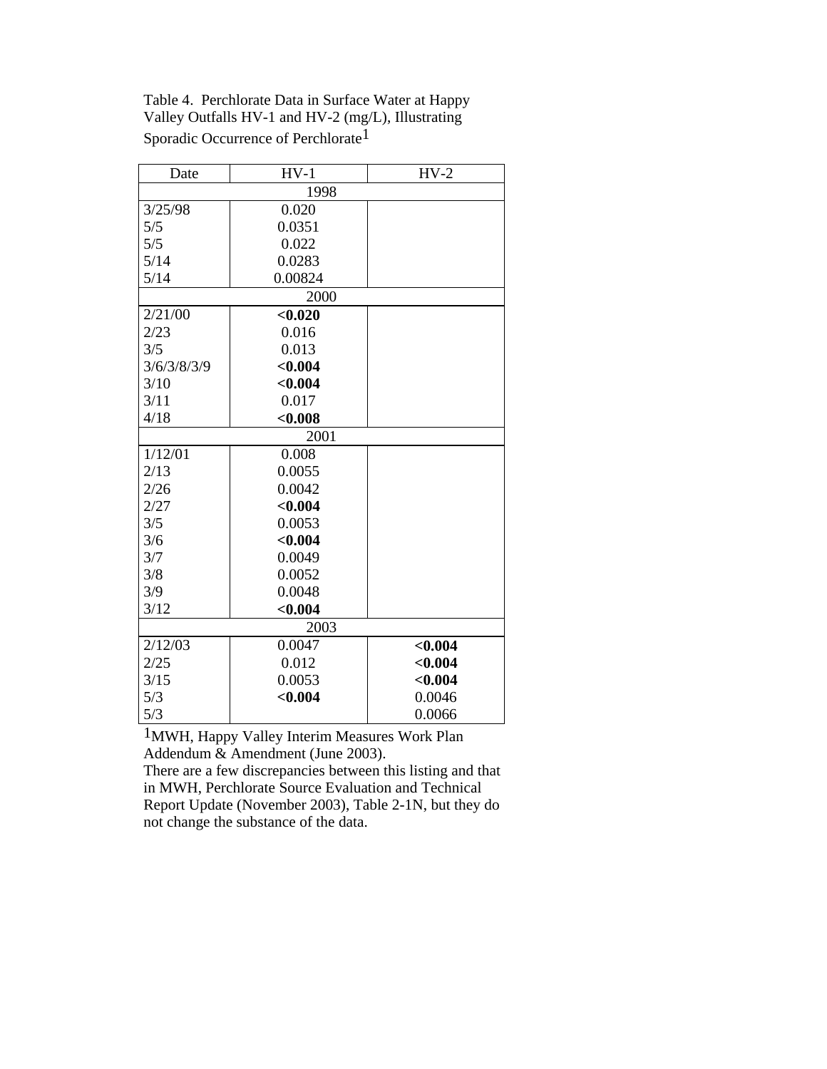Table 4. Perchlorate Data in Surface Water at Happy Valley Outfalls HV-1 and HV-2 (mg/L), Illustrating Sporadic Occurrence of Perchlorate[1]

| Date | HV-1 | HV-2 |
|---|---|---|
| 1998 | | |
| 3/25/98 | 0.020 | |
| 5/5 | 0.0351 | |
| 5/5 | 0.022 | |
| 5/14 | 0.0283 | |
| 5/14 | 0.00824 | |
| 2000 | | |
| 2/21/00 | **<0.020** | |
| 2/23 | 0.016 | |
| 3/5 | 0.013 | |
| 3/6/3/8/3/9 | **<0.004** | |
| 3/10 | **<0.004** | |
| 3/11 | 0.017 | |
| 4/18 | **<0.008** | |
| 2001 | | |
| 1/12/01 | 0.008 | |
| 2/13 | 0.0055 | |
| 2/26 | 0.0042 | |
| 2/27 | **<0.004** | |
| 3/5 | 0.0053 | |
| 3/6 | **<0.004** | |
| 3/7 | 0.0049 | |
| 3/8 | 0.0052 | |
| 3/9 | 0.0048 | |
| 3/12 | **<0.004** | |
| 2003 | | |
| 2/12/03 | 0.0047 | **<0.004** |
| 2/25 | 0.012 | **<0.004** |
| 3/15 | 0.0053 | **<0.004** |
| 5/3 | **<0.004** | 0.0046 |
| 5/3 | | 0.0066 |

[1]MWH, Happy Valley Interim Measures Work Plan Addendum & Amendment (June 2003).
There are a few discrepancies between this listing and that in MWH, Perchlorate Source Evaluation and Technical Report Update (November 2003), Table 2-1N, but they do not change the substance of the data.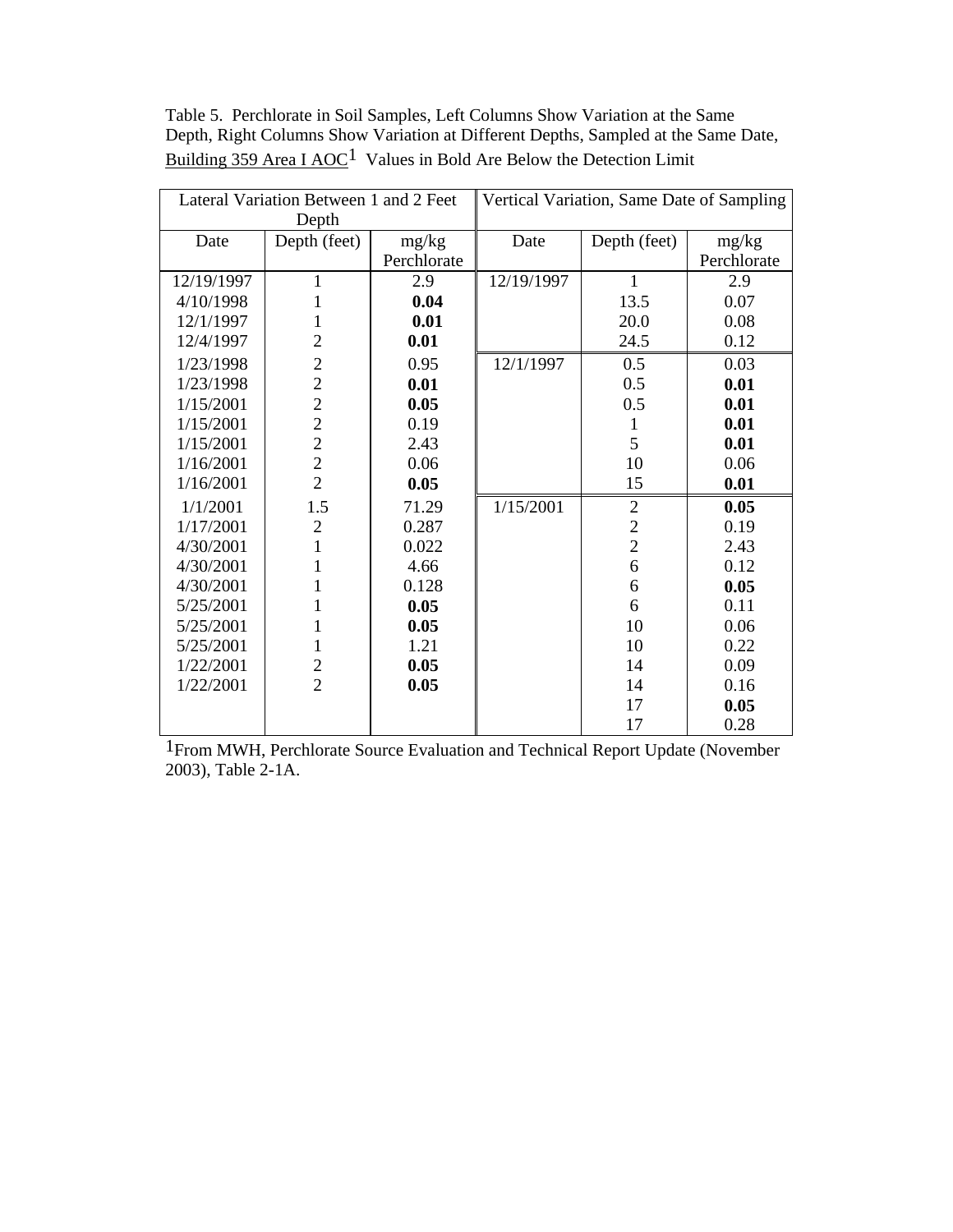Table 5. Perchlorate in Soil Samples, Left Columns Show Variation at the Same Depth, Right Columns Show Variation at Different Depths, Sampled at the Same Date, Building 359 Area I AOC[1] Values in Bold Are Below the Detection Limit

| Lateral Variation Between 1 and 2 Feet Depth | | | Vertical Variation, Same Date of Sampling | | |
|---|---|---|---|---|---|
| Date | Depth (feet) | mg/kg Perchlorate | Date | Depth (feet) | mg/kg Perchlorate |
| 12/19/1997 | 1 | 2.9 | 12/19/1997 | 1 | 2.9 |
| 4/10/1998 | 1 | **0.04** | | 13.5 | 0.07 |
| 12/1/1997 | 1 | **0.01** | | 20.0 | 0.08 |
| 12/4/1997 | 2 | **0.01** | | 24.5 | 0.12 |
| 1/23/1998 | 2 | 0.95 | 12/1/1997 | 0.5 | 0.03 |
| 1/23/1998 | 2 | **0.01** | | 0.5 | **0.01** |
| 1/15/2001 | 2 | **0.05** | | 0.5 | **0.01** |
| 1/15/2001 | 2 | 0.19 | | 1 | **0.01** |
| 1/15/2001 | 2 | 2.43 | | 5 | **0.01** |
| 1/16/2001 | 2 | 0.06 | | 10 | 0.06 |
| 1/16/2001 | 2 | **0.05** | | 15 | **0.01** |
| 1/1/2001 | 1.5 | 71.29 | 1/15/2001 | 2 | **0.05** |
| 1/17/2001 | 2 | 0.287 | | 2 | 0.19 |
| 4/30/2001 | 1 | 0.022 | | 2 | 2.43 |
| 4/30/2001 | 1 | 4.66 | | 6 | 0.12 |
| 4/30/2001 | 1 | 0.128 | | 6 | **0.05** |
| 5/25/2001 | 1 | **0.05** | | 6 | 0.11 |
| 5/25/2001 | 1 | **0.05** | | 10 | 0.06 |
| 5/25/2001 | 1 | 1.21 | | 10 | 0.22 |
| 1/22/2001 | 2 | **0.05** | | 14 | 0.09 |
| 1/22/2001 | 2 | **0.05** | | 14 | 0.16 |
| | | | | 17 | **0.05** |
| | | | | 17 | 0.28 |

[1]From MWH, Perchlorate Source Evaluation and Technical Report Update (November 2003), Table 2-1A.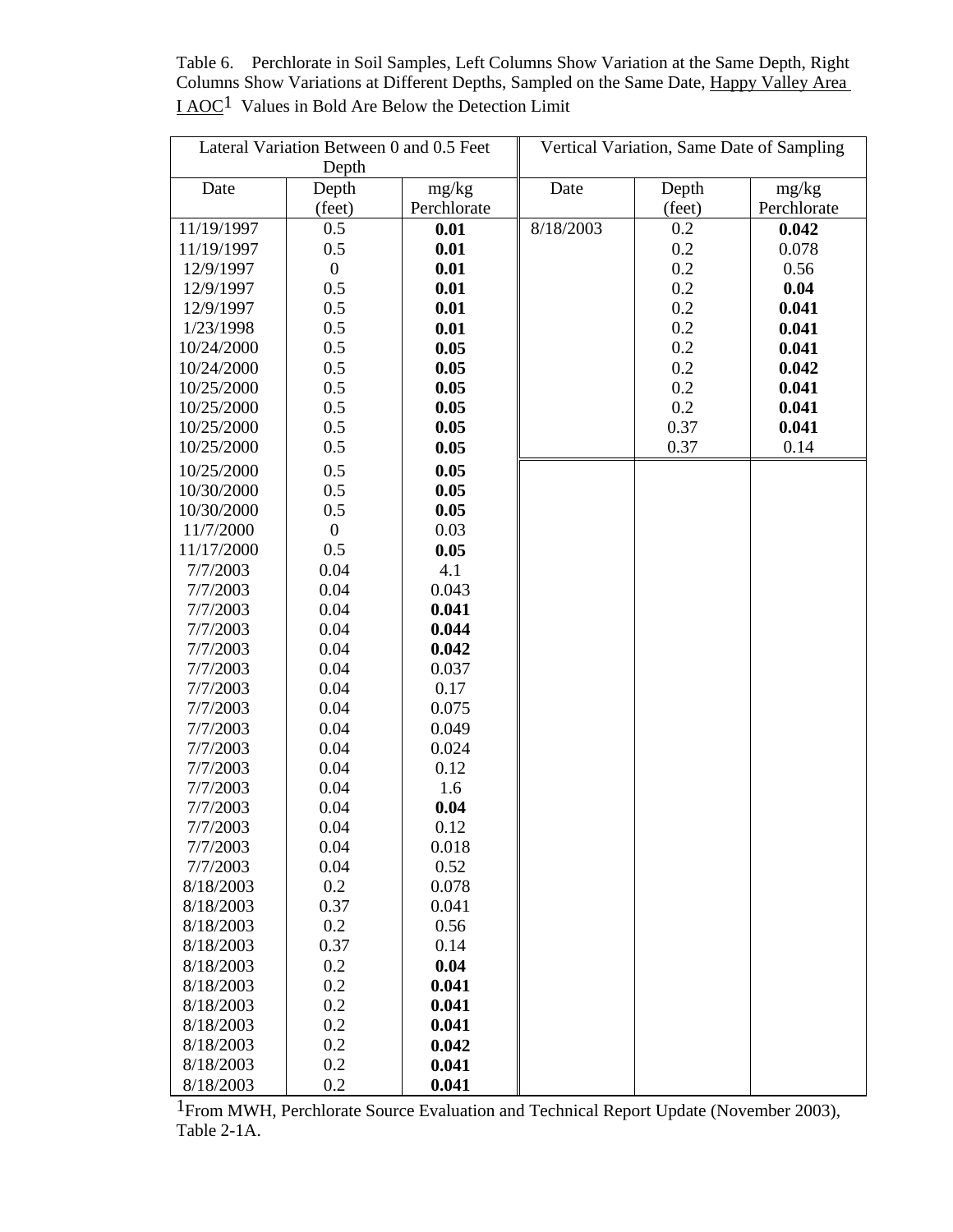Table 6. Perchlorate in Soil Samples, Left Columns Show Variation at the Same Depth, Right Columns Show Variations at Different Depths, Sampled on the Same Date, Happy Valley Area I AOC[1] Values in Bold Are Below the Detection Limit

| Lateral Variation Between 0 and 0.5 Feet Depth | | | Vertical Variation, Same Date of Sampling | | |
|---|---|---|---|---|---|
| Date | Depth (feet) | mg/kg Perchlorate | Date | Depth (feet) | mg/kg Perchlorate |
| 11/19/1997 | 0.5 | **0.01** | 8/18/2003 | 0.2 | **0.042** |
| 11/19/1997 | 0.5 | **0.01** | | 0.2 | 0.078 |
| 12/9/1997 | 0 | **0.01** | | 0.2 | 0.56 |
| 12/9/1997 | 0.5 | **0.01** | | 0.2 | **0.04** |
| 12/9/1997 | 0.5 | **0.01** | | 0.2 | **0.041** |
| 1/23/1998 | 0.5 | **0.01** | | 0.2 | **0.041** |
| 10/24/2000 | 0.5 | **0.05** | | 0.2 | **0.041** |
| 10/24/2000 | 0.5 | **0.05** | | 0.2 | **0.042** |
| 10/25/2000 | 0.5 | **0.05** | | 0.2 | **0.041** |
| 10/25/2000 | 0.5 | **0.05** | | 0.2 | **0.041** |
| 10/25/2000 | 0.5 | **0.05** | | 0.37 | **0.041** |
| 10/25/2000 | 0.5 | **0.05** | | 0.37 | 0.14 |
| 10/25/2000 | 0.5 | **0.05** | | | |
| 10/30/2000 | 0.5 | **0.05** | | | |
| 10/30/2000 | 0.5 | **0.05** | | | |
| 11/7/2000 | 0 | 0.03 | | | |
| 11/17/2000 | 0.5 | **0.05** | | | |
| 7/7/2003 | 0.04 | 4.1 | | | |
| 7/7/2003 | 0.04 | 0.043 | | | |
| 7/7/2003 | 0.04 | **0.041** | | | |
| 7/7/2003 | 0.04 | **0.044** | | | |
| 7/7/2003 | 0.04 | **0.042** | | | |
| 7/7/2003 | 0.04 | 0.037 | | | |
| 7/7/2003 | 0.04 | 0.17 | | | |
| 7/7/2003 | 0.04 | 0.075 | | | |
| 7/7/2003 | 0.04 | 0.049 | | | |
| 7/7/2003 | 0.04 | 0.024 | | | |
| 7/7/2003 | 0.04 | 0.12 | | | |
| 7/7/2003 | 0.04 | 1.6 | | | |
| 7/7/2003 | 0.04 | **0.04** | | | |
| 7/7/2003 | 0.04 | 0.12 | | | |
| 7/7/2003 | 0.04 | 0.018 | | | |
| 7/7/2003 | 0.04 | 0.52 | | | |
| 8/18/2003 | 0.2 | 0.078 | | | |
| 8/18/2003 | 0.37 | 0.041 | | | |
| 8/18/2003 | 0.2 | 0.56 | | | |
| 8/18/2003 | 0.37 | 0.14 | | | |
| 8/18/2003 | 0.2 | **0.04** | | | |
| 8/18/2003 | 0.2 | **0.041** | | | |
| 8/18/2003 | 0.2 | **0.041** | | | |
| 8/18/2003 | 0.2 | **0.041** | | | |
| 8/18/2003 | 0.2 | **0.042** | | | |
| 8/18/2003 | 0.2 | **0.041** | | | |
| 8/18/2003 | 0.2 | **0.041** | | | |

[1]From MWH, Perchlorate Source Evaluation and Technical Report Update (November 2003), Table 2-1A.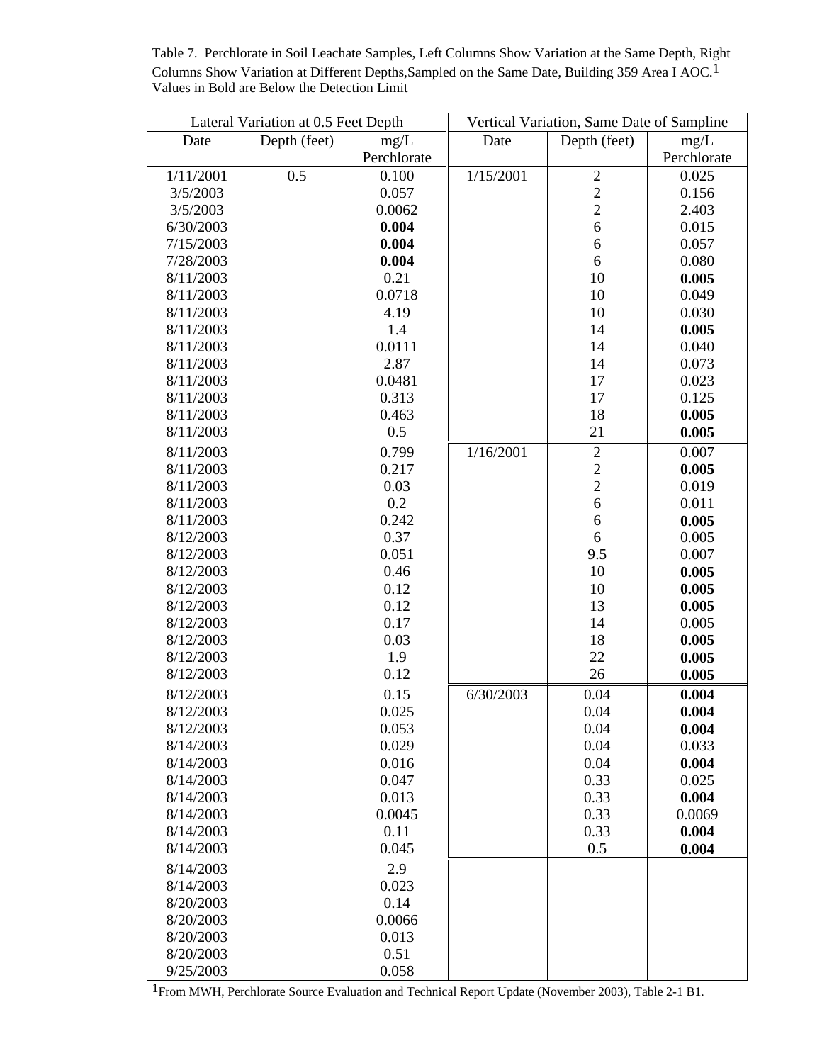Table 7. Perchlorate in Soil Leachate Samples, Left Columns Show Variation at the Same Depth, Right Columns Show Variation at Different Depths,Sampled on the Same Date, Building 359 Area I AOC.[1] Values in Bold are Below the Detection Limit

| Lateral Variation at 0.5 Feet Depth | | | Vertical Variation, Same Date of Sample | | |
|---|---|---|---|---|---|
| Date | Depth (feet) | mg/L Perchlorate | Date | Depth (feet) | mg/L Perchlorate |
| 1/11/2001 | 0.5 | 0.100 | 1/15/2001 | 2 | 0.025 |
| 3/5/2003 | | 0.057 | | 2 | 0.156 |
| 3/5/2003 | | 0.0062 | | 2 | 2.403 |
| 6/30/2003 | | **0.004** | | 6 | 0.015 |
| 7/15/2003 | | **0.004** | | 6 | 0.057 |
| 7/28/2003 | | **0.004** | | 6 | 0.080 |
| 8/11/2003 | | 0.21 | | 10 | **0.005** |
| 8/11/2003 | | 0.0718 | | 10 | 0.049 |
| 8/11/2003 | | 4.19 | | 10 | 0.030 |
| 8/11/2003 | | 1.4 | | 14 | **0.005** |
| 8/11/2003 | | 0.0111 | | 14 | 0.040 |
| 8/11/2003 | | 2.87 | | 14 | 0.073 |
| 8/11/2003 | | 0.0481 | | 17 | 0.023 |
| 8/11/2003 | | 0.313 | | 17 | 0.125 |
| 8/11/2003 | | 0.463 | | 18 | **0.005** |
| 8/11/2003 | | 0.5 | | 21 | **0.005** |
| 8/11/2003 | | 0.799 | 1/16/2001 | 2 | 0.007 |
| 8/11/2003 | | 0.217 | | 2 | **0.005** |
| 8/11/2003 | | 0.03 | | 2 | 0.019 |
| 8/11/2003 | | 0.2 | | 6 | 0.011 |
| 8/11/2003 | | 0.242 | | 6 | **0.005** |
| 8/12/2003 | | 0.37 | | 6 | 0.005 |
| 8/12/2003 | | 0.051 | | 9.5 | 0.007 |
| 8/12/2003 | | 0.46 | | 10 | **0.005** |
| 8/12/2003 | | 0.12 | | 10 | **0.005** |
| 8/12/2003 | | 0.12 | | 13 | **0.005** |
| 8/12/2003 | | 0.17 | | 14 | 0.005 |
| 8/12/2003 | | 0.03 | | 18 | **0.005** |
| 8/12/2003 | | 1.9 | | 22 | **0.005** |
| 8/12/2003 | | 0.12 | | 26 | **0.005** |
| 8/12/2003 | | 0.15 | 6/30/2003 | 0.04 | **0.004** |
| 8/12/2003 | | 0.025 | | 0.04 | **0.004** |
| 8/12/2003 | | 0.053 | | 0.04 | **0.004** |
| 8/14/2003 | | 0.029 | | 0.04 | 0.033 |
| 8/14/2003 | | 0.016 | | 0.04 | **0.004** |
| 8/14/2003 | | 0.047 | | 0.33 | 0.025 |
| 8/14/2003 | | 0.013 | | 0.33 | **0.004** |
| 8/14/2003 | | 0.0045 | | 0.33 | 0.0069 |
| 8/14/2003 | | 0.11 | | 0.33 | **0.004** |
| 8/14/2003 | | 0.045 | | 0.5 | **0.004** |
| 8/14/2003 | | 2.9 | | | |
| 8/14/2003 | | 0.023 | | | |
| 8/20/2003 | | 0.14 | | | |
| 8/20/2003 | | 0.0066 | | | |
| 8/20/2003 | | 0.013 | | | |
| 8/20/2003 | | 0.51 | | | |
| 9/25/2003 | | 0.058 | | | |

[1]From MWH, Perchlorate Source Evaluation and Technical Report Update (November 2003), Table 2-1 B1.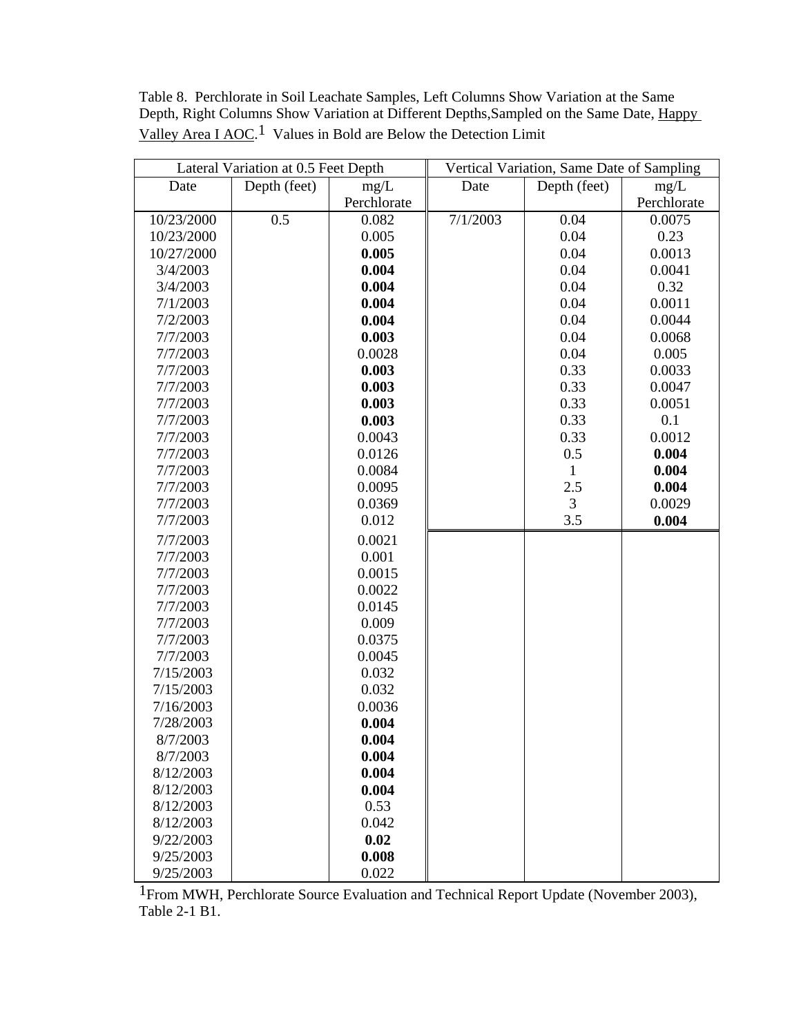Table 8. Perchlorate in Soil Leachate Samples, Left Columns Show Variation at the Same Depth, Right Columns Show Variation at Different Depths,Sampled on the Same Date, Happy Valley Area I AOC.[1] Values in Bold are Below the Detection Limit

| Lateral Variation at 0.5 Feet Depth | | | Vertical Variation, Same Date of Sampling | | |
|---|---|---|---|---|---|
| Date | Depth (feet) | mg/L Perchlorate | Date | Depth (feet) | mg/L Perchlorate |
| 10/23/2000 | 0.5 | 0.082 | 7/1/2003 | 0.04 | 0.0075 |
| 10/23/2000 | | 0.005 | | 0.04 | 0.23 |
| 10/27/2000 | | **0.005** | | 0.04 | 0.0013 |
| 3/4/2003 | | **0.004** | | 0.04 | 0.0041 |
| 3/4/2003 | | **0.004** | | 0.04 | 0.32 |
| 7/1/2003 | | **0.004** | | 0.04 | 0.0011 |
| 7/2/2003 | | **0.004** | | 0.04 | 0.0044 |
| 7/7/2003 | | **0.003** | | 0.04 | 0.0068 |
| 7/7/2003 | | 0.0028 | | 0.04 | 0.005 |
| 7/7/2003 | | **0.003** | | 0.33 | 0.0033 |
| 7/7/2003 | | **0.003** | | 0.33 | 0.0047 |
| 7/7/2003 | | **0.003** | | 0.33 | 0.0051 |
| 7/7/2003 | | **0.003** | | 0.33 | 0.1 |
| 7/7/2003 | | 0.0043 | | 0.33 | 0.0012 |
| 7/7/2003 | | 0.0126 | | 0.5 | **0.004** |
| 7/7/2003 | | 0.0084 | | 1 | **0.004** |
| 7/7/2003 | | 0.0095 | | 2.5 | **0.004** |
| 7/7/2003 | | 0.0369 | | 3 | 0.0029 |
| 7/7/2003 | | 0.012 | | 3.5 | **0.004** |
| 7/7/2003 | | 0.0021 | | | |
| 7/7/2003 | | 0.001 | | | |
| 7/7/2003 | | 0.0015 | | | |
| 7/7/2003 | | 0.0022 | | | |
| 7/7/2003 | | 0.0145 | | | |
| 7/7/2003 | | 0.009 | | | |
| 7/7/2003 | | 0.0375 | | | |
| 7/7/2003 | | 0.0045 | | | |
| 7/15/2003 | | 0.032 | | | |
| 7/15/2003 | | 0.032 | | | |
| 7/16/2003 | | 0.0036 | | | |
| 7/28/2003 | | **0.004** | | | |
| 8/7/2003 | | **0.004** | | | |
| 8/7/2003 | | **0.004** | | | |
| 8/12/2003 | | **0.004** | | | |
| 8/12/2003 | | **0.004** | | | |
| 8/12/2003 | | 0.53 | | | |
| 8/12/2003 | | 0.042 | | | |
| 9/22/2003 | | **0.02** | | | |
| 9/25/2003 | | **0.008** | | | |
| 9/25/2003 | | 0.022 | | | |

[1]From MWH, Perchlorate Source Evaluation and Technical Report Update (November 2003), Table 2-1 B1.